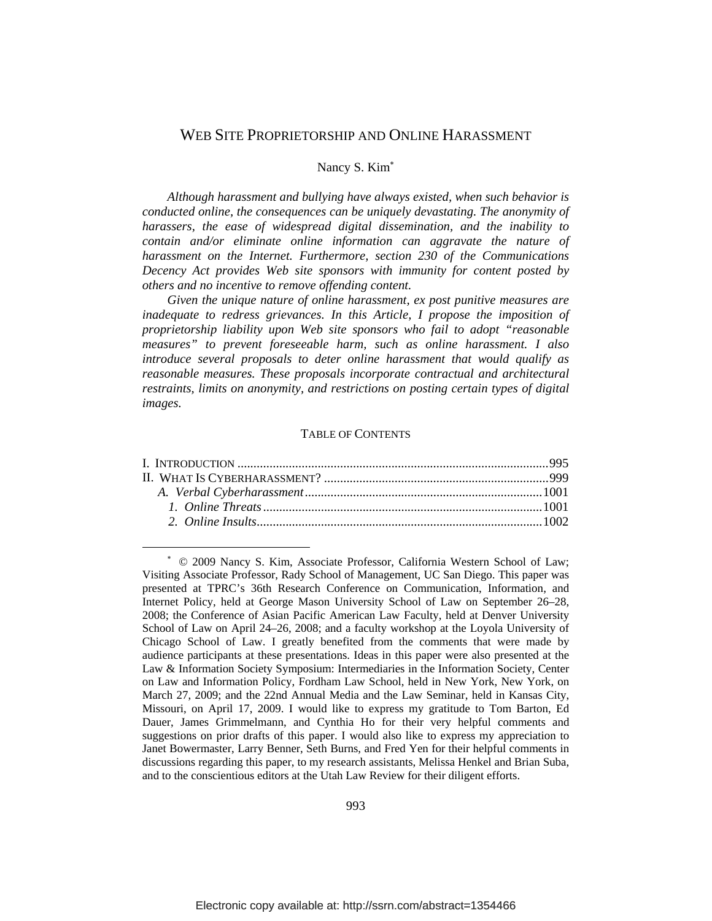# WEB SITE PROPRIETORSHIP AND ONLINE HARASSMENT

Nancy S. Kim[*]

*Although harassment and bullying have always existed, when such behavior is conducted online, the consequences can be uniquely devastating. The anonymity of harassers, the ease of widespread digital dissemination, and the inability to contain and/or eliminate online information can aggravate the nature of harassment on the Internet. Furthermore, section 230 of the Communications Decency Act provides Web site sponsors with immunity for content posted by others and no incentive to remove offending content.*

*Given the unique nature of online harassment, ex post punitive measures are inadequate to redress grievances. In this Article, I propose the imposition of proprietorship liability upon Web site sponsors who fail to adopt "reasonable measures" to prevent foreseeable harm, such as online harassment. I also introduce several proposals to deter online harassment that would qualify as reasonable measures. These proposals incorporate contractual and architectural restraints, limits on anonymity, and restrictions on posting certain types of digital images.*

## TABLE OF CONTENTS

I. INTRODUCTION ............................................................ 995
II. WHAT IS CYBERHARASSMENT? ............................................ 999
  A. *Verbal Cyberharassment* ............................................ 1001
    1. *Online Threats* ................................................... 1001
    2. *Online Insults* ................................................... 1002

---

[*] © 2009 Nancy S. Kim, Associate Professor, California Western School of Law; Visiting Associate Professor, Rady School of Management, UC San Diego. This paper was presented at TPRC's 36th Research Conference on Communication, Information, and Internet Policy, held at George Mason University School of Law on September 26–28, 2008; the Conference of Asian Pacific American Law Faculty, held at Denver University School of Law on April 24–26, 2008; and a faculty workshop at the Loyola University of Chicago School of Law. I greatly benefited from the comments that were made by audience participants at these presentations. Ideas in this paper were also presented at the Law & Information Society Symposium: Intermediaries in the Information Society, Center on Law and Information Policy, Fordham Law School, held in New York, New York, on March 27, 2009; and the 22nd Annual Media and the Law Seminar, held in Kansas City, Missouri, on April 17, 2009. I would like to express my gratitude to Tom Barton, Ed Dauer, James Grimmelmann, and Cynthia Ho for their very helpful comments and suggestions on prior drafts of this paper. I would also like to express my appreciation to Janet Bowermaster, Larry Benner, Seth Burns, and Fred Yen for their helpful comments in discussions regarding this paper, to my research assistants, Melissa Henkel and Brian Suba, and to the conscientious editors at the Utah Law Review for their diligent efforts.

Electronic copy available at: http://ssrn.com/abstract=1354466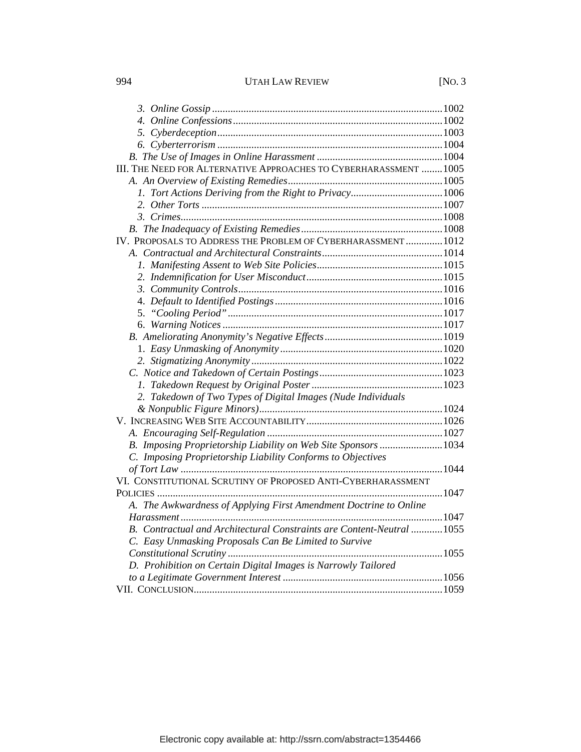3. *Online Gossip* .......................................................................................1002
4. *Online Confessions* ...............................................................................1002
5. *Cyberdeception* .....................................................................................1003
6. *Cyberterrorism* .....................................................................................1004

*B. The Use of Images in Online Harassment* ................................................1004

III. THE NEED FOR ALTERNATIVE APPROACHES TO CYBERHARASSMENT ........1005

*A. An Overview of Existing Remedies* ...........................................................1005
1. *Tort Actions Deriving from the Right to Privacy* ...................................1006
2. *Other Torts* ...........................................................................................1007
3. *Crimes* ...................................................................................................1008

*B. The Inadequacy of Existing Remedies* ......................................................1008

IV. PROPOSALS TO ADDRESS THE PROBLEM OF CYBERHARASSMENT ..............1012

*A. Contractual and Architectural Constraints* ..............................................1014
1. *Manifesting Assent to Web Site Policies* ................................................1015
2. *Indemnification for User Misconduct* ....................................................1015
3. *Community Controls* .............................................................................1016
4. *Default to Identified Postings* ................................................................1016
5. *"Cooling Period"* .................................................................................1017
6. *Warning Notices* ...................................................................................1017

*B. Ameliorating Anonymity's Negative Effects* .............................................1019
1. *Easy Unmasking of Anonymity* .............................................................1020
2. *Stigmatizing Anonymity* ........................................................................1022

*C. Notice and Takedown of Certain Postings* ...............................................1023
1. *Takedown Request by Original Poster* .................................................1023
2. *Takedown of Two Types of Digital Images (Nude Individuals & Nonpublic Figure Minors)* .....................................................................1024

V. INCREASING WEB SITE ACCOUNTABILITY ....................................................1026

*A. Encouraging Self-Regulation* ...................................................................1027

*B. Imposing Proprietorship Liability on Web Site Sponsors* ........................1034

*C. Imposing Proprietorship Liability Conforms to Objectives of Tort Law* ...................................................................................................1044

VI. CONSTITUTIONAL SCRUTINY OF PROPOSED ANTI-CYBERHARASSMENT POLICIES ............................................................................................................1047

*A. The Awkwardness of Applying First Amendment Doctrine to Online Harassment* ...................................................................................................1047

*B. Contractual and Architectural Constraints are Content-Neutral* ............1055

*C. Easy Unmasking Proposals Can Be Limited to Survive Constitutional Scrutiny* .................................................................................1055

*D. Prohibition on Certain Digital Images is Narrowly Tailored to a Legitimate Government Interest* ............................................................1056

VII. CONCLUSION ..............................................................................................1059

Electronic copy available at: http://ssrn.com/abstract=1354466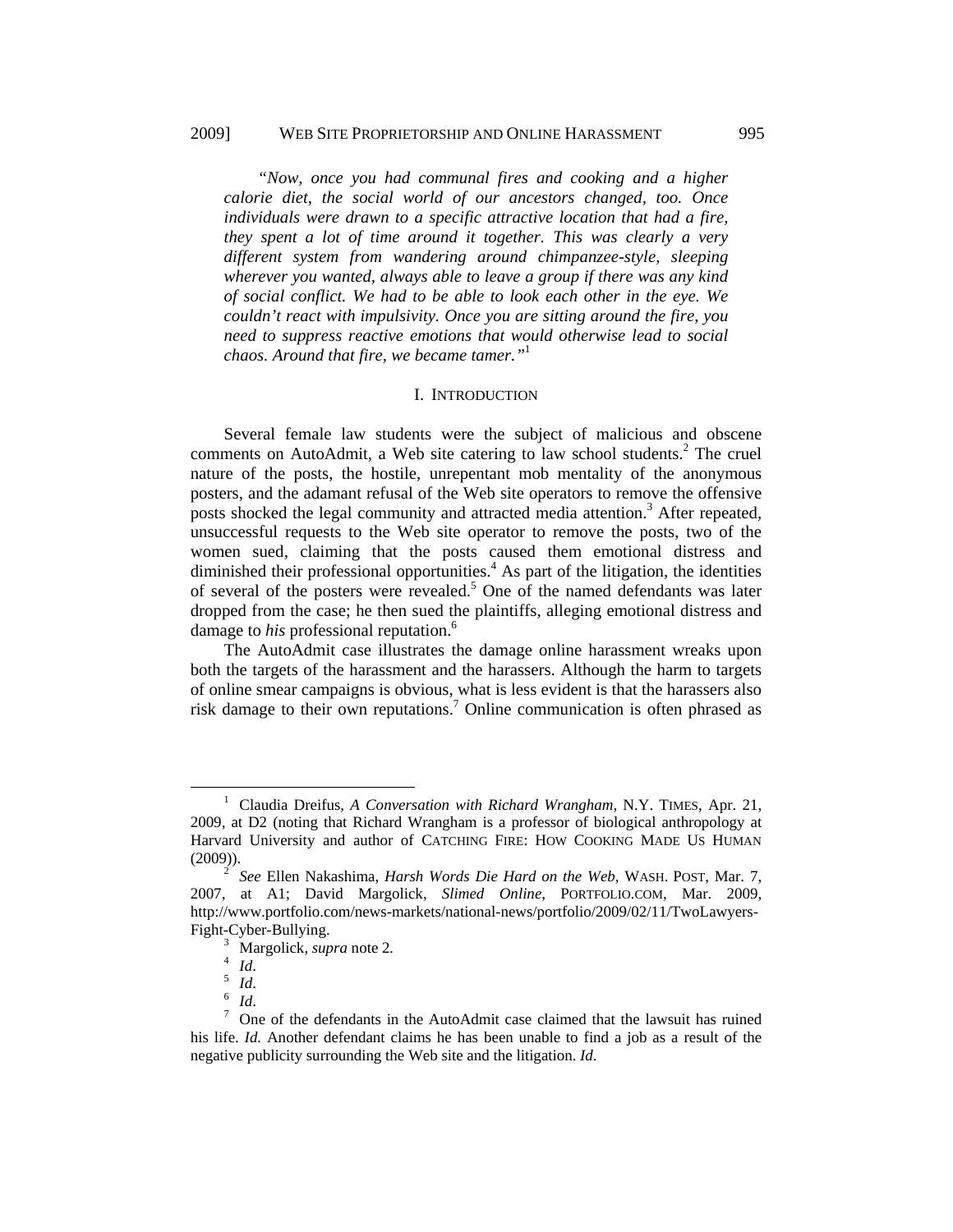*"Now, once you had communal fires and cooking and a higher calorie diet, the social world of our ancestors changed, too. Once individuals were drawn to a specific attractive location that had a fire, they spent a lot of time around it together. This was clearly a very different system from wandering around chimpanzee-style, sleeping wherever you wanted, always able to leave a group if there was any kind of social conflict. We had to be able to look each other in the eye. We couldn't react with impulsivity. Once you are sitting around the fire, you need to suppress reactive emotions that would otherwise lead to social chaos. Around that fire, we became tamer."*[1]

## I. INTRODUCTION

Several female law students were the subject of malicious and obscene comments on AutoAdmit, a Web site catering to law school students.[2] The cruel nature of the posts, the hostile, unrepentant mob mentality of the anonymous posters, and the adamant refusal of the Web site operators to remove the offensive posts shocked the legal community and attracted media attention.[3] After repeated, unsuccessful requests to the Web site operator to remove the posts, two of the women sued, claiming that the posts caused them emotional distress and diminished their professional opportunities.[4] As part of the litigation, the identities of several of the posters were revealed.[5] One of the named defendants was later dropped from the case; he then sued the plaintiffs, alleging emotional distress and damage to *his* professional reputation.[6]

The AutoAdmit case illustrates the damage online harassment wreaks upon both the targets of the harassment and the harassers. Although the harm to targets of online smear campaigns is obvious, what is less evident is that the harassers also risk damage to their own reputations.[7] Online communication is often phrased as

---

[1] Claudia Dreifus, *A Conversation with Richard Wrangham*, N.Y. TIMES, Apr. 21, 2009, at D2 (noting that Richard Wrangham is a professor of biological anthropology at Harvard University and author of CATCHING FIRE: HOW COOKING MADE US HUMAN (2009)).

[2] *See* Ellen Nakashima, *Harsh Words Die Hard on the Web*, WASH. POST, Mar. 7, 2007, at A1; David Margolick, *Slimed Online*, PORTFOLIO.COM, Mar. 2009, http://www.portfolio.com/news-markets/national-news/portfolio/2009/02/11/TwoLawyers-Fight-Cyber-Bullying.

[3] Margolick, *supra* note 2.

[4] *Id*.

[5] *Id*.

[6] *Id*.

[7] One of the defendants in the AutoAdmit case claimed that the lawsuit has ruined his life. *Id.* Another defendant claims he has been unable to find a job as a result of the negative publicity surrounding the Web site and the litigation. *Id.*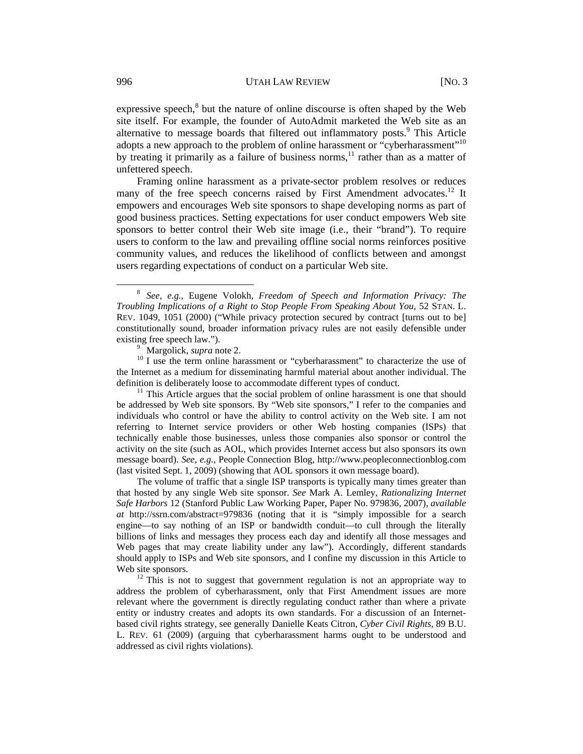expressive speech,[8] but the nature of online discourse is often shaped by the Web site itself. For example, the founder of AutoAdmit marketed the Web site as an alternative to message boards that filtered out inflammatory posts.[9] This Article adopts a new approach to the problem of online harassment or "cyberharassment"[10] by treating it primarily as a failure of business norms,[11] rather than as a matter of unfettered speech.

Framing online harassment as a private-sector problem resolves or reduces many of the free speech concerns raised by First Amendment advocates.[12] It empowers and encourages Web site sponsors to shape developing norms as part of good business practices. Setting expectations for user conduct empowers Web site sponsors to better control their Web site image (i.e., their "brand"). To require users to conform to the law and prevailing offline social norms reinforces positive community values, and reduces the likelihood of conflicts between and amongst users regarding expectations of conduct on a particular Web site.

---

[8] *See, e.g.*, Eugene Volokh, *Freedom of Speech and Information Privacy: The Troubling Implications of a Right to Stop People From Speaking About You*, 52 STAN. L. REV. 1049, 1051 (2000) ("While privacy protection secured by contract [turns out to be] constitutionally sound, broader information privacy rules are not easily defensible under existing free speech law.").

[9] Margolick, *supra* note 2.

[10] I use the term online harassment or "cyberharassment" to characterize the use of the Internet as a medium for disseminating harmful material about another individual. The definition is deliberately loose to accommodate different types of conduct.

[11] This Article argues that the social problem of online harassment is one that should be addressed by Web site sponsors. By "Web site sponsors," I refer to the companies and individuals who control or have the ability to control activity on the Web site. I am not referring to Internet service providers or other Web hosting companies (ISPs) that technically enable those businesses, unless those companies also sponsor or control the activity on the site (such as AOL, which provides Internet access but also sponsors its own message board). *See, e.g.*, People Connection Blog, http://www.peopleconnectionblog.com (last visited Sept. 1, 2009) (showing that AOL sponsors it own message board).

The volume of traffic that a single ISP transports is typically many times greater than that hosted by any single Web site sponsor. *See* Mark A. Lemley, *Rationalizing Internet Safe Harbors* 12 (Stanford Public Law Working Paper, Paper No. 979836, 2007), *available at* http://ssrn.com/abstract=979836 (noting that it is "simply impossible for a search engine—to say nothing of an ISP or bandwidth conduit—to cull through the literally billions of links and messages they process each day and identify all those messages and Web pages that may create liability under any law"). Accordingly, different standards should apply to ISPs and Web site sponsors, and I confine my discussion in this Article to Web site sponsors.

[12] This is not to suggest that government regulation is not an appropriate way to address the problem of cyberharassment, only that First Amendment issues are more relevant where the government is directly regulating conduct rather than where a private entity or industry creates and adopts its own standards. For a discussion of an Internet-based civil rights strategy, see generally Danielle Keats Citron, *Cyber Civil Rights*, 89 B.U. L. REV. 61 (2009) (arguing that cyberharassment harms ought to be understood and addressed as civil rights violations).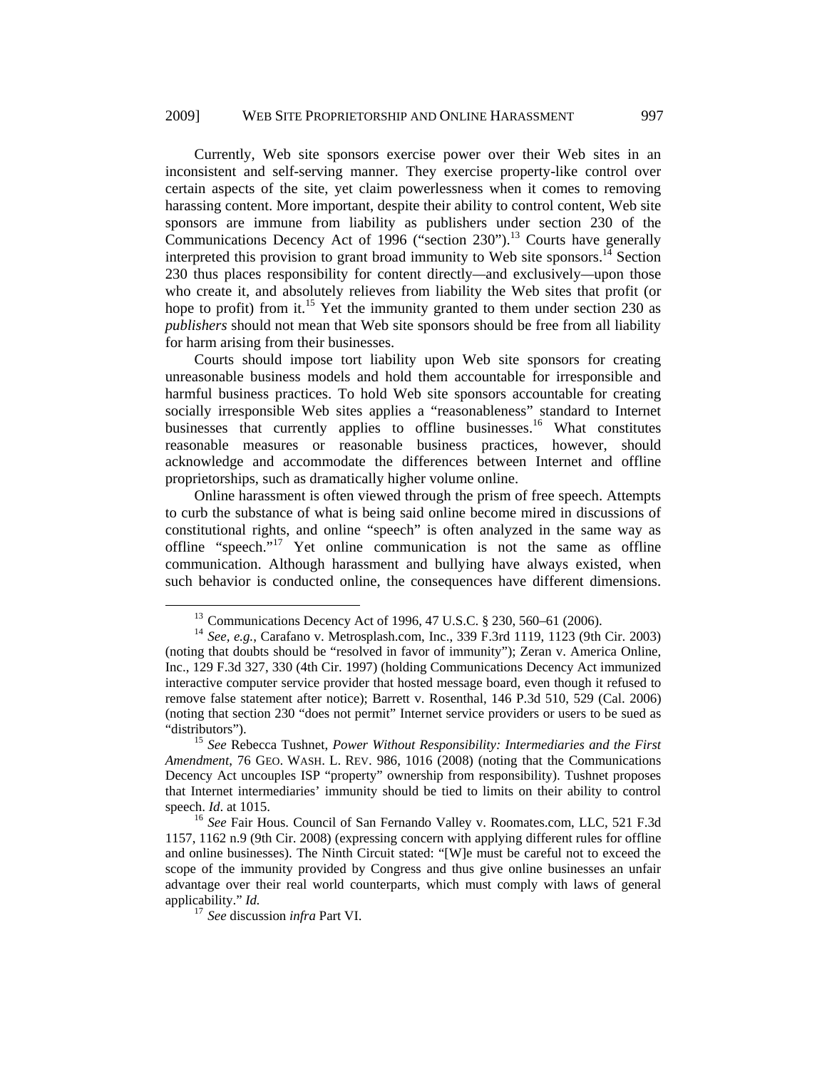Currently, Web site sponsors exercise power over their Web sites in an inconsistent and self-serving manner. They exercise property-like control over certain aspects of the site, yet claim powerlessness when it comes to removing harassing content. More important, despite their ability to control content, Web site sponsors are immune from liability as publishers under section 230 of the Communications Decency Act of 1996 ("section 230").[13] Courts have generally interpreted this provision to grant broad immunity to Web site sponsors.[14] Section 230 thus places responsibility for content directly—and exclusively—upon those who create it, and absolutely relieves from liability the Web sites that profit (or hope to profit) from it.[15] Yet the immunity granted to them under section 230 as *publishers* should not mean that Web site sponsors should be free from all liability for harm arising from their businesses.

Courts should impose tort liability upon Web site sponsors for creating unreasonable business models and hold them accountable for irresponsible and harmful business practices. To hold Web site sponsors accountable for creating socially irresponsible Web sites applies a "reasonableness" standard to Internet businesses that currently applies to offline businesses.[16] What constitutes reasonable measures or reasonable business practices, however, should acknowledge and accommodate the differences between Internet and offline proprietorships, such as dramatically higher volume online.

Online harassment is often viewed through the prism of free speech. Attempts to curb the substance of what is being said online become mired in discussions of constitutional rights, and online "speech" is often analyzed in the same way as offline "speech."[17] Yet online communication is not the same as offline communication. Although harassment and bullying have always existed, when such behavior is conducted online, the consequences have different dimensions.

---

[13] Communications Decency Act of 1996, 47 U.S.C. § 230, 560–61 (2006).

[14] *See, e.g.*, Carafano v. Metrosplash.com, Inc., 339 F.3rd 1119, 1123 (9th Cir. 2003) (noting that doubts should be "resolved in favor of immunity"); Zeran v. America Online, Inc., 129 F.3d 327, 330 (4th Cir. 1997) (holding Communications Decency Act immunized interactive computer service provider that hosted message board, even though it refused to remove false statement after notice); Barrett v. Rosenthal, 146 P.3d 510, 529 (Cal. 2006) (noting that section 230 "does not permit" Internet service providers or users to be sued as "distributors").

[15] *See* Rebecca Tushnet, *Power Without Responsibility: Intermediaries and the First Amendment*, 76 GEO. WASH. L. REV. 986, 1016 (2008) (noting that the Communications Decency Act uncouples ISP "property" ownership from responsibility). Tushnet proposes that Internet intermediaries' immunity should be tied to limits on their ability to control speech. *Id*. at 1015.

[16] *See* Fair Hous. Council of San Fernando Valley v. Roomates.com, LLC, 521 F.3d 1157, 1162 n.9 (9th Cir. 2008) (expressing concern with applying different rules for offline and online businesses). The Ninth Circuit stated: "[W]e must be careful not to exceed the scope of the immunity provided by Congress and thus give online businesses an unfair advantage over their real world counterparts, which must comply with laws of general applicability." *Id.*

[17] *See* discussion *infra* Part VI.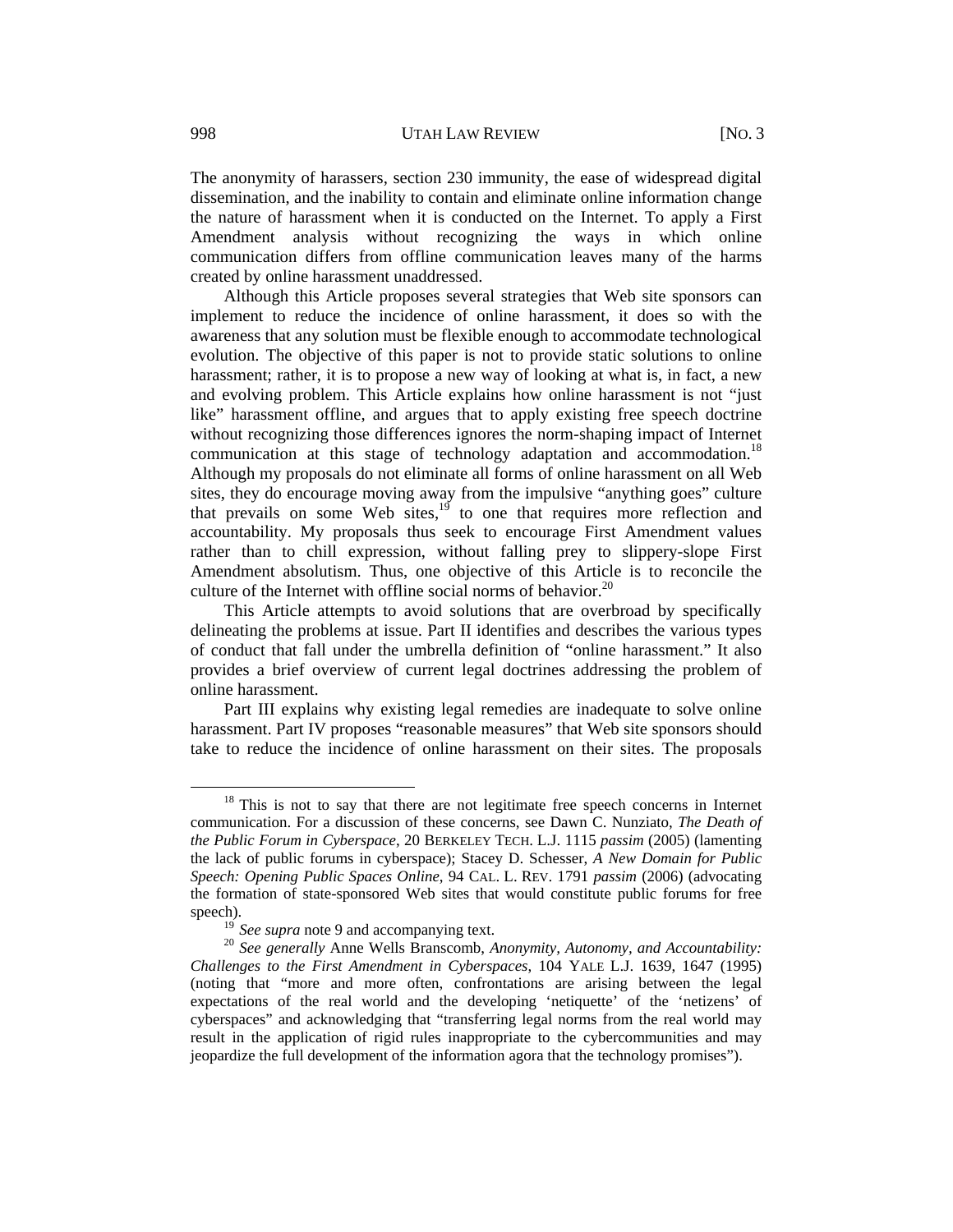The anonymity of harassers, section 230 immunity, the ease of widespread digital dissemination, and the inability to contain and eliminate online information change the nature of harassment when it is conducted on the Internet. To apply a First Amendment analysis without recognizing the ways in which online communication differs from offline communication leaves many of the harms created by online harassment unaddressed.

Although this Article proposes several strategies that Web site sponsors can implement to reduce the incidence of online harassment, it does so with the awareness that any solution must be flexible enough to accommodate technological evolution. The objective of this paper is not to provide static solutions to online harassment; rather, it is to propose a new way of looking at what is, in fact, a new and evolving problem. This Article explains how online harassment is not "just like" harassment offline, and argues that to apply existing free speech doctrine without recognizing those differences ignores the norm-shaping impact of Internet communication at this stage of technology adaptation and accommodation.[18] Although my proposals do not eliminate all forms of online harassment on all Web sites, they do encourage moving away from the impulsive "anything goes" culture that prevails on some Web sites,[19] to one that requires more reflection and accountability. My proposals thus seek to encourage First Amendment values rather than to chill expression, without falling prey to slippery-slope First Amendment absolutism. Thus, one objective of this Article is to reconcile the culture of the Internet with offline social norms of behavior.[20]

This Article attempts to avoid solutions that are overbroad by specifically delineating the problems at issue. Part II identifies and describes the various types of conduct that fall under the umbrella definition of "online harassment." It also provides a brief overview of current legal doctrines addressing the problem of online harassment.

Part III explains why existing legal remedies are inadequate to solve online harassment. Part IV proposes "reasonable measures" that Web site sponsors should take to reduce the incidence of online harassment on their sites. The proposals

---

[18] This is not to say that there are not legitimate free speech concerns in Internet communication. For a discussion of these concerns, see Dawn C. Nunziato, *The Death of the Public Forum in Cyberspace*, 20 BERKELEY TECH. L.J. 1115 *passim* (2005) (lamenting the lack of public forums in cyberspace); Stacey D. Schesser, *A New Domain for Public Speech: Opening Public Spaces Online*, 94 CAL. L. REV. 1791 *passim* (2006) (advocating the formation of state-sponsored Web sites that would constitute public forums for free speech).

[19] *See supra* note 9 and accompanying text.

[20] *See generally* Anne Wells Branscomb, *Anonymity, Autonomy, and Accountability: Challenges to the First Amendment in Cyberspaces*, 104 YALE L.J. 1639, 1647 (1995) (noting that "more and more often, confrontations are arising between the legal expectations of the real world and the developing 'netiquette' of the 'netizens' of cyberspaces" and acknowledging that "transferring legal norms from the real world may result in the application of rigid rules inappropriate to the cybercommunities and may jeopardize the full development of the information agora that the technology promises").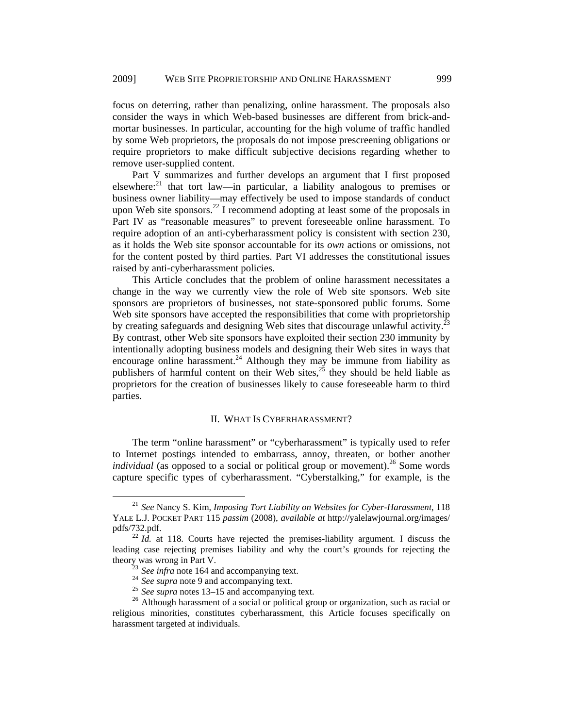focus on deterring, rather than penalizing, online harassment. The proposals also consider the ways in which Web-based businesses are different from brick-and-mortar businesses. In particular, accounting for the high volume of traffic handled by some Web proprietors, the proposals do not impose prescreening obligations or require proprietors to make difficult subjective decisions regarding whether to remove user-supplied content.

Part V summarizes and further develops an argument that I first proposed elsewhere:[21] that tort law—in particular, a liability analogous to premises or business owner liability—may effectively be used to impose standards of conduct upon Web site sponsors.[22] I recommend adopting at least some of the proposals in Part IV as "reasonable measures" to prevent foreseeable online harassment. To require adoption of an anti-cyberharassment policy is consistent with section 230, as it holds the Web site sponsor accountable for its *own* actions or omissions, not for the content posted by third parties. Part VI addresses the constitutional issues raised by anti-cyberharassment policies.

This Article concludes that the problem of online harassment necessitates a change in the way we currently view the role of Web site sponsors. Web site sponsors are proprietors of businesses, not state-sponsored public forums. Some Web site sponsors have accepted the responsibilities that come with proprietorship by creating safeguards and designing Web sites that discourage unlawful activity.[23] By contrast, other Web site sponsors have exploited their section 230 immunity by intentionally adopting business models and designing their Web sites in ways that encourage online harassment.[24] Although they may be immune from liability as publishers of harmful content on their Web sites,[25] they should be held liable as proprietors for the creation of businesses likely to cause foreseeable harm to third parties.

## II. What Is Cyberharassment?

The term "online harassment" or "cyberharassment" is typically used to refer to Internet postings intended to embarrass, annoy, threaten, or bother another *individual* (as opposed to a social or political group or movement).[26] Some words capture specific types of cyberharassment. "Cyberstalking," for example, is the

---

[21] *See* Nancy S. Kim, *Imposing Tort Liability on Websites for Cyber-Harassment*, 118 Yale L.J. Pocket Part 115 *passim* (2008), *available at* http://yalelawjournal.org/images/pdfs/732.pdf.

[22] *Id.* at 118. Courts have rejected the premises-liability argument. I discuss the leading case rejecting premises liability and why the court's grounds for rejecting the theory was wrong in Part V.

[23] *See infra* note 164 and accompanying text.

[24] *See supra* note 9 and accompanying text.

[25] *See supra* notes 13–15 and accompanying text.

[26] Although harassment of a social or political group or organization, such as racial or religious minorities, constitutes cyberharassment, this Article focuses specifically on harassment targeted at individuals.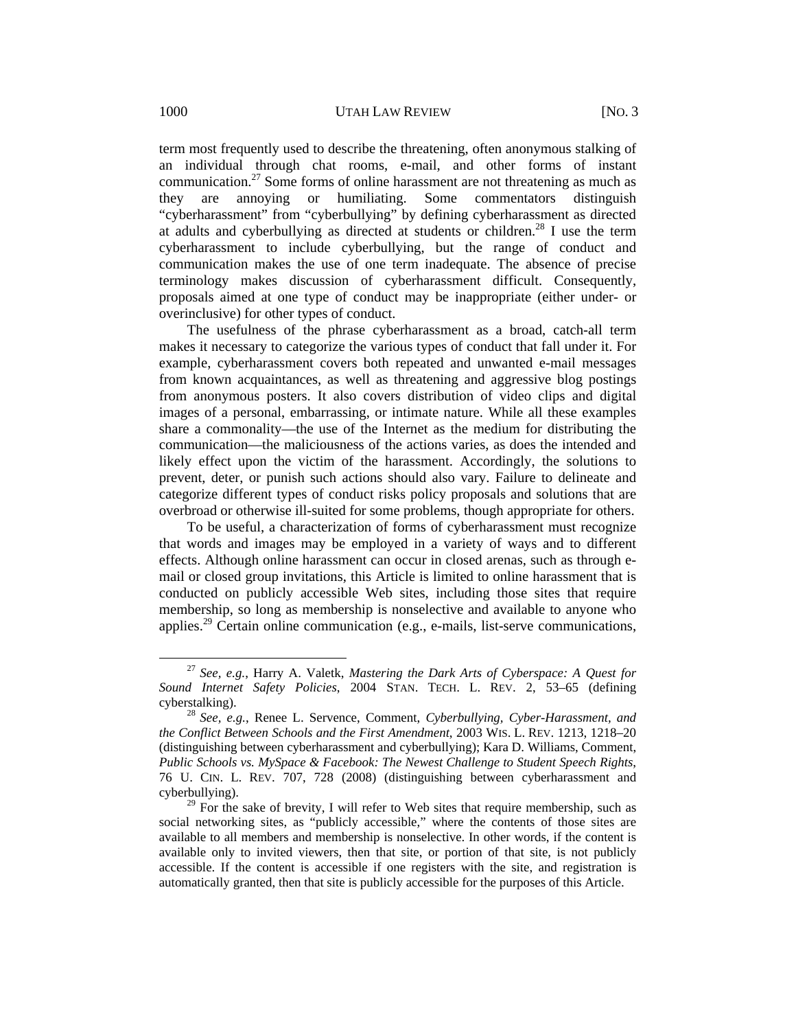term most frequently used to describe the threatening, often anonymous stalking of an individual through chat rooms, e-mail, and other forms of instant communication.[27] Some forms of online harassment are not threatening as much as they are annoying or humiliating. Some commentators distinguish "cyberharassment" from "cyberbullying" by defining cyberharassment as directed at adults and cyberbullying as directed at students or children.[28] I use the term cyberharassment to include cyberbullying, but the range of conduct and communication makes the use of one term inadequate. The absence of precise terminology makes discussion of cyberharassment difficult. Consequently, proposals aimed at one type of conduct may be inappropriate (either under- or overinclusive) for other types of conduct.

The usefulness of the phrase cyberharassment as a broad, catch-all term makes it necessary to categorize the various types of conduct that fall under it. For example, cyberharassment covers both repeated and unwanted e-mail messages from known acquaintances, as well as threatening and aggressive blog postings from anonymous posters. It also covers distribution of video clips and digital images of a personal, embarrassing, or intimate nature. While all these examples share a commonality—the use of the Internet as the medium for distributing the communication—the maliciousness of the actions varies, as does the intended and likely effect upon the victim of the harassment. Accordingly, the solutions to prevent, deter, or punish such actions should also vary. Failure to delineate and categorize different types of conduct risks policy proposals and solutions that are overbroad or otherwise ill-suited for some problems, though appropriate for others.

To be useful, a characterization of forms of cyberharassment must recognize that words and images may be employed in a variety of ways and to different effects. Although online harassment can occur in closed arenas, such as through e-mail or closed group invitations, this Article is limited to online harassment that is conducted on publicly accessible Web sites, including those sites that require membership, so long as membership is nonselective and available to anyone who applies.[29] Certain online communication (e.g., e-mails, list-serve communications,

---

[27] *See, e.g.*, Harry A. Valetk, *Mastering the Dark Arts of Cyberspace: A Quest for Sound Internet Safety Policies*, 2004 STAN. TECH. L. REV. 2, 53–65 (defining cyberstalking).

[28] *See, e.g.*, Renee L. Servence, Comment, *Cyberbullying, Cyber-Harassment, and the Conflict Between Schools and the First Amendment*, 2003 WIS. L. REV. 1213, 1218–20 (distinguishing between cyberharassment and cyberbullying); Kara D. Williams, Comment, *Public Schools vs. MySpace & Facebook: The Newest Challenge to Student Speech Rights*, 76 U. CIN. L. REV. 707, 728 (2008) (distinguishing between cyberharassment and cyberbullying).

[29] For the sake of brevity, I will refer to Web sites that require membership, such as social networking sites, as "publicly accessible," where the contents of those sites are available to all members and membership is nonselective. In other words, if the content is available only to invited viewers, then that site, or portion of that site, is not publicly accessible. If the content is accessible if one registers with the site, and registration is automatically granted, then that site is publicly accessible for the purposes of this Article.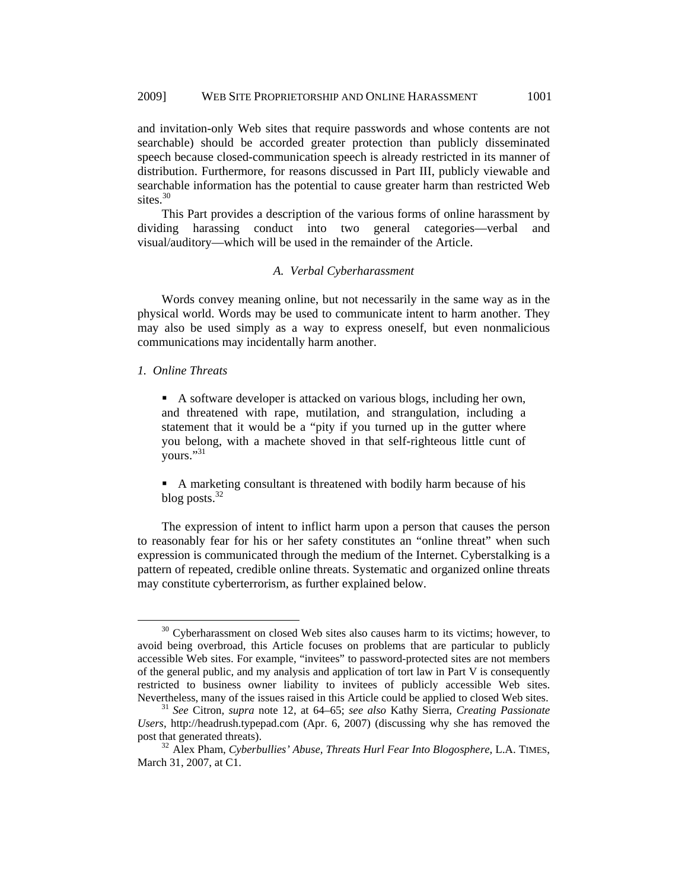and invitation-only Web sites that require passwords and whose contents are not searchable) should be accorded greater protection than publicly disseminated speech because closed-communication speech is already restricted in its manner of distribution. Furthermore, for reasons discussed in Part III, publicly viewable and searchable information has the potential to cause greater harm than restricted Web sites.[30]

This Part provides a description of the various forms of online harassment by dividing harassing conduct into two general categories—verbal and visual/auditory—which will be used in the remainder of the Article.

### *A. Verbal Cyberharassment*

Words convey meaning online, but not necessarily in the same way as in the physical world. Words may be used to communicate intent to harm another. They may also be used simply as a way to express oneself, but even nonmalicious communications may incidentally harm another.

#### *1. Online Threats*

- A software developer is attacked on various blogs, including her own, and threatened with rape, mutilation, and strangulation, including a statement that it would be a "pity if you turned up in the gutter where you belong, with a machete shoved in that self-righteous little cunt of yours."[31]

- A marketing consultant is threatened with bodily harm because of his blog posts.[32]

The expression of intent to inflict harm upon a person that causes the person to reasonably fear for his or her safety constitutes an "online threat" when such expression is communicated through the medium of the Internet. Cyberstalking is a pattern of repeated, credible online threats. Systematic and organized online threats may constitute cyberterrorism, as further explained below.

---

[30] Cyberharassment on closed Web sites also causes harm to its victims; however, to avoid being overbroad, this Article focuses on problems that are particular to publicly accessible Web sites. For example, "invitees" to password-protected sites are not members of the general public, and my analysis and application of tort law in Part V is consequently restricted to business owner liability to invitees of publicly accessible Web sites. Nevertheless, many of the issues raised in this Article could be applied to closed Web sites.

[31] *See* Citron, *supra* note 12, at 64–65; *see also* Kathy Sierra, *Creating Passionate Users*, http://headrush.typepad.com (Apr. 6, 2007) (discussing why she has removed the post that generated threats).

[32] Alex Pham, *Cyberbullies' Abuse, Threats Hurl Fear Into Blogosphere*, L.A. TIMES, March 31, 2007, at C1.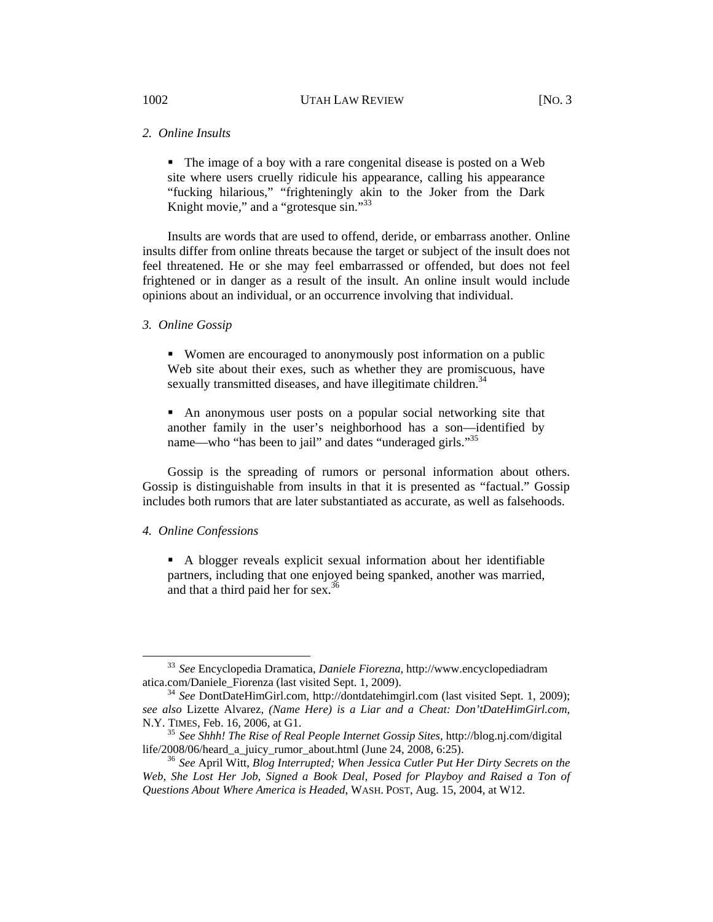### 2. *Online Insults*

- The image of a boy with a rare congenital disease is posted on a Web site where users cruelly ridicule his appearance, calling his appearance "fucking hilarious," "frighteningly akin to the Joker from the Dark Knight movie," and a "grotesque sin."[33]

Insults are words that are used to offend, deride, or embarrass another. Online insults differ from online threats because the target or subject of the insult does not feel threatened. He or she may feel embarrassed or offended, but does not feel frightened or in danger as a result of the insult. An online insult would include opinions about an individual, or an occurrence involving that individual.

### 3. *Online Gossip*

- Women are encouraged to anonymously post information on a public Web site about their exes, such as whether they are promiscuous, have sexually transmitted diseases, and have illegitimate children.[34]

- An anonymous user posts on a popular social networking site that another family in the user's neighborhood has a son—identified by name—who "has been to jail" and dates "underaged girls."[35]

Gossip is the spreading of rumors or personal information about others. Gossip is distinguishable from insults in that it is presented as "factual." Gossip includes both rumors that are later substantiated as accurate, as well as falsehoods.

### 4. *Online Confessions*

- A blogger reveals explicit sexual information about her identifiable partners, including that one enjoyed being spanked, another was married, and that a third paid her for sex.[36]

---

[33] *See* Encyclopedia Dramatica, *Daniele Fiorezna*, http://www.encyclopediadramatica.com/Daniele_Fiorenza (last visited Sept. 1, 2009).

[34] *See* DontDateHimGirl.com, http://dontdatehimgirl.com (last visited Sept. 1, 2009); *see also* Lizette Alvarez, *(Name Here) is a Liar and a Cheat: Don'tDateHimGirl.com*, N.Y. TIMES, Feb. 16, 2006, at G1.

[35] *See Shhh! The Rise of Real People Internet Gossip Sites*, http://blog.nj.com/digitallife/2008/06/heard_a_juicy_rumor_about.html (June 24, 2008, 6:25).

[36] *See* April Witt, *Blog Interrupted; When Jessica Cutler Put Her Dirty Secrets on the Web, She Lost Her Job, Signed a Book Deal, Posed for Playboy and Raised a Ton of Questions About Where America is Headed*, WASH. POST, Aug. 15, 2004, at W12.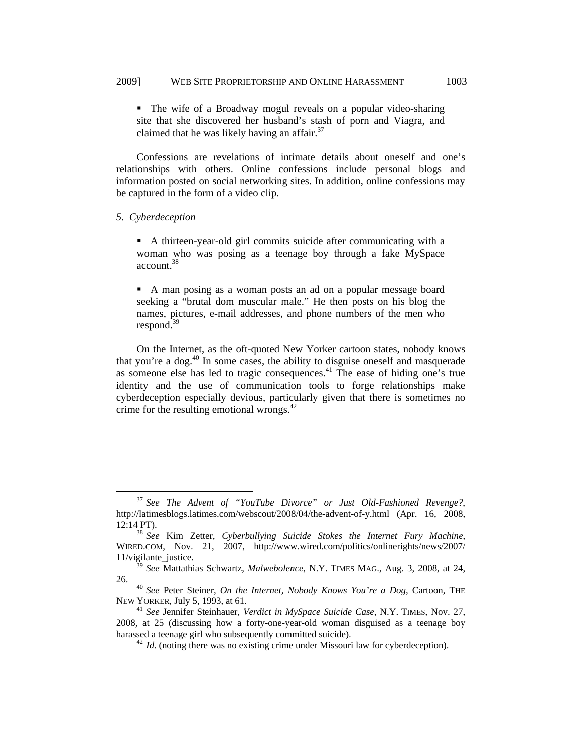- The wife of a Broadway mogul reveals on a popular video-sharing site that she discovered her husband's stash of porn and Viagra, and claimed that he was likely having an affair.[37]

Confessions are revelations of intimate details about oneself and one's relationships with others. Online confessions include personal blogs and information posted on social networking sites. In addition, online confessions may be captured in the form of a video clip.

*5. Cyberdeception*

- A thirteen-year-old girl commits suicide after communicating with a woman who was posing as a teenage boy through a fake MySpace account.[38]

- A man posing as a woman posts an ad on a popular message board seeking a "brutal dom muscular male." He then posts on his blog the names, pictures, e-mail addresses, and phone numbers of the men who respond.[39]

On the Internet, as the oft-quoted New Yorker cartoon states, nobody knows that you're a dog.[40] In some cases, the ability to disguise oneself and masquerade as someone else has led to tragic consequences.[41] The ease of hiding one's true identity and the use of communication tools to forge relationships make cyberdeception especially devious, particularly given that there is sometimes no crime for the resulting emotional wrongs.[42]

---

[37] *See The Advent of "YouTube Divorce" or Just Old-Fashioned Revenge?*, http://latimesblogs.latimes.com/webscout/2008/04/the-advent-of-y.html (Apr. 16, 2008, 12:14 PT).

[38] *See* Kim Zetter, *Cyberbullying Suicide Stokes the Internet Fury Machine*, WIRED.COM, Nov. 21, 2007, http://www.wired.com/politics/onlinerights/news/2007/11/vigilante_justice.

[39] *See* Mattathias Schwartz, *Malwebolence*, N.Y. TIMES MAG., Aug. 3, 2008, at 24, 26.

[40] *See* Peter Steiner, *On the Internet, Nobody Knows You're a Dog*, Cartoon, THE NEW YORKER, July 5, 1993, at 61.

[41] *See* Jennifer Steinhauer, *Verdict in MySpace Suicide Case*, N.Y. TIMES, Nov. 27, 2008, at 25 (discussing how a forty-one-year-old woman disguised as a teenage boy harassed a teenage girl who subsequently committed suicide).

[42] *Id*. (noting there was no existing crime under Missouri law for cyberdeception).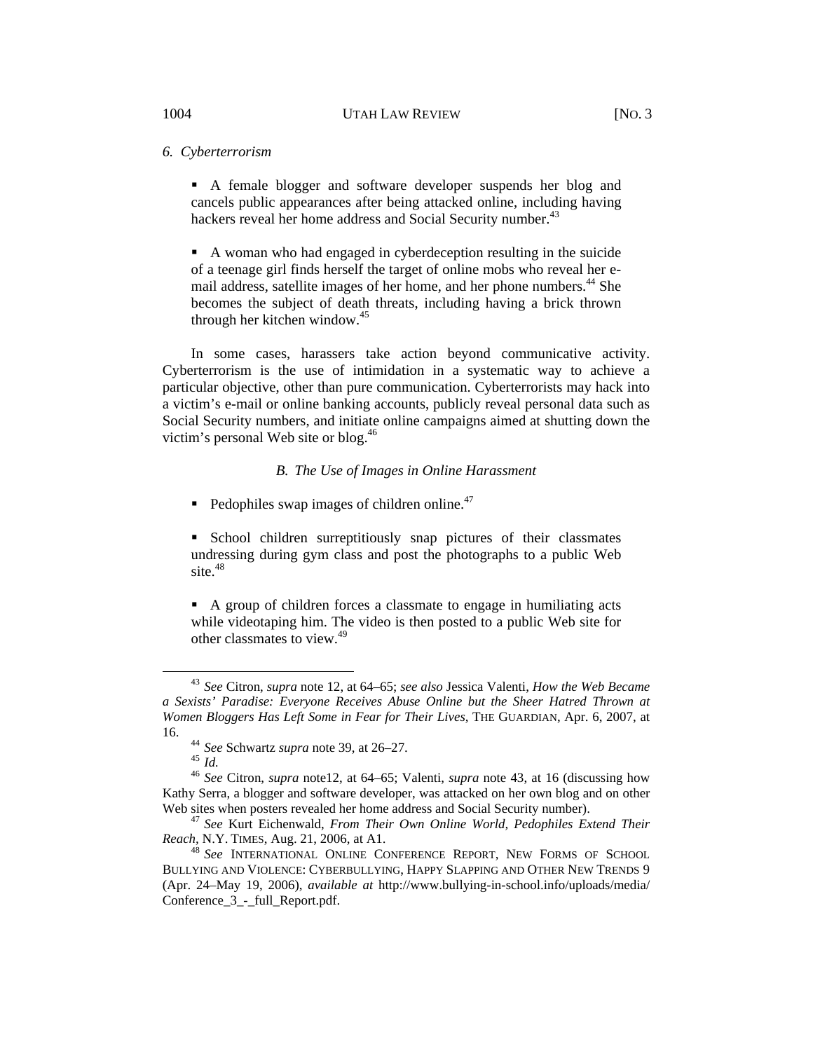*6. Cyberterrorism*

- A female blogger and software developer suspends her blog and cancels public appearances after being attacked online, including having hackers reveal her home address and Social Security number.[43]

- A woman who had engaged in cyberdeception resulting in the suicide of a teenage girl finds herself the target of online mobs who reveal her e-mail address, satellite images of her home, and her phone numbers.[44] She becomes the subject of death threats, including having a brick thrown through her kitchen window.[45]

In some cases, harassers take action beyond communicative activity. Cyberterrorism is the use of intimidation in a systematic way to achieve a particular objective, other than pure communication. Cyberterrorists may hack into a victim's e-mail or online banking accounts, publicly reveal personal data such as Social Security numbers, and initiate online campaigns aimed at shutting down the victim's personal Web site or blog.[46]

### *B. The Use of Images in Online Harassment*

- Pedophiles swap images of children online.[47]

- School children surreptitiously snap pictures of their classmates undressing during gym class and post the photographs to a public Web site.[48]

- A group of children forces a classmate to engage in humiliating acts while videotaping him. The video is then posted to a public Web site for other classmates to view.[49]

---

[43] *See* Citron, *supra* note 12, at 64–65; *see also* Jessica Valenti, *How the Web Became a Sexists' Paradise: Everyone Receives Abuse Online but the Sheer Hatred Thrown at Women Bloggers Has Left Some in Fear for Their Lives*, THE GUARDIAN, Apr. 6, 2007, at 16.

[44] *See* Schwartz *supra* note 39, at 26–27.

[45] *Id.*

[46] *See* Citron, *supra* note12, at 64–65; Valenti, *supra* note 43, at 16 (discussing how Kathy Serra, a blogger and software developer, was attacked on her own blog and on other Web sites when posters revealed her home address and Social Security number).

[47] *See* Kurt Eichenwald, *From Their Own Online World, Pedophiles Extend Their Reach*, N.Y. TIMES, Aug. 21, 2006, at A1.

[48] *See* INTERNATIONAL ONLINE CONFERENCE REPORT, NEW FORMS OF SCHOOL BULLYING AND VIOLENCE: CYBERBULLYING, HAPPY SLAPPING AND OTHER NEW TRENDS 9 (Apr. 24–May 19, 2006), *available at* http://www.bullying-in-school.info/uploads/media/Conference_3_-_full_Report.pdf.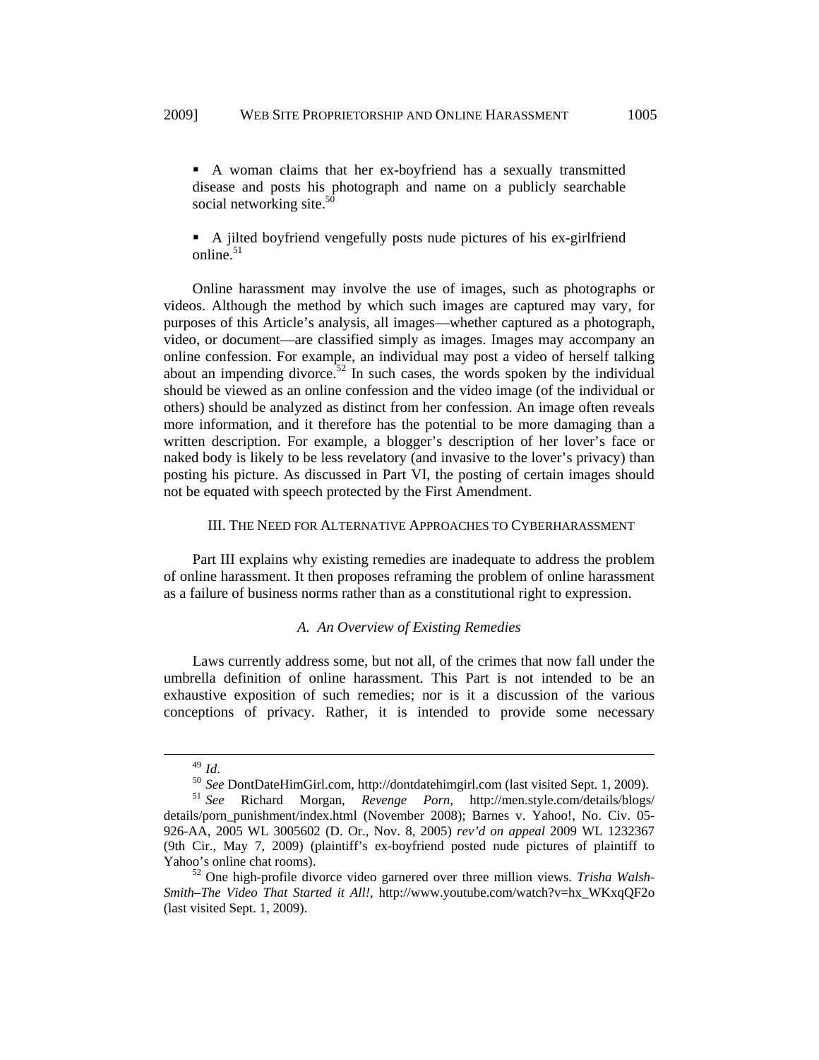- A woman claims that her ex-boyfriend has a sexually transmitted disease and posts his photograph and name on a publicly searchable social networking site.[50]

- A jilted boyfriend vengefully posts nude pictures of his ex-girlfriend online.[51]

Online harassment may involve the use of images, such as photographs or videos. Although the method by which such images are captured may vary, for purposes of this Article's analysis, all images—whether captured as a photograph, video, or document—are classified simply as images. Images may accompany an online confession. For example, an individual may post a video of herself talking about an impending divorce.[52] In such cases, the words spoken by the individual should be viewed as an online confession and the video image (of the individual or others) should be analyzed as distinct from her confession. An image often reveals more information, and it therefore has the potential to be more damaging than a written description. For example, a blogger's description of her lover's face or naked body is likely to be less revelatory (and invasive to the lover's privacy) than posting his picture. As discussed in Part VI, the posting of certain images should not be equated with speech protected by the First Amendment.

## III. The Need for Alternative Approaches to Cyberharassment

Part III explains why existing remedies are inadequate to address the problem of online harassment. It then proposes reframing the problem of online harassment as a failure of business norms rather than as a constitutional right to expression.

### *A. An Overview of Existing Remedies*

Laws currently address some, but not all, of the crimes that now fall under the umbrella definition of online harassment. This Part is not intended to be an exhaustive exposition of such remedies; nor is it a discussion of the various conceptions of privacy. Rather, it is intended to provide some necessary

---

[49] *Id*.

[50] *See* DontDateHimGirl.com, http://dontdatehimgirl.com (last visited Sept. 1, 2009).

[51] *See* Richard Morgan, *Revenge Porn*, http://men.style.com/details/blogs/details/porn_punishment/index.html (November 2008); Barnes v. Yahoo!, No. Civ. 05-926-AA, 2005 WL 3005602 (D. Or., Nov. 8, 2005) *rev'd on appeal* 2009 WL 1232367 (9th Cir., May 7, 2009) (plaintiff's ex-boyfriend posted nude pictures of plaintiff to Yahoo's online chat rooms).

[52] One high-profile divorce video garnered over three million views. *Trisha Walsh-Smith–The Video That Started it All!*, http://www.youtube.com/watch?v=hx_WKxqQF2o (last visited Sept. 1, 2009).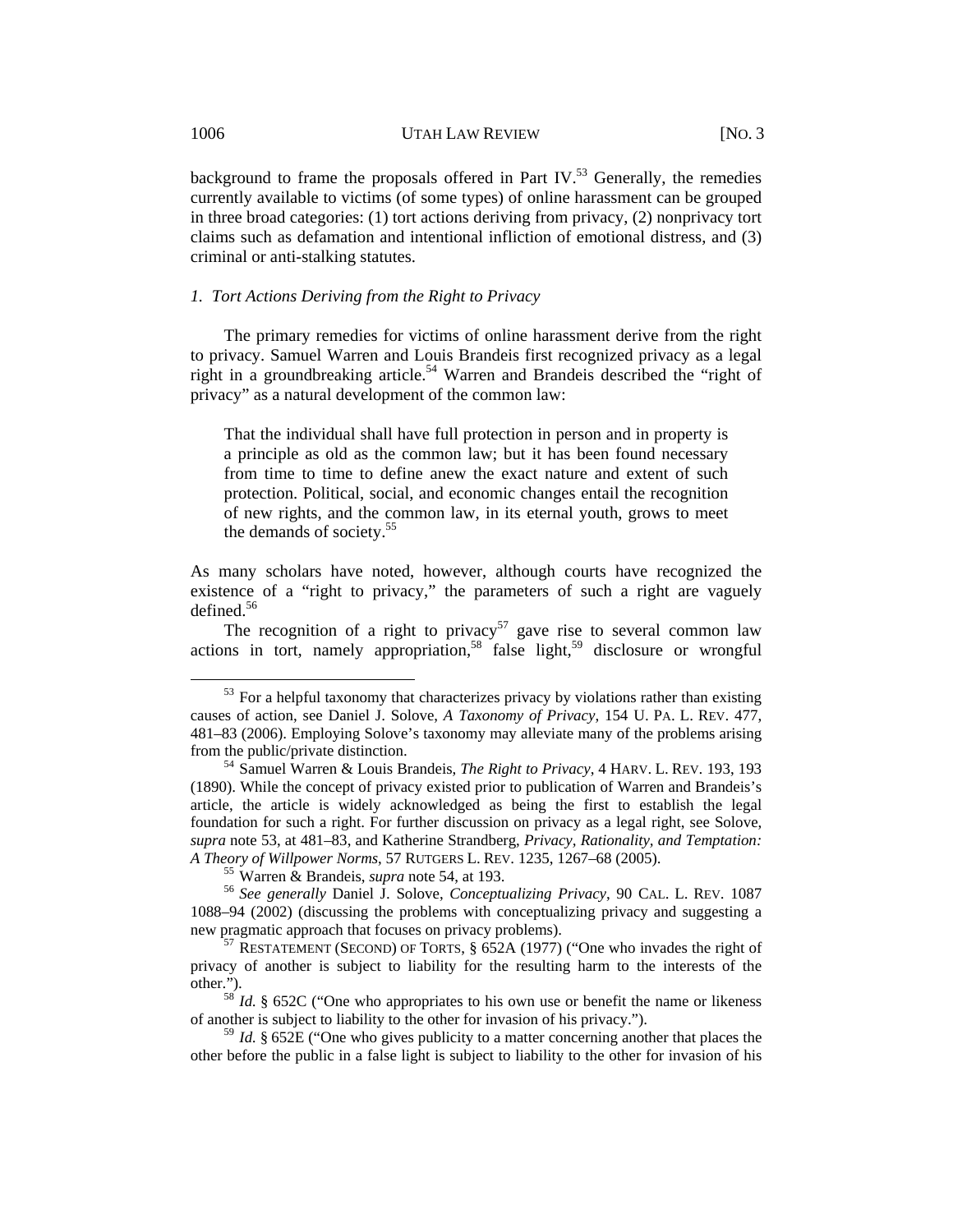background to frame the proposals offered in Part IV.[53] Generally, the remedies currently available to victims (of some types) of online harassment can be grouped in three broad categories: (1) tort actions deriving from privacy, (2) nonprivacy tort claims such as defamation and intentional infliction of emotional distress, and (3) criminal or anti-stalking statutes.

### *1. Tort Actions Deriving from the Right to Privacy*

The primary remedies for victims of online harassment derive from the right to privacy. Samuel Warren and Louis Brandeis first recognized privacy as a legal right in a groundbreaking article.[54] Warren and Brandeis described the "right of privacy" as a natural development of the common law:

> That the individual shall have full protection in person and in property is a principle as old as the common law; but it has been found necessary from time to time to define anew the exact nature and extent of such protection. Political, social, and economic changes entail the recognition of new rights, and the common law, in its eternal youth, grows to meet the demands of society.[55]

As many scholars have noted, however, although courts have recognized the existence of a "right to privacy," the parameters of such a right are vaguely defined.[56]

The recognition of a right to privacy[57] gave rise to several common law actions in tort, namely appropriation,[58] false light,[59] disclosure or wrongful

---

[53] For a helpful taxonomy that characterizes privacy by violations rather than existing causes of action, see Daniel J. Solove, *A Taxonomy of Privacy*, 154 U. PA. L. REV. 477, 481–83 (2006). Employing Solove's taxonomy may alleviate many of the problems arising from the public/private distinction.

[54] Samuel Warren & Louis Brandeis, *The Right to Privacy*, 4 HARV. L. REV. 193, 193 (1890). While the concept of privacy existed prior to publication of Warren and Brandeis's article, the article is widely acknowledged as being the first to establish the legal foundation for such a right. For further discussion on privacy as a legal right, see Solove, *supra* note 53, at 481–83, and Katherine Strandberg, *Privacy, Rationality, and Temptation: A Theory of Willpower Norms*, 57 RUTGERS L. REV. 1235, 1267–68 (2005).

[55] Warren & Brandeis, *supra* note 54, at 193.

[56] *See generally* Daniel J. Solove, *Conceptualizing Privacy*, 90 CAL. L. REV. 1087 1088–94 (2002) (discussing the problems with conceptualizing privacy and suggesting a new pragmatic approach that focuses on privacy problems).

[57] RESTATEMENT (SECOND) OF TORTS, § 652A (1977) ("One who invades the right of privacy of another is subject to liability for the resulting harm to the interests of the other.").

[58] *Id.* § 652C ("One who appropriates to his own use or benefit the name or likeness of another is subject to liability to the other for invasion of his privacy.").

[59] *Id.* § 652E ("One who gives publicity to a matter concerning another that places the other before the public in a false light is subject to liability to the other for invasion of his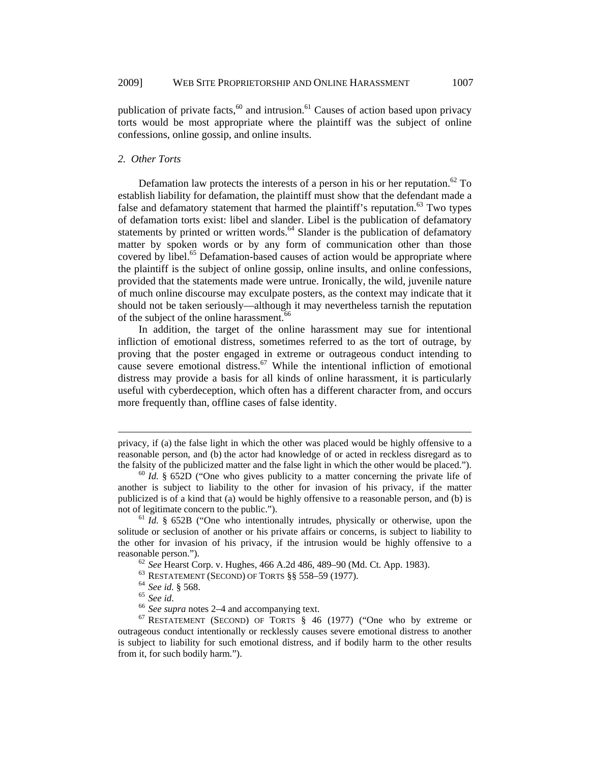publication of private facts,[60] and intrusion.[61] Causes of action based upon privacy torts would be most appropriate where the plaintiff was the subject of online confessions, online gossip, and online insults.

### 2. *Other Torts*

Defamation law protects the interests of a person in his or her reputation.[62] To establish liability for defamation, the plaintiff must show that the defendant made a false and defamatory statement that harmed the plaintiff's reputation.[63] Two types of defamation torts exist: libel and slander. Libel is the publication of defamatory statements by printed or written words.[64] Slander is the publication of defamatory matter by spoken words or by any form of communication other than those covered by libel.[65] Defamation-based causes of action would be appropriate where the plaintiff is the subject of online gossip, online insults, and online confessions, provided that the statements made were untrue. Ironically, the wild, juvenile nature of much online discourse may exculpate posters, as the context may indicate that it should not be taken seriously—although it may nevertheless tarnish the reputation of the subject of the online harassment.[66]

In addition, the target of the online harassment may sue for intentional infliction of emotional distress, sometimes referred to as the tort of outrage, by proving that the poster engaged in extreme or outrageous conduct intending to cause severe emotional distress.[67] While the intentional infliction of emotional distress may provide a basis for all kinds of online harassment, it is particularly useful with cyberdeception, which often has a different character from, and occurs more frequently than, offline cases of false identity.

---

privacy, if (a) the false light in which the other was placed would be highly offensive to a reasonable person, and (b) the actor had knowledge of or acted in reckless disregard as to the falsity of the publicized matter and the false light in which the other would be placed.").

[60] *Id.* § 652D ("One who gives publicity to a matter concerning the private life of another is subject to liability to the other for invasion of his privacy, if the matter publicized is of a kind that (a) would be highly offensive to a reasonable person, and (b) is not of legitimate concern to the public.").

[61] *Id.* § 652B ("One who intentionally intrudes, physically or otherwise, upon the solitude or seclusion of another or his private affairs or concerns, is subject to liability to the other for invasion of his privacy, if the intrusion would be highly offensive to a reasonable person.").

[62] *See* Hearst Corp. v. Hughes, 466 A.2d 486, 489–90 (Md. Ct. App. 1983).

[63] RESTATEMENT (SECOND) OF TORTS §§ 558–59 (1977).

[64] *See id.* § 568.

[65] *See id*.

[66] *See supra* notes 2–4 and accompanying text.

[67] RESTATEMENT (SECOND) OF TORTS § 46 (1977) ("One who by extreme or outrageous conduct intentionally or recklessly causes severe emotional distress to another is subject to liability for such emotional distress, and if bodily harm to the other results from it, for such bodily harm.").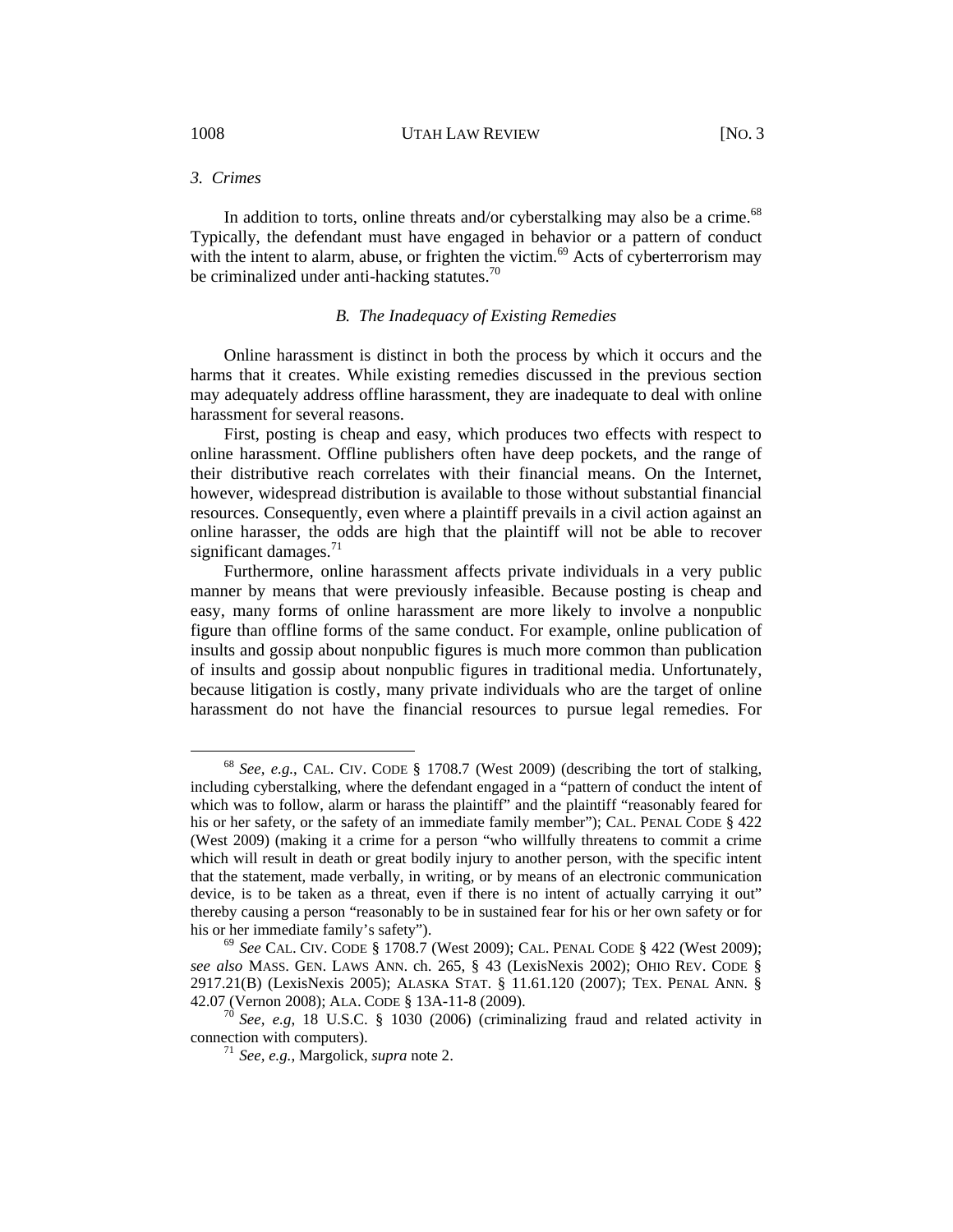### 3. Crimes

In addition to torts, online threats and/or cyberstalking may also be a crime.[68] Typically, the defendant must have engaged in behavior or a pattern of conduct with the intent to alarm, abuse, or frighten the victim.[69] Acts of cyberterrorism may be criminalized under anti-hacking statutes.[70]

## B. The Inadequacy of Existing Remedies

Online harassment is distinct in both the process by which it occurs and the harms that it creates. While existing remedies discussed in the previous section may adequately address offline harassment, they are inadequate to deal with online harassment for several reasons.

First, posting is cheap and easy, which produces two effects with respect to online harassment. Offline publishers often have deep pockets, and the range of their distributive reach correlates with their financial means. On the Internet, however, widespread distribution is available to those without substantial financial resources. Consequently, even where a plaintiff prevails in a civil action against an online harasser, the odds are high that the plaintiff will not be able to recover significant damages.[71]

Furthermore, online harassment affects private individuals in a very public manner by means that were previously infeasible. Because posting is cheap and easy, many forms of online harassment are more likely to involve a nonpublic figure than offline forms of the same conduct. For example, online publication of insults and gossip about nonpublic figures is much more common than publication of insults and gossip about nonpublic figures in traditional media. Unfortunately, because litigation is costly, many private individuals who are the target of online harassment do not have the financial resources to pursue legal remedies. For

---

[68] *See, e.g.*, CAL. CIV. CODE § 1708.7 (West 2009) (describing the tort of stalking, including cyberstalking, where the defendant engaged in a "pattern of conduct the intent of which was to follow, alarm or harass the plaintiff" and the plaintiff "reasonably feared for his or her safety, or the safety of an immediate family member"); CAL. PENAL CODE § 422 (West 2009) (making it a crime for a person "who willfully threatens to commit a crime which will result in death or great bodily injury to another person, with the specific intent that the statement, made verbally, in writing, or by means of an electronic communication device, is to be taken as a threat, even if there is no intent of actually carrying it out" thereby causing a person "reasonably to be in sustained fear for his or her own safety or for his or her immediate family's safety").

[69] *See* CAL. CIV. CODE § 1708.7 (West 2009); CAL. PENAL CODE § 422 (West 2009); *see also* MASS. GEN. LAWS ANN. ch. 265, § 43 (LexisNexis 2002); OHIO REV. CODE § 2917.21(B) (LexisNexis 2005); ALASKA STAT. § 11.61.120 (2007); TEX. PENAL ANN. § 42.07 (Vernon 2008); ALA. CODE § 13A-11-8 (2009).

[70] *See, e.g*, 18 U.S.C. § 1030 (2006) (criminalizing fraud and related activity in connection with computers).

[71] *See, e.g.*, Margolick, *supra* note 2.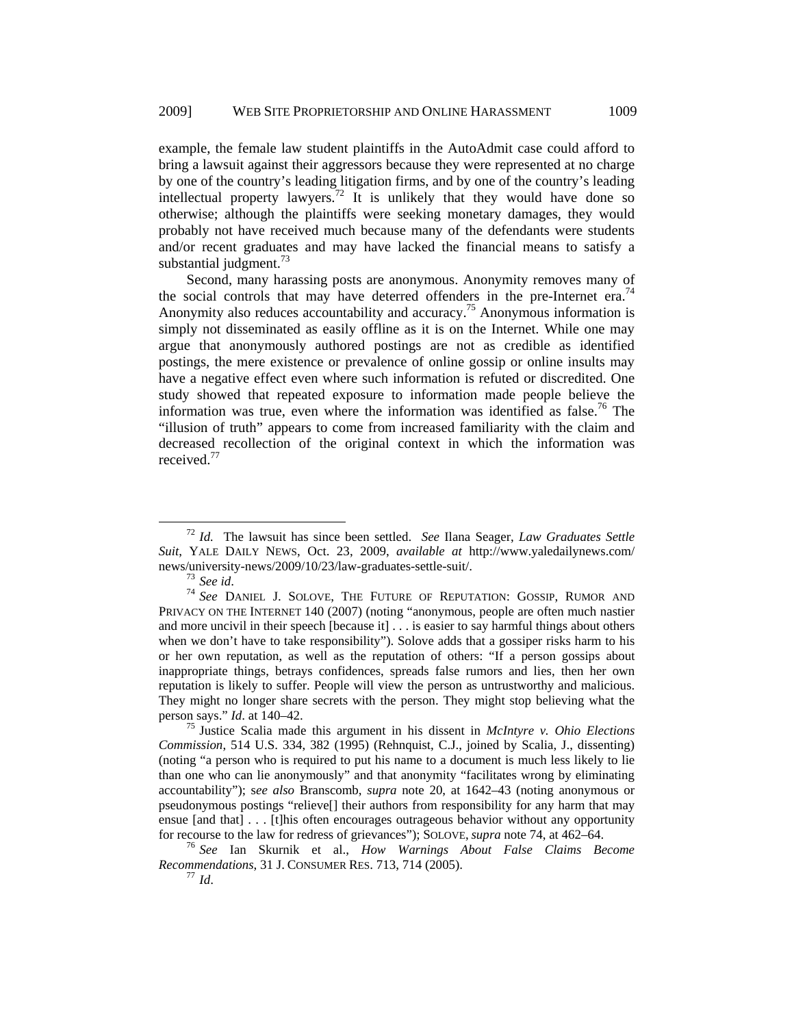example, the female law student plaintiffs in the AutoAdmit case could afford to bring a lawsuit against their aggressors because they were represented at no charge by one of the country's leading litigation firms, and by one of the country's leading intellectual property lawyers.[72] It is unlikely that they would have done so otherwise; although the plaintiffs were seeking monetary damages, they would probably not have received much because many of the defendants were students and/or recent graduates and may have lacked the financial means to satisfy a substantial judgment.[73]

Second, many harassing posts are anonymous. Anonymity removes many of the social controls that may have deterred offenders in the pre-Internet era.[74] Anonymity also reduces accountability and accuracy.[75] Anonymous information is simply not disseminated as easily offline as it is on the Internet. While one may argue that anonymously authored postings are not as credible as identified postings, the mere existence or prevalence of online gossip or online insults may have a negative effect even where such information is refuted or discredited. One study showed that repeated exposure to information made people believe the information was true, even where the information was identified as false.[76] The "illusion of truth" appears to come from increased familiarity with the claim and decreased recollection of the original context in which the information was received.[77]

---

[72] *Id.* The lawsuit has since been settled. *See* Ilana Seager, *Law Graduates Settle Suit*, YALE DAILY NEWS, Oct. 23, 2009, *available at* http://www.yaledailynews.com/news/university-news/2009/10/23/law-graduates-settle-suit/.

[73] *See id*.

[74] *See* DANIEL J. SOLOVE, THE FUTURE OF REPUTATION: GOSSIP, RUMOR AND PRIVACY ON THE INTERNET 140 (2007) (noting "anonymous, people are often much nastier and more uncivil in their speech [because it] . . . is easier to say harmful things about others when we don't have to take responsibility"). Solove adds that a gossiper risks harm to his or her own reputation, as well as the reputation of others: "If a person gossips about inappropriate things, betrays confidences, spreads false rumors and lies, then her own reputation is likely to suffer. People will view the person as untrustworthy and malicious. They might no longer share secrets with the person. They might stop believing what the person says." *Id*. at 140–42.

[75] Justice Scalia made this argument in his dissent in *McIntyre v. Ohio Elections Commission*, 514 U.S. 334, 382 (1995) (Rehnquist, C.J., joined by Scalia, J., dissenting) (noting "a person who is required to put his name to a document is much less likely to lie than one who can lie anonymously" and that anonymity "facilitates wrong by eliminating accountability"); s*ee also* Branscomb, *supra* note 20, at 1642–43 (noting anonymous or pseudonymous postings "relieve[] their authors from responsibility for any harm that may ensue [and that] . . . [t]his often encourages outrageous behavior without any opportunity for recourse to the law for redress of grievances"); SOLOVE, *supra* note 74, at 462–64.

[76] *See* Ian Skurnik et al., *How Warnings About False Claims Become Recommendations*, 31 J. CONSUMER RES. 713, 714 (2005).

[77] *Id*.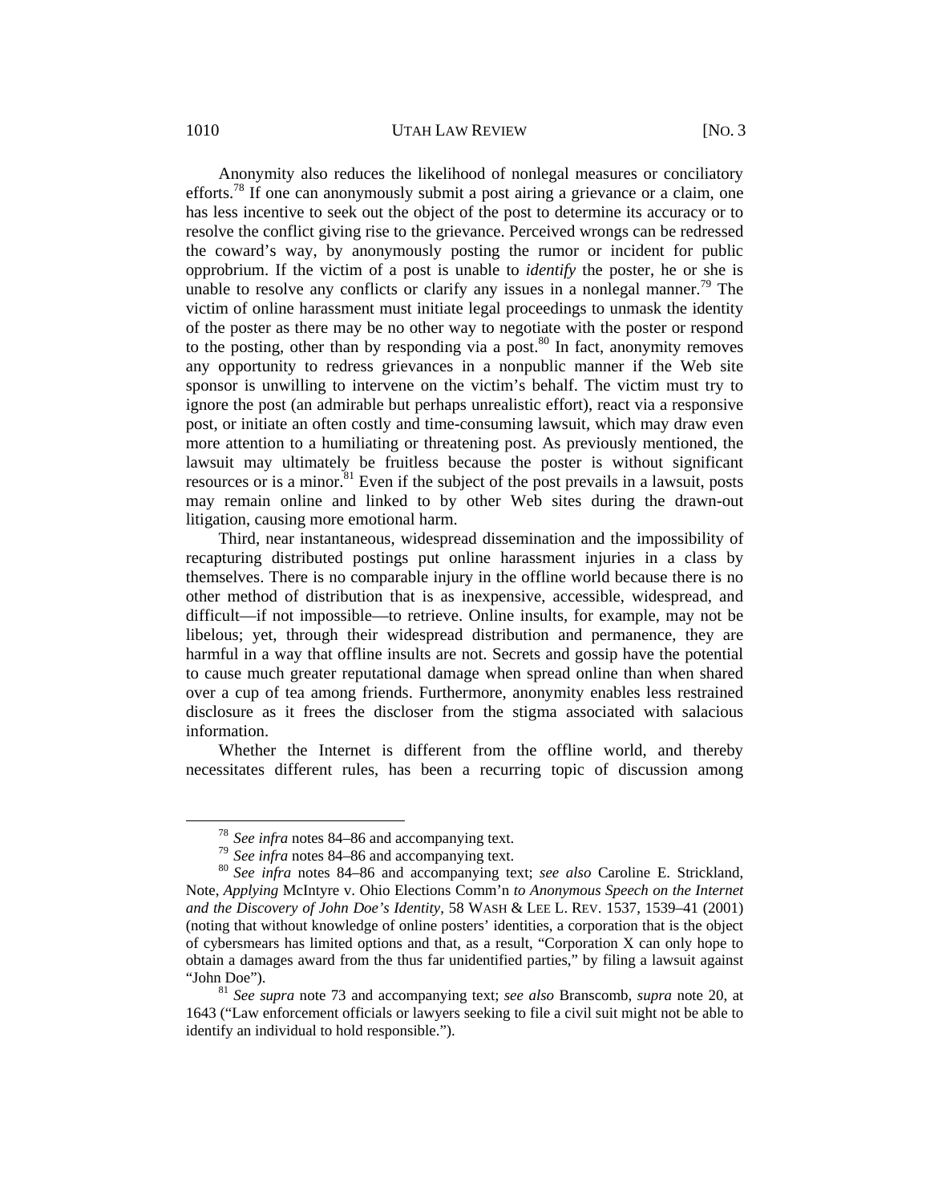Anonymity also reduces the likelihood of nonlegal measures or conciliatory efforts.[78] If one can anonymously submit a post airing a grievance or a claim, one has less incentive to seek out the object of the post to determine its accuracy or to resolve the conflict giving rise to the grievance. Perceived wrongs can be redressed the coward's way, by anonymously posting the rumor or incident for public opprobrium. If the victim of a post is unable to *identify* the poster, he or she is unable to resolve any conflicts or clarify any issues in a nonlegal manner.[79] The victim of online harassment must initiate legal proceedings to unmask the identity of the poster as there may be no other way to negotiate with the poster or respond to the posting, other than by responding via a post.[80] In fact, anonymity removes any opportunity to redress grievances in a nonpublic manner if the Web site sponsor is unwilling to intervene on the victim's behalf. The victim must try to ignore the post (an admirable but perhaps unrealistic effort), react via a responsive post, or initiate an often costly and time-consuming lawsuit, which may draw even more attention to a humiliating or threatening post. As previously mentioned, the lawsuit may ultimately be fruitless because the poster is without significant resources or is a minor.[81] Even if the subject of the post prevails in a lawsuit, posts may remain online and linked to by other Web sites during the drawn-out litigation, causing more emotional harm.

Third, near instantaneous, widespread dissemination and the impossibility of recapturing distributed postings put online harassment injuries in a class by themselves. There is no comparable injury in the offline world because there is no other method of distribution that is as inexpensive, accessible, widespread, and difficult—if not impossible—to retrieve. Online insults, for example, may not be libelous; yet, through their widespread distribution and permanence, they are harmful in a way that offline insults are not. Secrets and gossip have the potential to cause much greater reputational damage when spread online than when shared over a cup of tea among friends. Furthermore, anonymity enables less restrained disclosure as it frees the discloser from the stigma associated with salacious information.

Whether the Internet is different from the offline world, and thereby necessitates different rules, has been a recurring topic of discussion among

---

[78] *See infra* notes 84–86 and accompanying text.

[79] *See infra* notes 84–86 and accompanying text.

[80] *See infra* notes 84–86 and accompanying text; *see also* Caroline E. Strickland, Note, *Applying* McIntyre v. Ohio Elections Comm'n *to Anonymous Speech on the Internet and the Discovery of John Doe's Identity*, 58 WASH & LEE L. REV. 1537, 1539–41 (2001) (noting that without knowledge of online posters' identities, a corporation that is the object of cybersmears has limited options and that, as a result, "Corporation X can only hope to obtain a damages award from the thus far unidentified parties," by filing a lawsuit against "John Doe").

[81] *See supra* note 73 and accompanying text; *see also* Branscomb, *supra* note 20, at 1643 ("Law enforcement officials or lawyers seeking to file a civil suit might not be able to identify an individual to hold responsible.").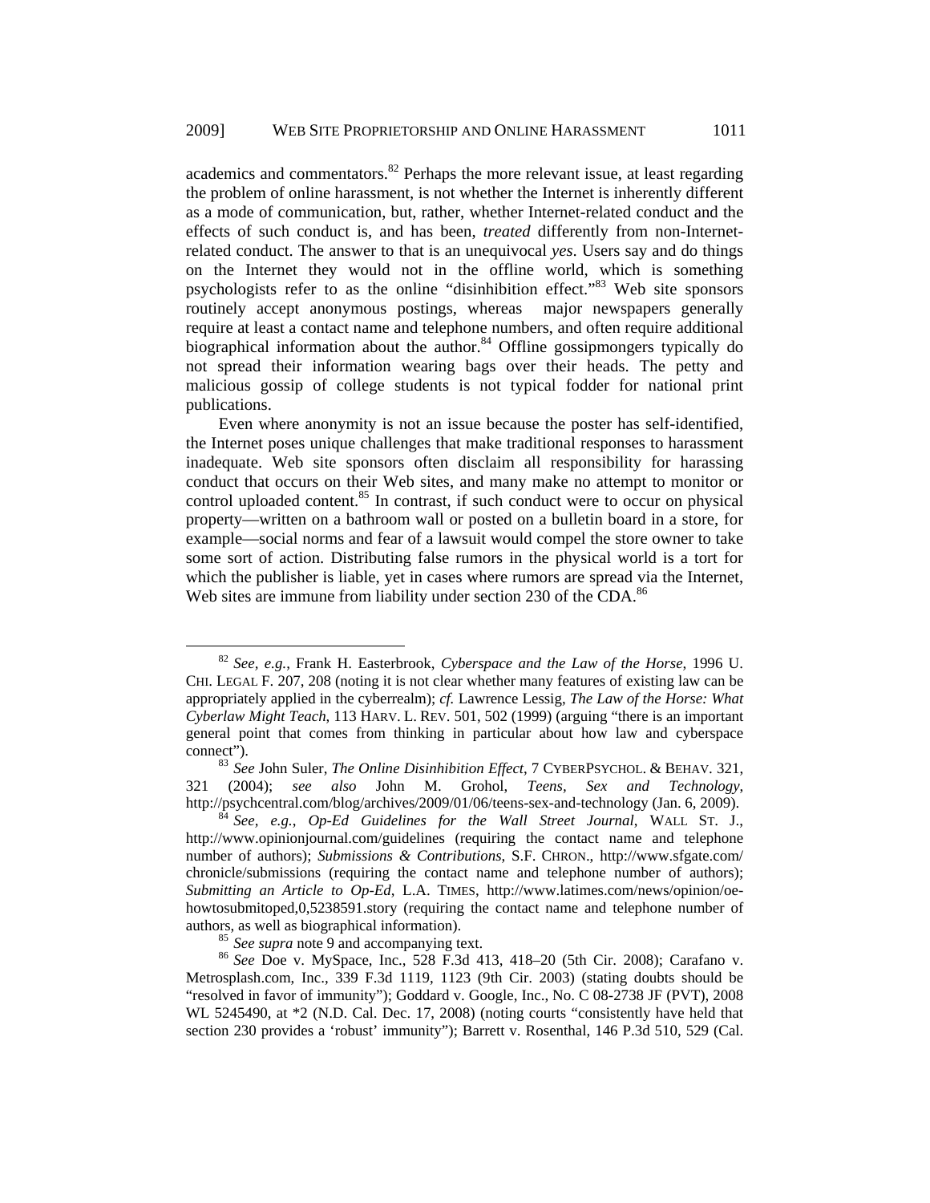academics and commentators.[82] Perhaps the more relevant issue, at least regarding the problem of online harassment, is not whether the Internet is inherently different as a mode of communication, but, rather, whether Internet-related conduct and the effects of such conduct is, and has been, *treated* differently from non-Internet-related conduct. The answer to that is an unequivocal *yes*. Users say and do things on the Internet they would not in the offline world, which is something psychologists refer to as the online "disinhibition effect."[83] Web site sponsors routinely accept anonymous postings, whereas major newspapers generally require at least a contact name and telephone numbers, and often require additional biographical information about the author.[84] Offline gossipmongers typically do not spread their information wearing bags over their heads. The petty and malicious gossip of college students is not typical fodder for national print publications.

Even where anonymity is not an issue because the poster has self-identified, the Internet poses unique challenges that make traditional responses to harassment inadequate. Web site sponsors often disclaim all responsibility for harassing conduct that occurs on their Web sites, and many make no attempt to monitor or control uploaded content.[85] In contrast, if such conduct were to occur on physical property—written on a bathroom wall or posted on a bulletin board in a store, for example—social norms and fear of a lawsuit would compel the store owner to take some sort of action. Distributing false rumors in the physical world is a tort for which the publisher is liable, yet in cases where rumors are spread via the Internet, Web sites are immune from liability under section 230 of the CDA.[86]

---

[82] *See, e.g.*, Frank H. Easterbrook, *Cyberspace and the Law of the Horse*, 1996 U. CHI. LEGAL F. 207, 208 (noting it is not clear whether many features of existing law can be appropriately applied in the cyberrealm); *cf.* Lawrence Lessig, *The Law of the Horse: What Cyberlaw Might Teach*, 113 HARV. L. REV. 501, 502 (1999) (arguing "there is an important general point that comes from thinking in particular about how law and cyberspace connect").

[83] *See* John Suler, *The Online Disinhibition Effect*, 7 CYBERPSYCHOL. & BEHAV. 321, 321 (2004); *see also* John M. Grohol, *Teens, Sex and Technology*, http://psychcentral.com/blog/archives/2009/01/06/teens-sex-and-technology (Jan. 6, 2009).

[84] *See, e.g.*, *Op-Ed Guidelines for the Wall Street Journal*, WALL ST. J., http://www.opinionjournal.com/guidelines (requiring the contact name and telephone number of authors); *Submissions & Contributions*, S.F. CHRON., http://www.sfgate.com/chronicle/submissions (requiring the contact name and telephone number of authors); *Submitting an Article to Op-Ed*, L.A. TIMES, http://www.latimes.com/news/opinion/oe-howtosubmitoped,0,5238591.story (requiring the contact name and telephone number of authors, as well as biographical information).

[85] *See supra* note 9 and accompanying text.

[86] *See* Doe v. MySpace, Inc., 528 F.3d 413, 418–20 (5th Cir. 2008); Carafano v. Metrosplash.com, Inc., 339 F.3d 1119, 1123 (9th Cir. 2003) (stating doubts should be "resolved in favor of immunity"); Goddard v. Google, Inc., No. C 08-2738 JF (PVT), 2008 WL 5245490, at *2 (N.D. Cal. Dec. 17, 2008) (noting courts "consistently have held that section 230 provides a 'robust' immunity"); Barrett v. Rosenthal, 146 P.3d 510, 529 (Cal.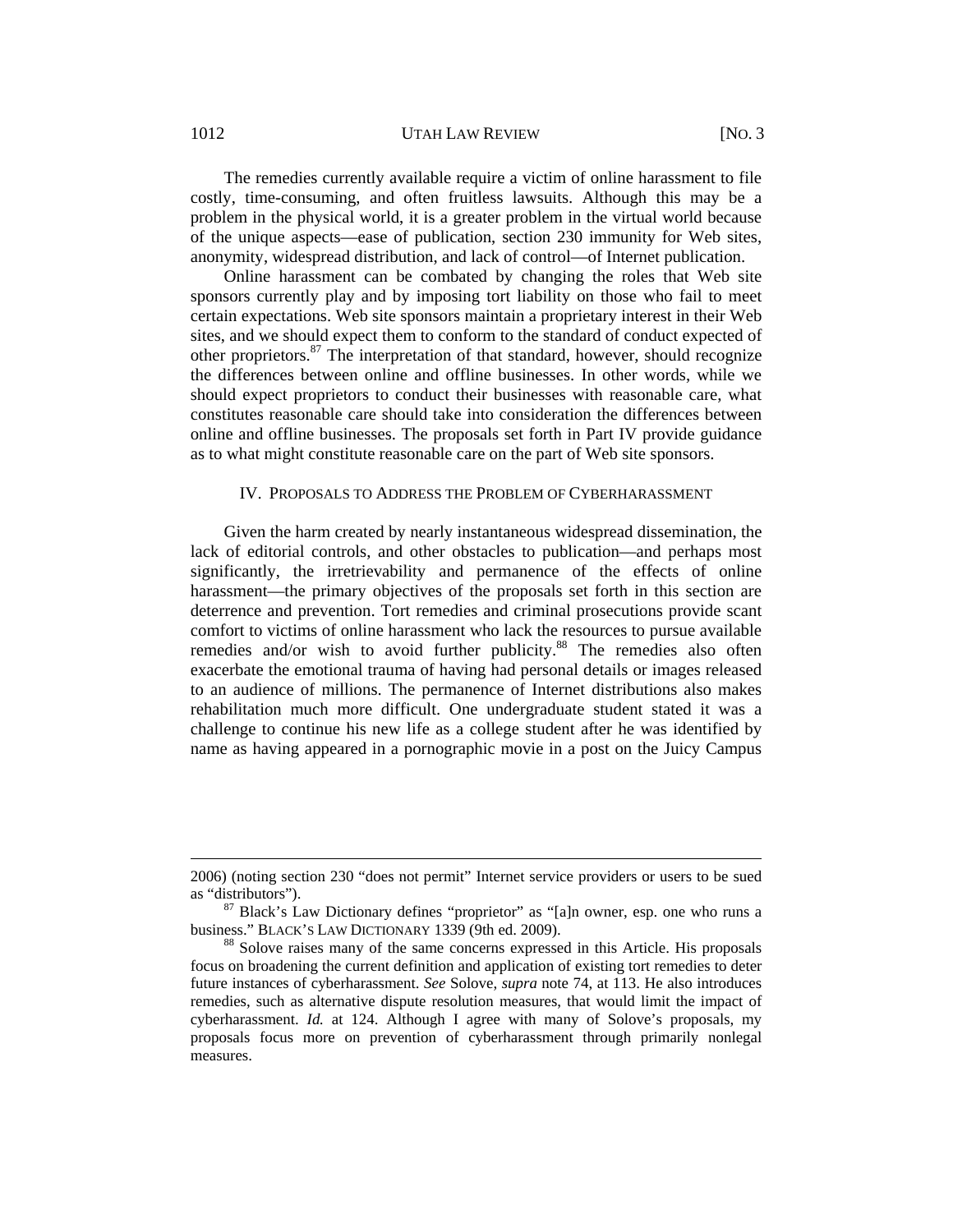The remedies currently available require a victim of online harassment to file costly, time-consuming, and often fruitless lawsuits. Although this may be a problem in the physical world, it is a greater problem in the virtual world because of the unique aspects—ease of publication, section 230 immunity for Web sites, anonymity, widespread distribution, and lack of control—of Internet publication.

Online harassment can be combated by changing the roles that Web site sponsors currently play and by imposing tort liability on those who fail to meet certain expectations. Web site sponsors maintain a proprietary interest in their Web sites, and we should expect them to conform to the standard of conduct expected of other proprietors.[87] The interpretation of that standard, however, should recognize the differences between online and offline businesses. In other words, while we should expect proprietors to conduct their businesses with reasonable care, what constitutes reasonable care should take into consideration the differences between online and offline businesses. The proposals set forth in Part IV provide guidance as to what might constitute reasonable care on the part of Web site sponsors.

## IV. PROPOSALS TO ADDRESS THE PROBLEM OF CYBERHARASSMENT

Given the harm created by nearly instantaneous widespread dissemination, the lack of editorial controls, and other obstacles to publication—and perhaps most significantly, the irretrievability and permanence of the effects of online harassment—the primary objectives of the proposals set forth in this section are deterrence and prevention. Tort remedies and criminal prosecutions provide scant comfort to victims of online harassment who lack the resources to pursue available remedies and/or wish to avoid further publicity.[88] The remedies also often exacerbate the emotional trauma of having had personal details or images released to an audience of millions. The permanence of Internet distributions also makes rehabilitation much more difficult. One undergraduate student stated it was a challenge to continue his new life as a college student after he was identified by name as having appeared in a pornographic movie in a post on the Juicy Campus

---

2006) (noting section 230 "does not permit" Internet service providers or users to be sued as "distributors").

[87] Black's Law Dictionary defines "proprietor" as "[a]n owner, esp. one who runs a business." BLACK'S LAW DICTIONARY 1339 (9th ed. 2009).

[88] Solove raises many of the same concerns expressed in this Article. His proposals focus on broadening the current definition and application of existing tort remedies to deter future instances of cyberharassment. *See* Solove, *supra* note 74, at 113. He also introduces remedies, such as alternative dispute resolution measures, that would limit the impact of cyberharassment. *Id.* at 124. Although I agree with many of Solove's proposals, my proposals focus more on prevention of cyberharassment through primarily nonlegal measures.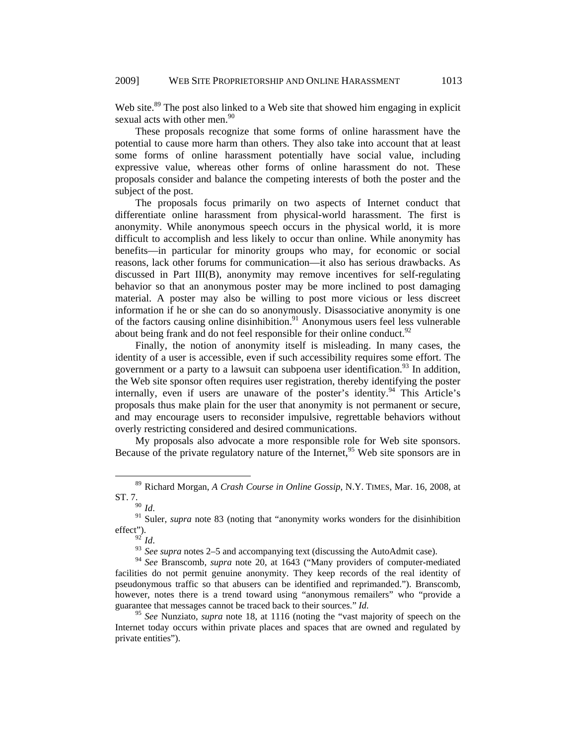Web site.[89] The post also linked to a Web site that showed him engaging in explicit sexual acts with other men.[90]

These proposals recognize that some forms of online harassment have the potential to cause more harm than others. They also take into account that at least some forms of online harassment potentially have social value, including expressive value, whereas other forms of online harassment do not. These proposals consider and balance the competing interests of both the poster and the subject of the post.

The proposals focus primarily on two aspects of Internet conduct that differentiate online harassment from physical-world harassment. The first is anonymity. While anonymous speech occurs in the physical world, it is more difficult to accomplish and less likely to occur than online. While anonymity has benefits—in particular for minority groups who may, for economic or social reasons, lack other forums for communication—it also has serious drawbacks. As discussed in Part III(B), anonymity may remove incentives for self-regulating behavior so that an anonymous poster may be more inclined to post damaging material. A poster may also be willing to post more vicious or less discreet information if he or she can do so anonymously. Disassociative anonymity is one of the factors causing online disinhibition.[91] Anonymous users feel less vulnerable about being frank and do not feel responsible for their online conduct.[92]

Finally, the notion of anonymity itself is misleading. In many cases, the identity of a user is accessible, even if such accessibility requires some effort. The government or a party to a lawsuit can subpoena user identification.[93] In addition, the Web site sponsor often requires user registration, thereby identifying the poster internally, even if users are unaware of the poster's identity.[94] This Article's proposals thus make plain for the user that anonymity is not permanent or secure, and may encourage users to reconsider impulsive, regrettable behaviors without overly restricting considered and desired communications.

My proposals also advocate a more responsible role for Web site sponsors. Because of the private regulatory nature of the Internet,[95] Web site sponsors are in

---

[89] Richard Morgan, *A Crash Course in Online Gossip*, N.Y. TIMES, Mar. 16, 2008, at ST. 7.

[90] *Id*.

[91] Suler, *supra* note 83 (noting that "anonymity works wonders for the disinhibition effect").

[92] *Id*.

[93] *See supra* notes 2–5 and accompanying text (discussing the AutoAdmit case).

[94] *See* Branscomb, *supra* note 20, at 1643 ("Many providers of computer-mediated facilities do not permit genuine anonymity. They keep records of the real identity of pseudonymous traffic so that abusers can be identified and reprimanded."). Branscomb, however, notes there is a trend toward using "anonymous remailers" who "provide a guarantee that messages cannot be traced back to their sources." *Id.*

[95] *See* Nunziato, *supra* note 18, at 1116 (noting the "vast majority of speech on the Internet today occurs within private places and spaces that are owned and regulated by private entities").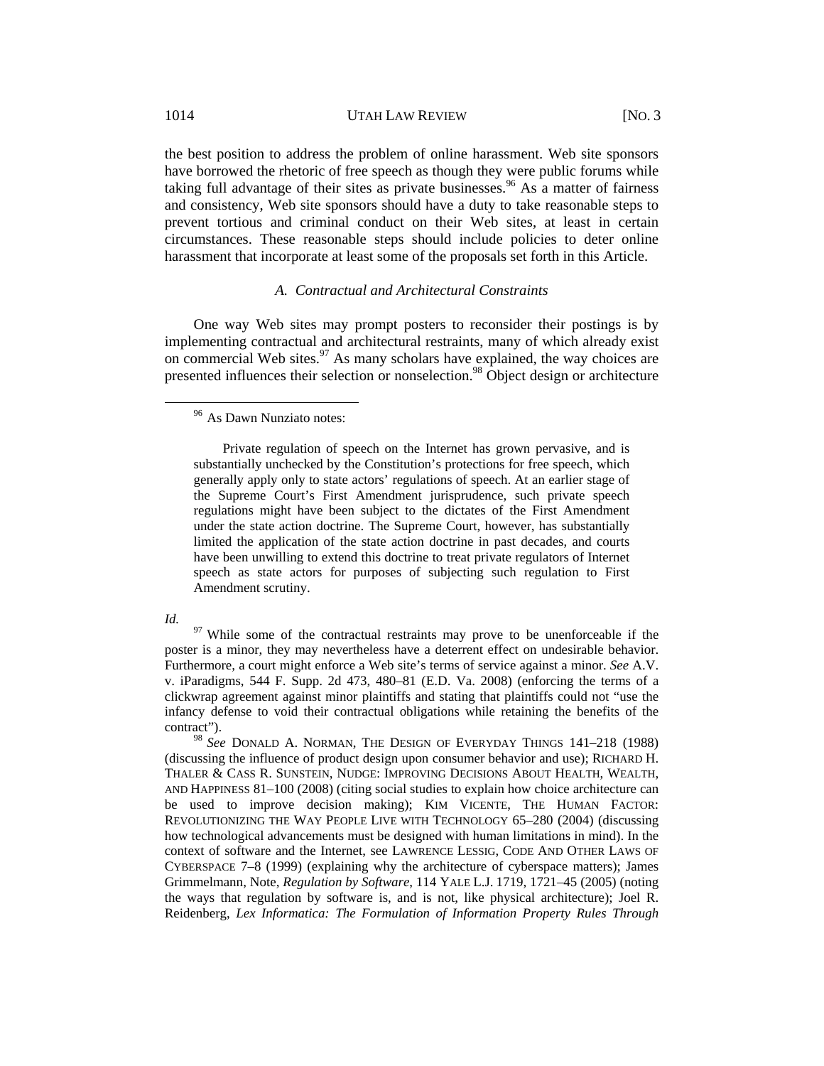the best position to address the problem of online harassment. Web site sponsors have borrowed the rhetoric of free speech as though they were public forums while taking full advantage of their sites as private businesses.[96] As a matter of fairness and consistency, Web site sponsors should have a duty to take reasonable steps to prevent tortious and criminal conduct on their Web sites, at least in certain circumstances. These reasonable steps should include policies to deter online harassment that incorporate at least some of the proposals set forth in this Article.

### *A. Contractual and Architectural Constraints*

One way Web sites may prompt posters to reconsider their postings is by implementing contractual and architectural restraints, many of which already exist on commercial Web sites.[97] As many scholars have explained, the way choices are presented influences their selection or nonselection.[98] Object design or architecture

---

[96] As Dawn Nunziato notes:

> Private regulation of speech on the Internet has grown pervasive, and is substantially unchecked by the Constitution's protections for free speech, which generally apply only to state actors' regulations of speech. At an earlier stage of the Supreme Court's First Amendment jurisprudence, such private speech regulations might have been subject to the dictates of the First Amendment under the state action doctrine. The Supreme Court, however, has substantially limited the application of the state action doctrine in past decades, and courts have been unwilling to extend this doctrine to treat private regulators of Internet speech as state actors for purposes of subjecting such regulation to First Amendment scrutiny.

*Id.*

[97] While some of the contractual restraints may prove to be unenforceable if the poster is a minor, they may nevertheless have a deterrent effect on undesirable behavior. Furthermore, a court might enforce a Web site's terms of service against a minor. *See* A.V. v. iParadigms, 544 F. Supp. 2d 473, 480–81 (E.D. Va. 2008) (enforcing the terms of a clickwrap agreement against minor plaintiffs and stating that plaintiffs could not "use the infancy defense to void their contractual obligations while retaining the benefits of the contract").

[98] *See* DONALD A. NORMAN, THE DESIGN OF EVERYDAY THINGS 141–218 (1988) (discussing the influence of product design upon consumer behavior and use); RICHARD H. THALER & CASS R. SUNSTEIN, NUDGE: IMPROVING DECISIONS ABOUT HEALTH, WEALTH, AND HAPPINESS 81–100 (2008) (citing social studies to explain how choice architecture can be used to improve decision making); KIM VICENTE, THE HUMAN FACTOR: REVOLUTIONIZING THE WAY PEOPLE LIVE WITH TECHNOLOGY 65–280 (2004) (discussing how technological advancements must be designed with human limitations in mind). In the context of software and the Internet, see LAWRENCE LESSIG, CODE AND OTHER LAWS OF CYBERSPACE 7–8 (1999) (explaining why the architecture of cyberspace matters); James Grimmelmann, Note, *Regulation by Software*, 114 YALE L.J. 1719, 1721–45 (2005) (noting the ways that regulation by software is, and is not, like physical architecture); Joel R. Reidenberg, *Lex Informatica: The Formulation of Information Property Rules Through*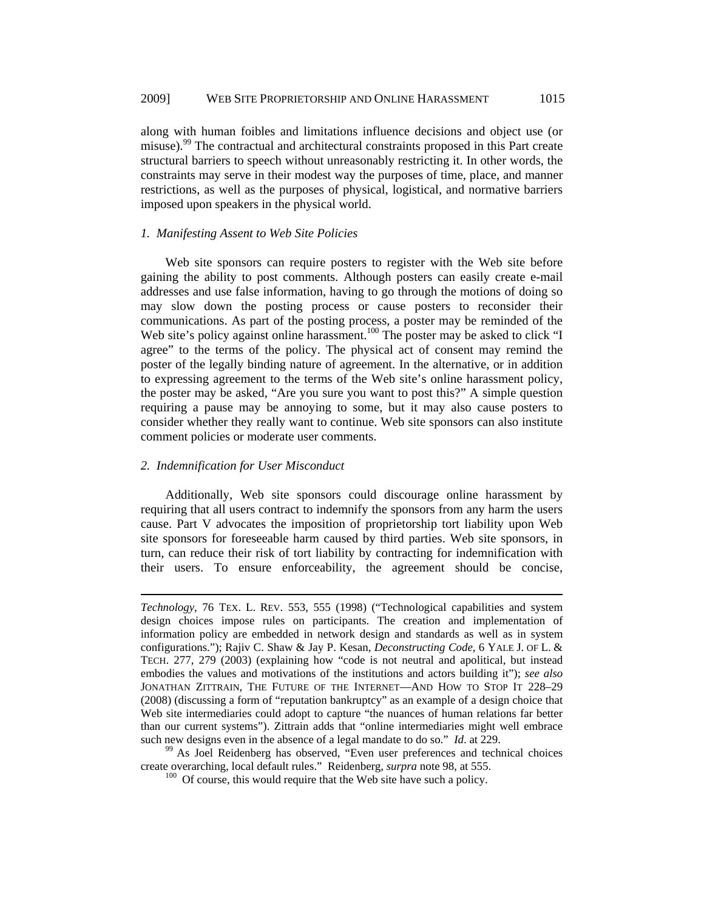along with human foibles and limitations influence decisions and object use (or misuse).[99] The contractual and architectural constraints proposed in this Part create structural barriers to speech without unreasonably restricting it. In other words, the constraints may serve in their modest way the purposes of time, place, and manner restrictions, as well as the purposes of physical, logistical, and normative barriers imposed upon speakers in the physical world.

### *1. Manifesting Assent to Web Site Policies*

Web site sponsors can require posters to register with the Web site before gaining the ability to post comments. Although posters can easily create e-mail addresses and use false information, having to go through the motions of doing so may slow down the posting process or cause posters to reconsider their communications. As part of the posting process, a poster may be reminded of the Web site's policy against online harassment.[100] The poster may be asked to click "I agree" to the terms of the policy. The physical act of consent may remind the poster of the legally binding nature of agreement. In the alternative, or in addition to expressing agreement to the terms of the Web site's online harassment policy, the poster may be asked, "Are you sure you want to post this?" A simple question requiring a pause may be annoying to some, but it may also cause posters to consider whether they really want to continue. Web site sponsors can also institute comment policies or moderate user comments.

### *2. Indemnification for User Misconduct*

Additionally, Web site sponsors could discourage online harassment by requiring that all users contract to indemnify the sponsors from any harm the users cause. Part V advocates the imposition of proprietorship tort liability upon Web site sponsors for foreseeable harm caused by third parties. Web site sponsors, in turn, can reduce their risk of tort liability by contracting for indemnification with their users. To ensure enforceability, the agreement should be concise,

---

*Technology*, 76 TEX. L. REV. 553, 555 (1998) ("Technological capabilities and system design choices impose rules on participants. The creation and implementation of information policy are embedded in network design and standards as well as in system configurations."); Rajiv C. Shaw & Jay P. Kesan, *Deconstructing Code*, 6 YALE J. OF L. & TECH. 277, 279 (2003) (explaining how "code is not neutral and apolitical, but instead embodies the values and motivations of the institutions and actors building it"); *see also* JONATHAN ZITTRAIN, THE FUTURE OF THE INTERNET—AND HOW TO STOP IT 228–29 (2008) (discussing a form of "reputation bankruptcy" as an example of a design choice that Web site intermediaries could adopt to capture "the nuances of human relations far better than our current systems"). Zittrain adds that "online intermediaries might well embrace such new designs even in the absence of a legal mandate to do so." *Id*. at 229.

[99] As Joel Reidenberg has observed, "Even user preferences and technical choices create overarching, local default rules." Reidenberg, *surpra* note 98, at 555.

[100] Of course, this would require that the Web site have such a policy.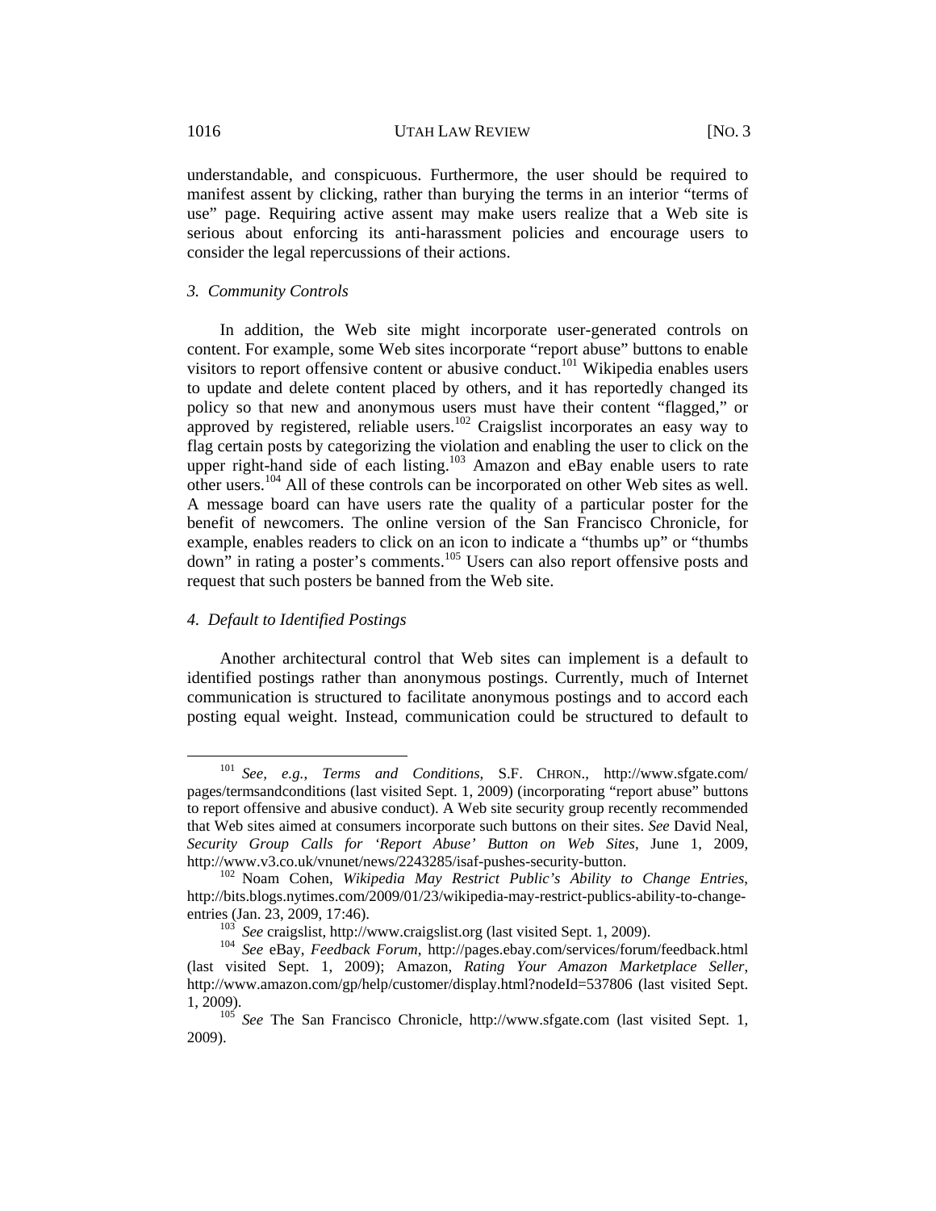understandable, and conspicuous. Furthermore, the user should be required to manifest assent by clicking, rather than burying the terms in an interior "terms of use" page. Requiring active assent may make users realize that a Web site is serious about enforcing its anti-harassment policies and encourage users to consider the legal repercussions of their actions.

### *3. Community Controls*

In addition, the Web site might incorporate user-generated controls on content. For example, some Web sites incorporate "report abuse" buttons to enable visitors to report offensive content or abusive conduct.[101] Wikipedia enables users to update and delete content placed by others, and it has reportedly changed its policy so that new and anonymous users must have their content "flagged," or approved by registered, reliable users.[102] Craigslist incorporates an easy way to flag certain posts by categorizing the violation and enabling the user to click on the upper right-hand side of each listing.[103] Amazon and eBay enable users to rate other users.[104] All of these controls can be incorporated on other Web sites as well. A message board can have users rate the quality of a particular poster for the benefit of newcomers. The online version of the San Francisco Chronicle, for example, enables readers to click on an icon to indicate a "thumbs up" or "thumbs down" in rating a poster's comments.[105] Users can also report offensive posts and request that such posters be banned from the Web site.

### *4. Default to Identified Postings*

Another architectural control that Web sites can implement is a default to identified postings rather than anonymous postings. Currently, much of Internet communication is structured to facilitate anonymous postings and to accord each posting equal weight. Instead, communication could be structured to default to

---

[101] *See, e.g.*, *Terms and Conditions*, S.F. CHRON., http://www.sfgate.com/pages/termsandconditions (last visited Sept. 1, 2009) (incorporating "report abuse" buttons to report offensive and abusive conduct). A Web site security group recently recommended that Web sites aimed at consumers incorporate such buttons on their sites. *See* David Neal, *Security Group Calls for 'Report Abuse' Button on Web Sites*, June 1, 2009, http://www.v3.co.uk/vnunet/news/2243285/isaf-pushes-security-button.

[102] Noam Cohen, *Wikipedia May Restrict Public's Ability to Change Entries*, http://bits.blogs.nytimes.com/2009/01/23/wikipedia-may-restrict-publics-ability-to-change-entries (Jan. 23, 2009, 17:46).

[103] *See* craigslist, http://www.craigslist.org (last visited Sept. 1, 2009).

[104] *See* eBay, *Feedback Forum*, http://pages.ebay.com/services/forum/feedback.html (last visited Sept. 1, 2009); Amazon, *Rating Your Amazon Marketplace Seller*, http://www.amazon.com/gp/help/customer/display.html?nodeId=537806 (last visited Sept. 1, 2009).

[105] *See* The San Francisco Chronicle, http://www.sfgate.com (last visited Sept. 1, 2009).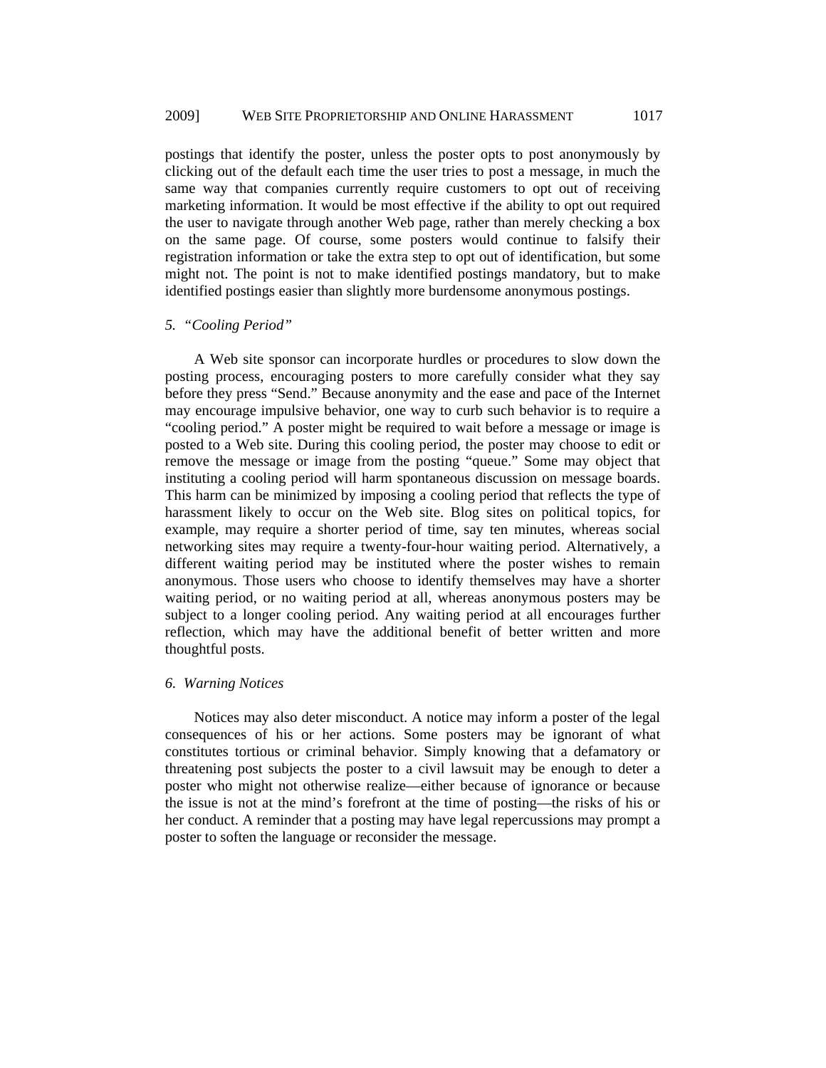postings that identify the poster, unless the poster opts to post anonymously by clicking out of the default each time the user tries to post a message, in much the same way that companies currently require customers to opt out of receiving marketing information. It would be most effective if the ability to opt out required the user to navigate through another Web page, rather than merely checking a box on the same page. Of course, some posters would continue to falsify their registration information or take the extra step to opt out of identification, but some might not. The point is not to make identified postings mandatory, but to make identified postings easier than slightly more burdensome anonymous postings.

### *5. "Cooling Period"*

A Web site sponsor can incorporate hurdles or procedures to slow down the posting process, encouraging posters to more carefully consider what they say before they press "Send." Because anonymity and the ease and pace of the Internet may encourage impulsive behavior, one way to curb such behavior is to require a "cooling period." A poster might be required to wait before a message or image is posted to a Web site. During this cooling period, the poster may choose to edit or remove the message or image from the posting "queue." Some may object that instituting a cooling period will harm spontaneous discussion on message boards. This harm can be minimized by imposing a cooling period that reflects the type of harassment likely to occur on the Web site. Blog sites on political topics, for example, may require a shorter period of time, say ten minutes, whereas social networking sites may require a twenty-four-hour waiting period. Alternatively, a different waiting period may be instituted where the poster wishes to remain anonymous. Those users who choose to identify themselves may have a shorter waiting period, or no waiting period at all, whereas anonymous posters may be subject to a longer cooling period. Any waiting period at all encourages further reflection, which may have the additional benefit of better written and more thoughtful posts.

### *6. Warning Notices*

Notices may also deter misconduct. A notice may inform a poster of the legal consequences of his or her actions. Some posters may be ignorant of what constitutes tortious or criminal behavior. Simply knowing that a defamatory or threatening post subjects the poster to a civil lawsuit may be enough to deter a poster who might not otherwise realize—either because of ignorance or because the issue is not at the mind's forefront at the time of posting—the risks of his or her conduct. A reminder that a posting may have legal repercussions may prompt a poster to soften the language or reconsider the message.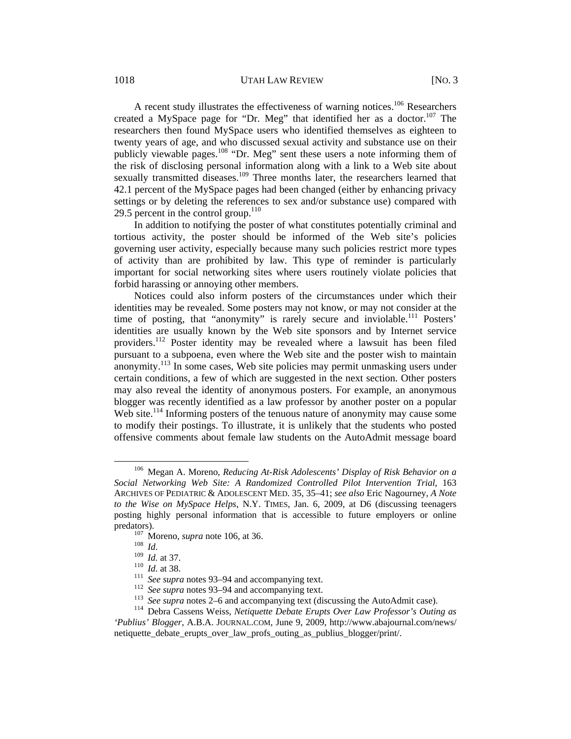A recent study illustrates the effectiveness of warning notices.[106] Researchers created a MySpace page for "Dr. Meg" that identified her as a doctor.[107] The researchers then found MySpace users who identified themselves as eighteen to twenty years of age, and who discussed sexual activity and substance use on their publicly viewable pages.[108] "Dr. Meg" sent these users a note informing them of the risk of disclosing personal information along with a link to a Web site about sexually transmitted diseases.[109] Three months later, the researchers learned that 42.1 percent of the MySpace pages had been changed (either by enhancing privacy settings or by deleting the references to sex and/or substance use) compared with 29.5 percent in the control group.[110]

In addition to notifying the poster of what constitutes potentially criminal and tortious activity, the poster should be informed of the Web site's policies governing user activity, especially because many such policies restrict more types of activity than are prohibited by law. This type of reminder is particularly important for social networking sites where users routinely violate policies that forbid harassing or annoying other members.

Notices could also inform posters of the circumstances under which their identities may be revealed. Some posters may not know, or may not consider at the time of posting, that "anonymity" is rarely secure and inviolable.[111] Posters' identities are usually known by the Web site sponsors and by Internet service providers.[112] Poster identity may be revealed where a lawsuit has been filed pursuant to a subpoena, even where the Web site and the poster wish to maintain anonymity.[113] In some cases, Web site policies may permit unmasking users under certain conditions, a few of which are suggested in the next section. Other posters may also reveal the identity of anonymous posters. For example, an anonymous blogger was recently identified as a law professor by another poster on a popular Web site.[114] Informing posters of the tenuous nature of anonymity may cause some to modify their postings. To illustrate, it is unlikely that the students who posted offensive comments about female law students on the AutoAdmit message board

---

[106] Megan A. Moreno, *Reducing At-Risk Adolescents' Display of Risk Behavior on a Social Networking Web Site: A Randomized Controlled Pilot Intervention Trial*, 163 ARCHIVES OF PEDIATRIC & ADOLESCENT MED. 35, 35–41; *see also* Eric Nagourney, *A Note to the Wise on MySpace Helps*, N.Y. TIMES, Jan. 6, 2009, at D6 (discussing teenagers posting highly personal information that is accessible to future employers or online predators).

[107] Moreno, *supra* note 106, at 36.

[108] *Id*.

[109] *Id.* at 37.

[110] *Id*. at 38.

[111] *See supra* notes 93–94 and accompanying text.

[112] *See supra* notes 93–94 and accompanying text.

[113] *See supra* notes 2–6 and accompanying text (discussing the AutoAdmit case).

[114] Debra Cassens Weiss, *Netiquette Debate Erupts Over Law Professor's Outing as 'Publius' Blogger*, A.B.A. JOURNAL.COM, June 9, 2009, http://www.abajournal.com/news/netiquette_debate_erupts_over_law_profs_outing_as_publius_blogger/print/.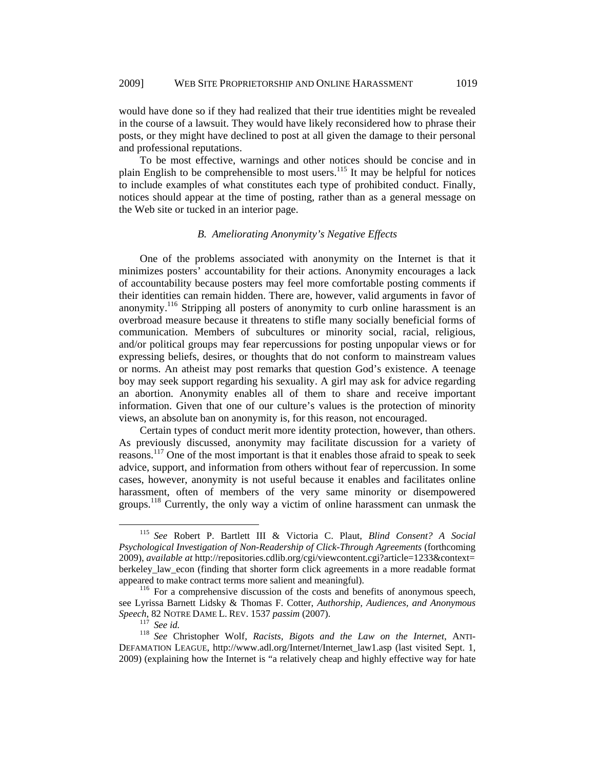would have done so if they had realized that their true identities might be revealed in the course of a lawsuit. They would have likely reconsidered how to phrase their posts, or they might have declined to post at all given the damage to their personal and professional reputations.

To be most effective, warnings and other notices should be concise and in plain English to be comprehensible to most users.[115] It may be helpful for notices to include examples of what constitutes each type of prohibited conduct. Finally, notices should appear at the time of posting, rather than as a general message on the Web site or tucked in an interior page.

### *B. Ameliorating Anonymity's Negative Effects*

One of the problems associated with anonymity on the Internet is that it minimizes posters' accountability for their actions. Anonymity encourages a lack of accountability because posters may feel more comfortable posting comments if their identities can remain hidden. There are, however, valid arguments in favor of anonymity.[116] Stripping all posters of anonymity to curb online harassment is an overbroad measure because it threatens to stifle many socially beneficial forms of communication. Members of subcultures or minority social, racial, religious, and/or political groups may fear repercussions for posting unpopular views or for expressing beliefs, desires, or thoughts that do not conform to mainstream values or norms. An atheist may post remarks that question God's existence. A teenage boy may seek support regarding his sexuality. A girl may ask for advice regarding an abortion. Anonymity enables all of them to share and receive important information. Given that one of our culture's values is the protection of minority views, an absolute ban on anonymity is, for this reason, not encouraged.

Certain types of conduct merit more identity protection, however, than others. As previously discussed, anonymity may facilitate discussion for a variety of reasons.[117] One of the most important is that it enables those afraid to speak to seek advice, support, and information from others without fear of repercussion. In some cases, however, anonymity is not useful because it enables and facilitates online harassment, often of members of the very same minority or disempowered groups.[118] Currently, the only way a victim of online harassment can unmask the

---

[115] *See* Robert P. Bartlett III & Victoria C. Plaut, *Blind Consent? A Social Psychological Investigation of Non-Readership of Click-Through Agreements* (forthcoming 2009), *available at* http://repositories.cdlib.org/cgi/viewcontent.cgi?article=1233&context=berkeley_law_econ (finding that shorter form click agreements in a more readable format appeared to make contract terms more salient and meaningful).

[116] For a comprehensive discussion of the costs and benefits of anonymous speech, see Lyrissa Barnett Lidsky & Thomas F. Cotter, *Authorship, Audiences, and Anonymous Speech*, 82 NOTRE DAME L. REV. 1537 *passim* (2007).

[117] *See id.*

[118] *See* Christopher Wolf, *Racists, Bigots and the Law on the Internet*, ANTI-DEFAMATION LEAGUE, http://www.adl.org/Internet/Internet_law1.asp (last visited Sept. 1, 2009) (explaining how the Internet is "a relatively cheap and highly effective way for hate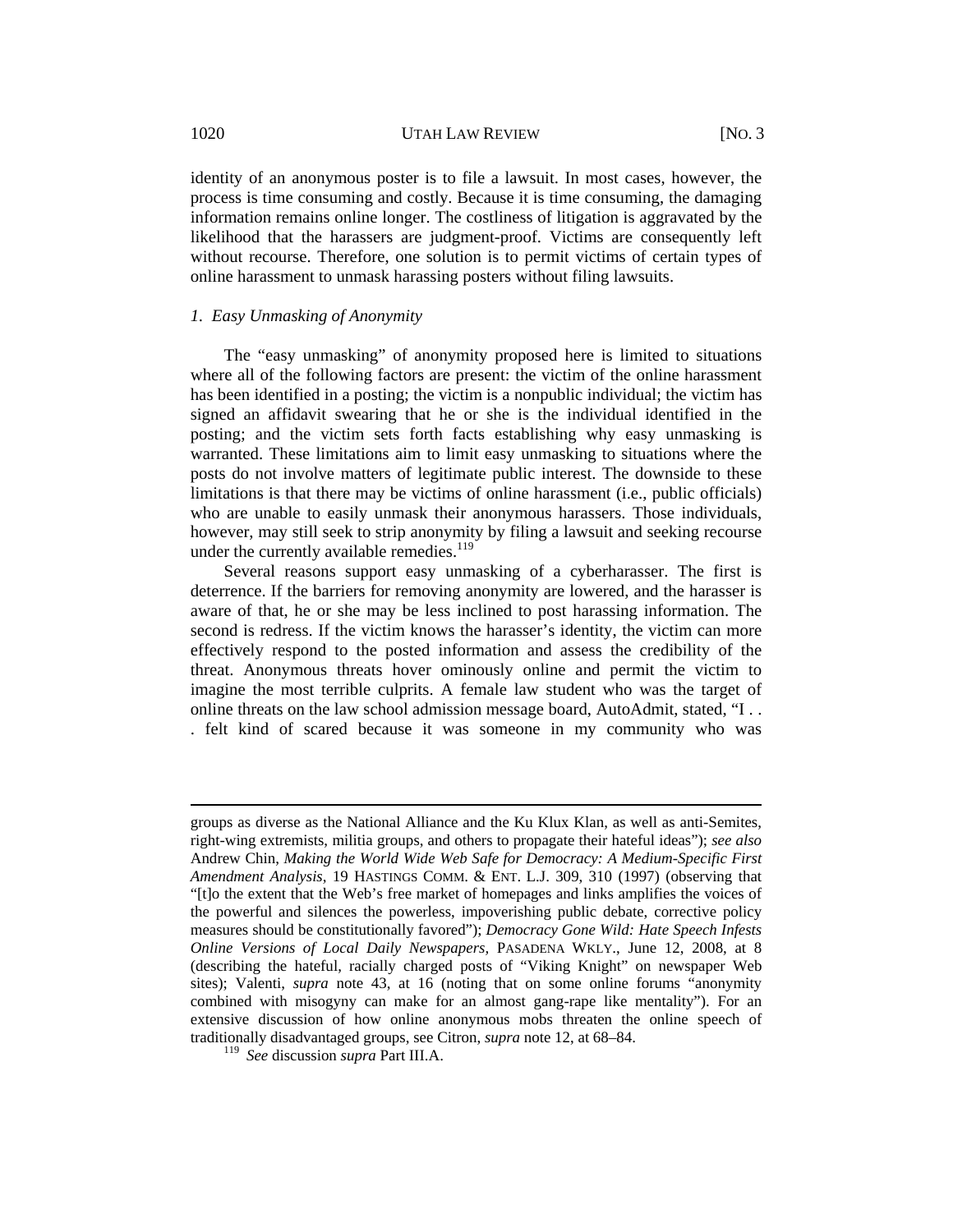identity of an anonymous poster is to file a lawsuit. In most cases, however, the process is time consuming and costly. Because it is time consuming, the damaging information remains online longer. The costliness of litigation is aggravated by the likelihood that the harassers are judgment-proof. Victims are consequently left without recourse. Therefore, one solution is to permit victims of certain types of online harassment to unmask harassing posters without filing lawsuits.

### *1. Easy Unmasking of Anonymity*

The "easy unmasking" of anonymity proposed here is limited to situations where all of the following factors are present: the victim of the online harassment has been identified in a posting; the victim is a nonpublic individual; the victim has signed an affidavit swearing that he or she is the individual identified in the posting; and the victim sets forth facts establishing why easy unmasking is warranted. These limitations aim to limit easy unmasking to situations where the posts do not involve matters of legitimate public interest. The downside to these limitations is that there may be victims of online harassment (i.e., public officials) who are unable to easily unmask their anonymous harassers. Those individuals, however, may still seek to strip anonymity by filing a lawsuit and seeking recourse under the currently available remedies.[119]

Several reasons support easy unmasking of a cyberharasser. The first is deterrence. If the barriers for removing anonymity are lowered, and the harasser is aware of that, he or she may be less inclined to post harassing information. The second is redress. If the victim knows the harasser's identity, the victim can more effectively respond to the posted information and assess the credibility of the threat. Anonymous threats hover ominously online and permit the victim to imagine the most terrible culprits. A female law student who was the target of online threats on the law school admission message board, AutoAdmit, stated, "I . . . felt kind of scared because it was someone in my community who was

---

groups as diverse as the National Alliance and the Ku Klux Klan, as well as anti-Semites, right-wing extremists, militia groups, and others to propagate their hateful ideas"); *see also* Andrew Chin, *Making the World Wide Web Safe for Democracy: A Medium-Specific First Amendment Analysis*, 19 HASTINGS COMM. & ENT. L.J. 309, 310 (1997) (observing that "[t]o the extent that the Web's free market of homepages and links amplifies the voices of the powerful and silences the powerless, impoverishing public debate, corrective policy measures should be constitutionally favored"); *Democracy Gone Wild: Hate Speech Infests Online Versions of Local Daily Newspapers,* PASADENA WKLY., June 12, 2008, at 8 (describing the hateful, racially charged posts of "Viking Knight" on newspaper Web sites); Valenti, *supra* note 43, at 16 (noting that on some online forums "anonymity combined with misogyny can make for an almost gang-rape like mentality"). For an extensive discussion of how online anonymous mobs threaten the online speech of traditionally disadvantaged groups, see Citron, *supra* note 12, at 68–84.

[119] *See* discussion *supra* Part III.A.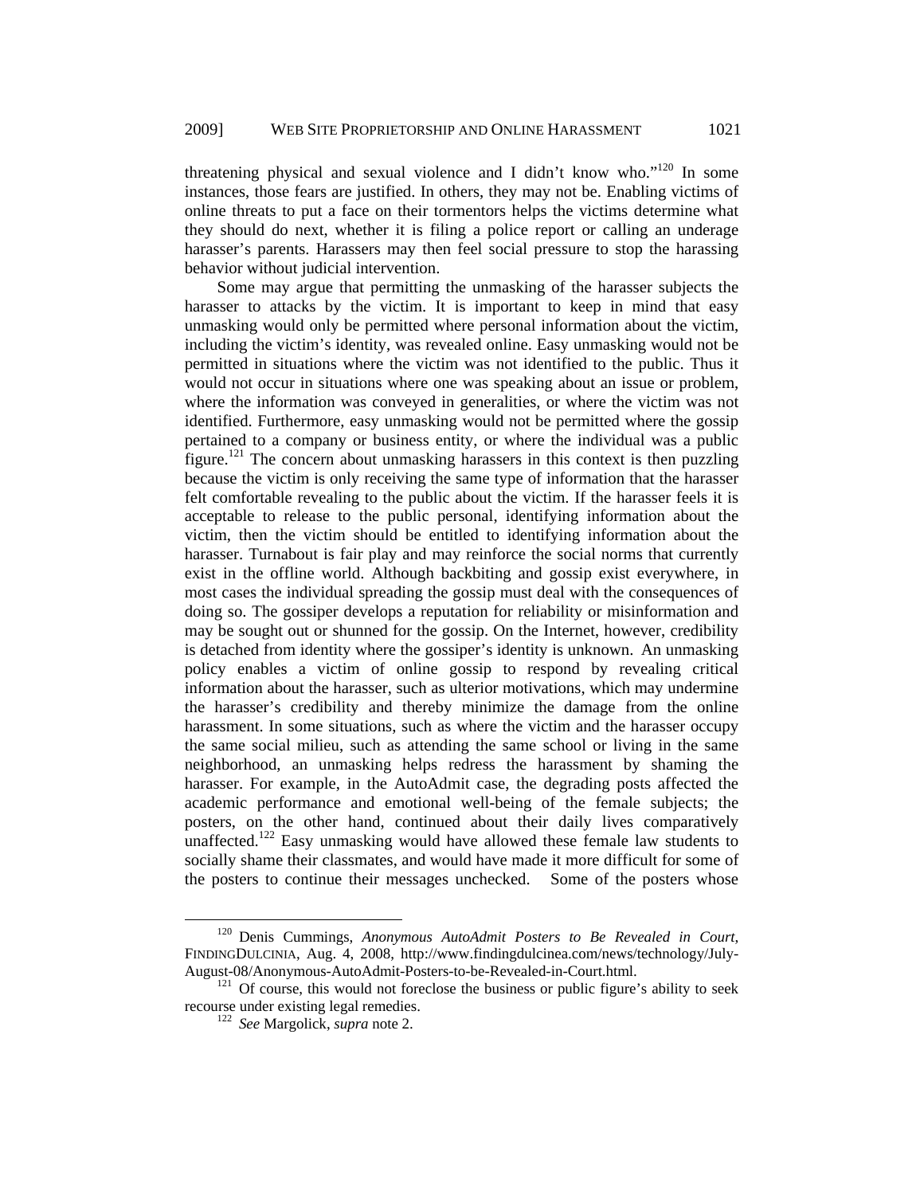threatening physical and sexual violence and I didn't know who."[120] In some instances, those fears are justified. In others, they may not be. Enabling victims of online threats to put a face on their tormentors helps the victims determine what they should do next, whether it is filing a police report or calling an underage harasser's parents. Harassers may then feel social pressure to stop the harassing behavior without judicial intervention.

Some may argue that permitting the unmasking of the harasser subjects the harasser to attacks by the victim. It is important to keep in mind that easy unmasking would only be permitted where personal information about the victim, including the victim's identity, was revealed online. Easy unmasking would not be permitted in situations where the victim was not identified to the public. Thus it would not occur in situations where one was speaking about an issue or problem, where the information was conveyed in generalities, or where the victim was not identified. Furthermore, easy unmasking would not be permitted where the gossip pertained to a company or business entity, or where the individual was a public figure.[121] The concern about unmasking harassers in this context is then puzzling because the victim is only receiving the same type of information that the harasser felt comfortable revealing to the public about the victim. If the harasser feels it is acceptable to release to the public personal, identifying information about the victim, then the victim should be entitled to identifying information about the harasser. Turnabout is fair play and may reinforce the social norms that currently exist in the offline world. Although backbiting and gossip exist everywhere, in most cases the individual spreading the gossip must deal with the consequences of doing so. The gossiper develops a reputation for reliability or misinformation and may be sought out or shunned for the gossip. On the Internet, however, credibility is detached from identity where the gossiper's identity is unknown. An unmasking policy enables a victim of online gossip to respond by revealing critical information about the harasser, such as ulterior motivations, which may undermine the harasser's credibility and thereby minimize the damage from the online harassment. In some situations, such as where the victim and the harasser occupy the same social milieu, such as attending the same school or living in the same neighborhood, an unmasking helps redress the harassment by shaming the harasser. For example, in the AutoAdmit case, the degrading posts affected the academic performance and emotional well-being of the female subjects; the posters, on the other hand, continued about their daily lives comparatively unaffected.[122] Easy unmasking would have allowed these female law students to socially shame their classmates, and would have made it more difficult for some of the posters to continue their messages unchecked. Some of the posters whose

---

[120] Denis Cummings, *Anonymous AutoAdmit Posters to Be Revealed in Court*, FINDINGDULCINIA, Aug. 4, 2008, http://www.findingdulcinea.com/news/technology/July-August-08/Anonymous-AutoAdmit-Posters-to-be-Revealed-in-Court.html.

[121] Of course, this would not foreclose the business or public figure's ability to seek recourse under existing legal remedies.

[122] *See* Margolick, *supra* note 2.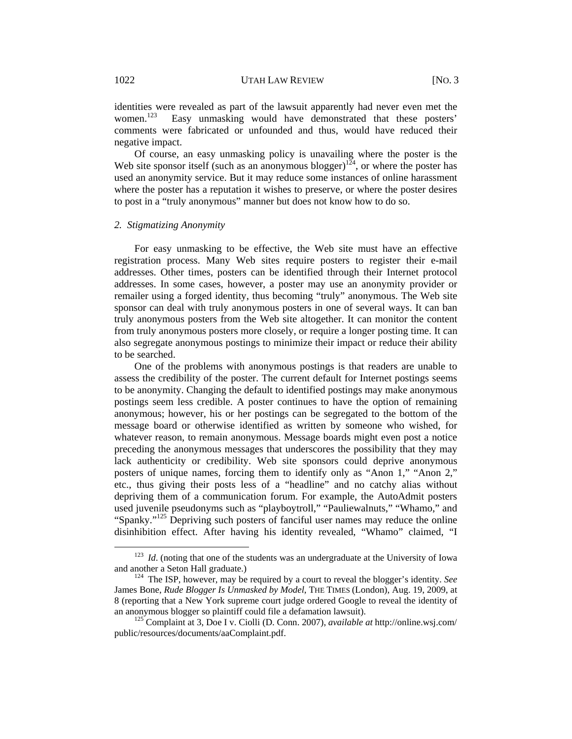identities were revealed as part of the lawsuit apparently had never even met the women.[123] Easy unmasking would have demonstrated that these posters' comments were fabricated or unfounded and thus, would have reduced their negative impact.

Of course, an easy unmasking policy is unavailing where the poster is the Web site sponsor itself (such as an anonymous blogger)[124], or where the poster has used an anonymity service. But it may reduce some instances of online harassment where the poster has a reputation it wishes to preserve, or where the poster desires to post in a "truly anonymous" manner but does not know how to do so.

### *2. Stigmatizing Anonymity*

For easy unmasking to be effective, the Web site must have an effective registration process. Many Web sites require posters to register their e-mail addresses. Other times, posters can be identified through their Internet protocol addresses. In some cases, however, a poster may use an anonymity provider or remailer using a forged identity, thus becoming "truly" anonymous. The Web site sponsor can deal with truly anonymous posters in one of several ways. It can ban truly anonymous posters from the Web site altogether. It can monitor the content from truly anonymous posters more closely, or require a longer posting time. It can also segregate anonymous postings to minimize their impact or reduce their ability to be searched.

One of the problems with anonymous postings is that readers are unable to assess the credibility of the poster. The current default for Internet postings seems to be anonymity. Changing the default to identified postings may make anonymous postings seem less credible. A poster continues to have the option of remaining anonymous; however, his or her postings can be segregated to the bottom of the message board or otherwise identified as written by someone who wished, for whatever reason, to remain anonymous. Message boards might even post a notice preceding the anonymous messages that underscores the possibility that they may lack authenticity or credibility. Web site sponsors could deprive anonymous posters of unique names, forcing them to identify only as "Anon 1," "Anon 2," etc., thus giving their posts less of a "headline" and no catchy alias without depriving them of a communication forum. For example, the AutoAdmit posters used juvenile pseudonyms such as "playboytroll," "Pauliewalnuts," "Whamo," and "Spanky."[125] Depriving such posters of fanciful user names may reduce the online disinhibition effect. After having his identity revealed, "Whamo" claimed, "I

---

[123] *Id*. (noting that one of the students was an undergraduate at the University of Iowa and another a Seton Hall graduate.)

[124] The ISP, however, may be required by a court to reveal the blogger's identity. *See* James Bone, *Rude Blogger Is Unmasked by Model*, THE TIMES (London), Aug. 19, 2009, at 8 (reporting that a New York supreme court judge ordered Google to reveal the identity of an anonymous blogger so plaintiff could file a defamation lawsuit).

[125] Complaint at 3, Doe I v. Ciolli (D. Conn. 2007), *available at* http://online.wsj.com/public/resources/documents/aaComplaint.pdf.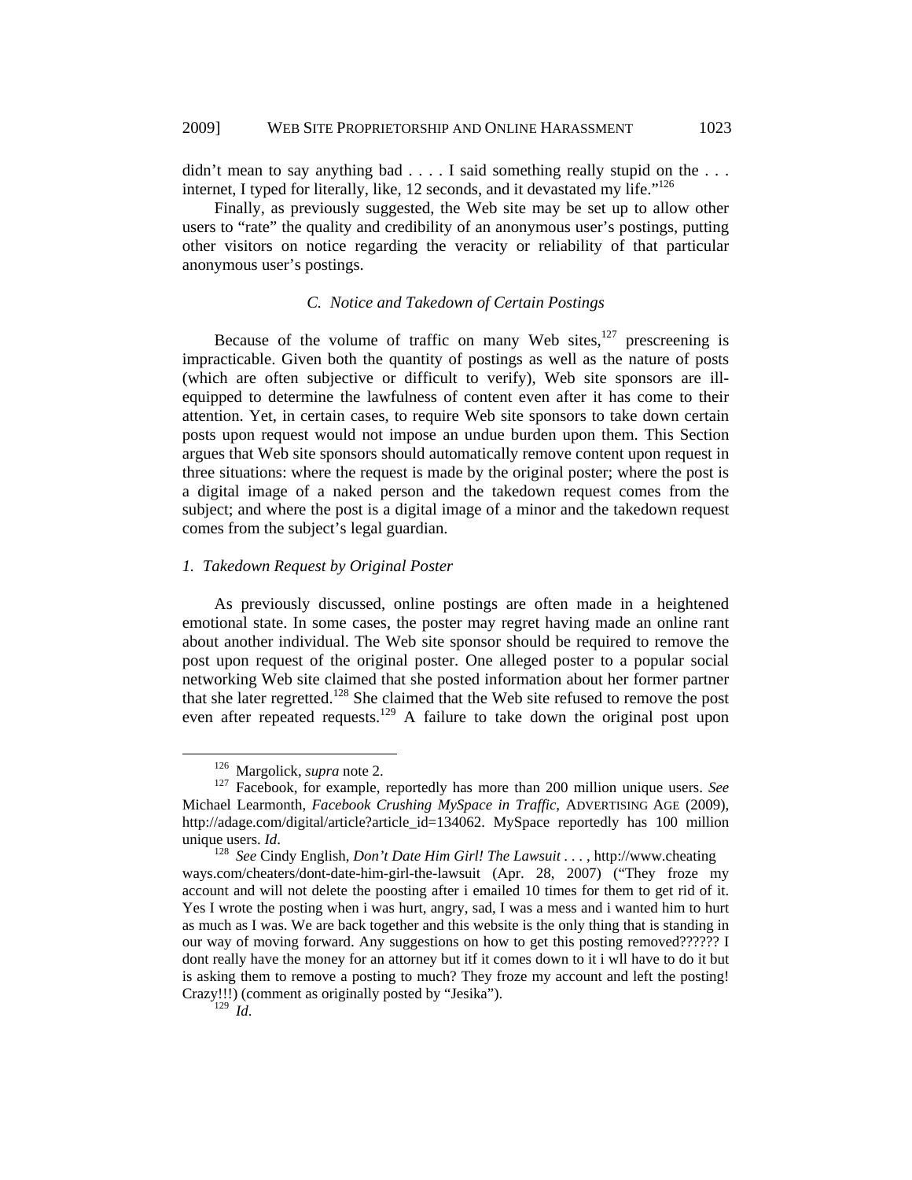didn't mean to say anything bad . . . . I said something really stupid on the . . . internet, I typed for literally, like, 12 seconds, and it devastated my life."[126]

Finally, as previously suggested, the Web site may be set up to allow other users to "rate" the quality and credibility of an anonymous user's postings, putting other visitors on notice regarding the veracity or reliability of that particular anonymous user's postings.

### *C. Notice and Takedown of Certain Postings*

Because of the volume of traffic on many Web sites,[127] prescreening is impracticable. Given both the quantity of postings as well as the nature of posts (which are often subjective or difficult to verify), Web site sponsors are ill-equipped to determine the lawfulness of content even after it has come to their attention. Yet, in certain cases, to require Web site sponsors to take down certain posts upon request would not impose an undue burden upon them. This Section argues that Web site sponsors should automatically remove content upon request in three situations: where the request is made by the original poster; where the post is a digital image of a naked person and the takedown request comes from the subject; and where the post is a digital image of a minor and the takedown request comes from the subject's legal guardian.

#### *1. Takedown Request by Original Poster*

As previously discussed, online postings are often made in a heightened emotional state. In some cases, the poster may regret having made an online rant about another individual. The Web site sponsor should be required to remove the post upon request of the original poster. One alleged poster to a popular social networking Web site claimed that she posted information about her former partner that she later regretted.[128] She claimed that the Web site refused to remove the post even after repeated requests.[129] A failure to take down the original post upon

---

[126] Margolick, *supra* note 2.

[127] Facebook, for example, reportedly has more than 200 million unique users. *See* Michael Learmonth, *Facebook Crushing MySpace in Traffic*, ADVERTISING AGE (2009), http://adage.com/digital/article?article_id=134062. MySpace reportedly has 100 million unique users. *Id*.

[128] *See* Cindy English, *Don't Date Him Girl! The Lawsuit . . .* , http://www.cheatingways.com/cheaters/dont-date-him-girl-the-lawsuit (Apr. 28, 2007) ("They froze my account and will not delete the poosting after i emailed 10 times for them to get rid of it. Yes I wrote the posting when i was hurt, angry, sad, I was a mess and i wanted him to hurt as much as I was. We are back together and this website is the only thing that is standing in our way of moving forward. Any suggestions on how to get this posting removed?????? I dont really have the money for an attorney but itf it comes down to it i wll have to do it but is asking them to remove a posting to much? They froze my account and left the posting! Crazy!!!) (comment as originally posted by "Jesika").

[129] *Id*.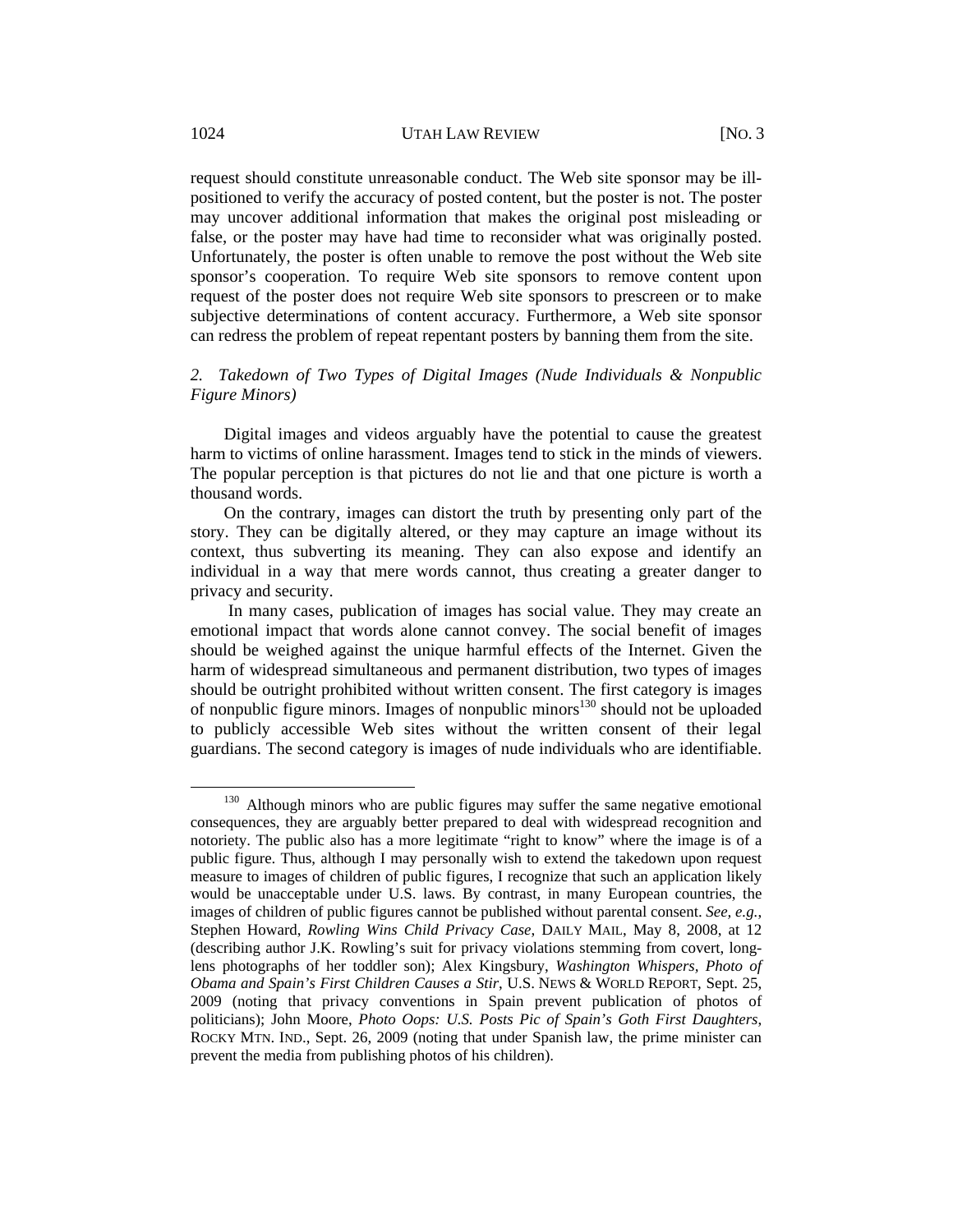request should constitute unreasonable conduct. The Web site sponsor may be ill-positioned to verify the accuracy of posted content, but the poster is not. The poster may uncover additional information that makes the original post misleading or false, or the poster may have had time to reconsider what was originally posted. Unfortunately, the poster is often unable to remove the post without the Web site sponsor's cooperation. To require Web site sponsors to remove content upon request of the poster does not require Web site sponsors to prescreen or to make subjective determinations of content accuracy. Furthermore, a Web site sponsor can redress the problem of repeat repentant posters by banning them from the site.

### *2. Takedown of Two Types of Digital Images (Nude Individuals & Nonpublic Figure Minors)*

Digital images and videos arguably have the potential to cause the greatest harm to victims of online harassment. Images tend to stick in the minds of viewers. The popular perception is that pictures do not lie and that one picture is worth a thousand words.

On the contrary, images can distort the truth by presenting only part of the story. They can be digitally altered, or they may capture an image without its context, thus subverting its meaning. They can also expose and identify an individual in a way that mere words cannot, thus creating a greater danger to privacy and security.

In many cases, publication of images has social value. They may create an emotional impact that words alone cannot convey. The social benefit of images should be weighed against the unique harmful effects of the Internet. Given the harm of widespread simultaneous and permanent distribution, two types of images should be outright prohibited without written consent. The first category is images of nonpublic figure minors. Images of nonpublic minors[130] should not be uploaded to publicly accessible Web sites without the written consent of their legal guardians. The second category is images of nude individuals who are identifiable.

---

[130] Although minors who are public figures may suffer the same negative emotional consequences, they are arguably better prepared to deal with widespread recognition and notoriety. The public also has a more legitimate "right to know" where the image is of a public figure. Thus, although I may personally wish to extend the takedown upon request measure to images of children of public figures, I recognize that such an application likely would be unacceptable under U.S. laws. By contrast, in many European countries, the images of children of public figures cannot be published without parental consent. *See, e.g.*, Stephen Howard, *Rowling Wins Child Privacy Case*, DAILY MAIL, May 8, 2008, at 12 (describing author J.K. Rowling's suit for privacy violations stemming from covert, long-lens photographs of her toddler son); Alex Kingsbury, *Washington Whispers, Photo of Obama and Spain's First Children Causes a Stir*, U.S. NEWS & WORLD REPORT, Sept. 25, 2009 (noting that privacy conventions in Spain prevent publication of photos of politicians); John Moore, *Photo Oops: U.S. Posts Pic of Spain's Goth First Daughters*, ROCKY MTN. IND., Sept. 26, 2009 (noting that under Spanish law, the prime minister can prevent the media from publishing photos of his children).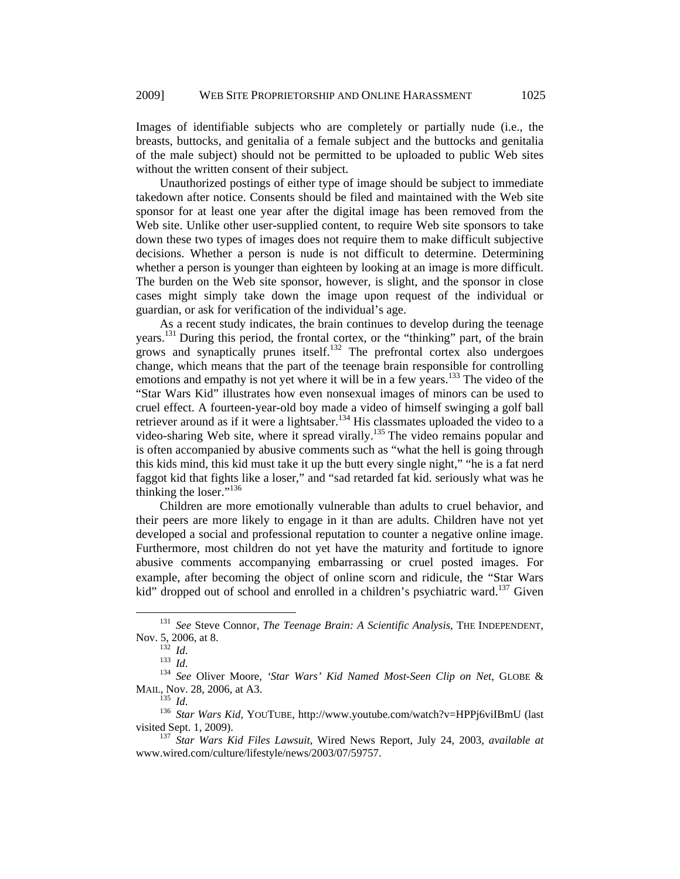Images of identifiable subjects who are completely or partially nude (i.e., the breasts, buttocks, and genitalia of a female subject and the buttocks and genitalia of the male subject) should not be permitted to be uploaded to public Web sites without the written consent of their subject.

Unauthorized postings of either type of image should be subject to immediate takedown after notice. Consents should be filed and maintained with the Web site sponsor for at least one year after the digital image has been removed from the Web site. Unlike other user-supplied content, to require Web site sponsors to take down these two types of images does not require them to make difficult subjective decisions. Whether a person is nude is not difficult to determine. Determining whether a person is younger than eighteen by looking at an image is more difficult. The burden on the Web site sponsor, however, is slight, and the sponsor in close cases might simply take down the image upon request of the individual or guardian, or ask for verification of the individual's age.

As a recent study indicates, the brain continues to develop during the teenage years.[131] During this period, the frontal cortex, or the "thinking" part, of the brain grows and synaptically prunes itself.[132] The prefrontal cortex also undergoes change, which means that the part of the teenage brain responsible for controlling emotions and empathy is not yet where it will be in a few years.[133] The video of the "Star Wars Kid" illustrates how even nonsexual images of minors can be used to cruel effect. A fourteen-year-old boy made a video of himself swinging a golf ball retriever around as if it were a lightsaber.[134] His classmates uploaded the video to a video-sharing Web site, where it spread virally.[135] The video remains popular and is often accompanied by abusive comments such as "what the hell is going through this kids mind, this kid must take it up the butt every single night," "he is a fat nerd faggot kid that fights like a loser," and "sad retarded fat kid. seriously what was he thinking the loser."[136]

Children are more emotionally vulnerable than adults to cruel behavior, and their peers are more likely to engage in it than are adults. Children have not yet developed a social and professional reputation to counter a negative online image. Furthermore, most children do not yet have the maturity and fortitude to ignore abusive comments accompanying embarrassing or cruel posted images. For example, after becoming the object of online scorn and ridicule, the "Star Wars kid" dropped out of school and enrolled in a children's psychiatric ward.[137] Given

---

[131] *See* Steve Connor, *The Teenage Brain: A Scientific Analysis*, THE INDEPENDENT, Nov. 5, 2006, at 8.

[132] *Id*.

[133] *Id*.

[134] *See* Oliver Moore, *'Star Wars' Kid Named Most-Seen Clip on Net*, GLOBE & MAIL, Nov. 28, 2006, at A3.

[135] *Id*.

[136] *Star Wars Kid*, YOUTUBE, http://www.youtube.com/watch?v=HPPj6viIBmU (last visited Sept. 1, 2009).

[137] *Star Wars Kid Files Lawsuit*, Wired News Report, July 24, 2003, *available at* www.wired.com/culture/lifestyle/news/2003/07/59757.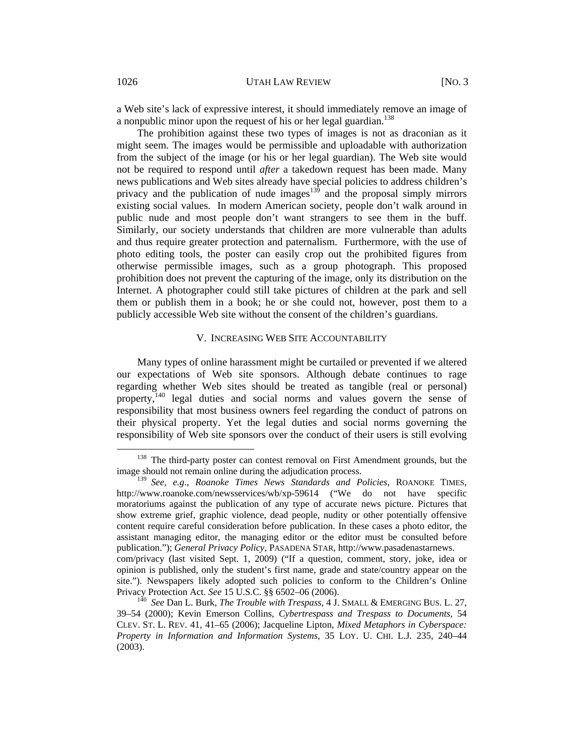a Web site's lack of expressive interest, it should immediately remove an image of a nonpublic minor upon the request of his or her legal guardian.[138]

The prohibition against these two types of images is not as draconian as it might seem. The images would be permissible and uploadable with authorization from the subject of the image (or his or her legal guardian). The Web site would not be required to respond until *after* a takedown request has been made. Many news publications and Web sites already have special policies to address children's privacy and the publication of nude images[139] and the proposal simply mirrors existing social values. In modern American society, people don't walk around in public nude and most people don't want strangers to see them in the buff. Similarly, our society understands that children are more vulnerable than adults and thus require greater protection and paternalism. Furthermore, with the use of photo editing tools, the poster can easily crop out the prohibited figures from otherwise permissible images, such as a group photograph. This proposed prohibition does not prevent the capturing of the image, only its distribution on the Internet. A photographer could still take pictures of children at the park and sell them or publish them in a book; he or she could not, however, post them to a publicly accessible Web site without the consent of the children's guardians.

## V. Increasing Web Site Accountability

Many types of online harassment might be curtailed or prevented if we altered our expectations of Web site sponsors. Although debate continues to rage regarding whether Web sites should be treated as tangible (real or personal) property,[140] legal duties and social norms and values govern the sense of responsibility that most business owners feel regarding the conduct of patrons on their physical property. Yet the legal duties and social norms governing the responsibility of Web site sponsors over the conduct of their users is still evolving

---

[138] The third-party poster can contest removal on First Amendment grounds, but the image should not remain online during the adjudication process.

[139] *See, e.g.*, *Roanoke Times News Standards and Policies*, ROANOKE TIMES, http://www.roanoke.com/newsservices/wb/xp-59614 ("We do not have specific moratoriums against the publication of any type of accurate news picture. Pictures that show extreme grief, graphic violence, dead people, nudity or other potentially offensive content require careful consideration before publication. In these cases a photo editor, the assistant managing editor, the managing editor or the editor must be consulted before publication."); *General Privacy Policy*, PASADENA STAR, http://www.pasadenastarnews.com/privacy (last visited Sept. 1, 2009) ("If a question, comment, story, joke, idea or opinion is published, only the student's first name, grade and state/country appear on the site."). Newspapers likely adopted such policies to conform to the Children's Online Privacy Protection Act. *See* 15 U.S.C. §§ 6502–06 (2006).

[140] *See* Dan L. Burk, *The Trouble with Trespass*, 4 J. SMALL & EMERGING BUS. L. 27, 39–54 (2000); Kevin Emerson Collins, *Cybertrespass and Trespass to Documents*, 54 CLEV. ST. L. REV. 41, 41–65 (2006); Jacqueline Lipton, *Mixed Metaphors in Cyberspace: Property in Information and Information Systems*, 35 LOY. U. CHI. L.J. 235, 240–44 (2003).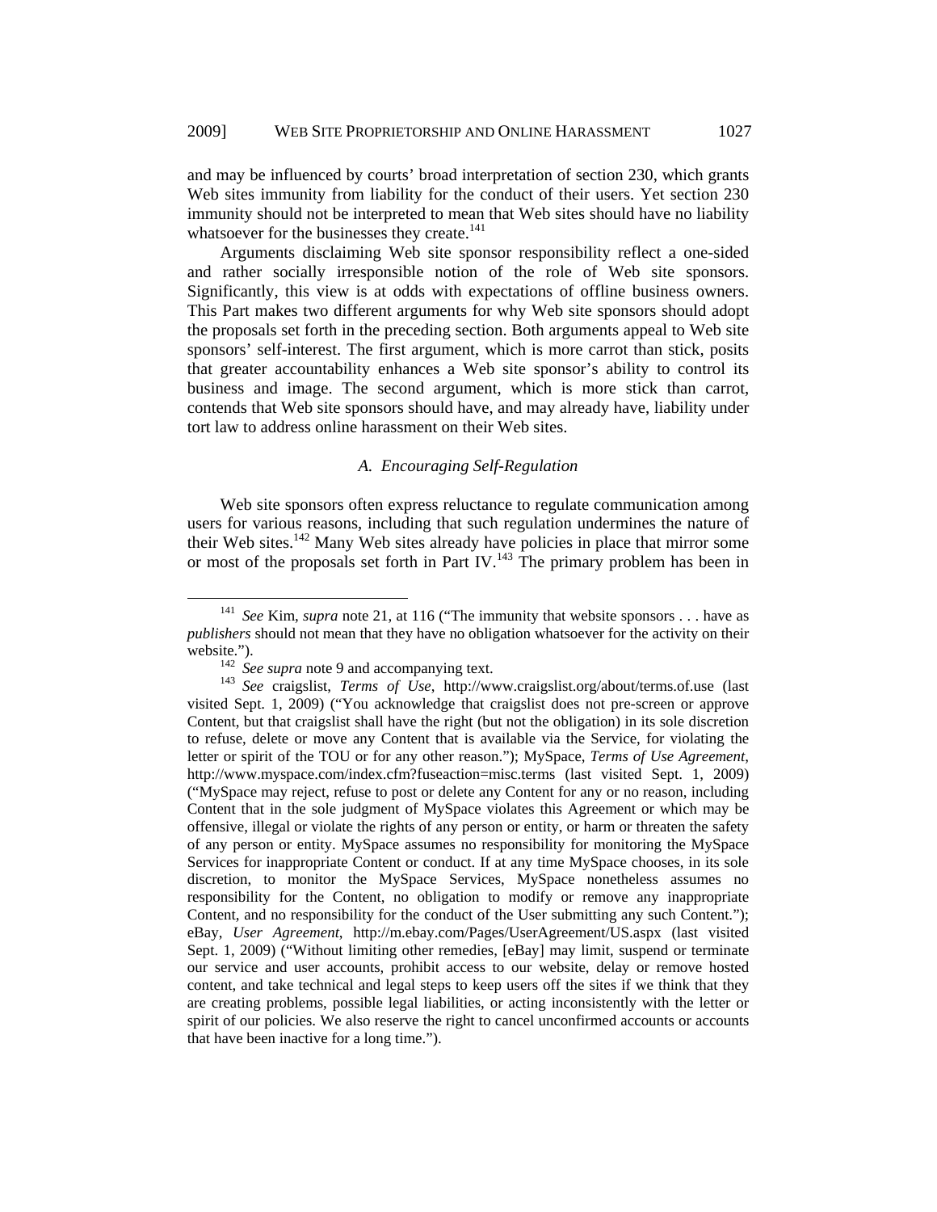and may be influenced by courts' broad interpretation of section 230, which grants Web sites immunity from liability for the conduct of their users. Yet section 230 immunity should not be interpreted to mean that Web sites should have no liability whatsoever for the businesses they create.[141]

Arguments disclaiming Web site sponsor responsibility reflect a one-sided and rather socially irresponsible notion of the role of Web site sponsors. Significantly, this view is at odds with expectations of offline business owners. This Part makes two different arguments for why Web site sponsors should adopt the proposals set forth in the preceding section. Both arguments appeal to Web site sponsors' self-interest. The first argument, which is more carrot than stick, posits that greater accountability enhances a Web site sponsor's ability to control its business and image. The second argument, which is more stick than carrot, contends that Web site sponsors should have, and may already have, liability under tort law to address online harassment on their Web sites.

### *A. Encouraging Self-Regulation*

Web site sponsors often express reluctance to regulate communication among users for various reasons, including that such regulation undermines the nature of their Web sites.[142] Many Web sites already have policies in place that mirror some or most of the proposals set forth in Part IV.[143] The primary problem has been in

---

[141] *See* Kim, *supra* note 21, at 116 ("The immunity that website sponsors . . . have as *publishers* should not mean that they have no obligation whatsoever for the activity on their website.").

[142] *See supra* note 9 and accompanying text.

[143] *See* craigslist, *Terms of Use*, http://www.craigslist.org/about/terms.of.use (last visited Sept. 1, 2009) ("You acknowledge that craigslist does not pre-screen or approve Content, but that craigslist shall have the right (but not the obligation) in its sole discretion to refuse, delete or move any Content that is available via the Service, for violating the letter or spirit of the TOU or for any other reason."); MySpace, *Terms of Use Agreement*, http://www.myspace.com/index.cfm?fuseaction=misc.terms (last visited Sept. 1, 2009) ("MySpace may reject, refuse to post or delete any Content for any or no reason, including Content that in the sole judgment of MySpace violates this Agreement or which may be offensive, illegal or violate the rights of any person or entity, or harm or threaten the safety of any person or entity. MySpace assumes no responsibility for monitoring the MySpace Services for inappropriate Content or conduct. If at any time MySpace chooses, in its sole discretion, to monitor the MySpace Services, MySpace nonetheless assumes no responsibility for the Content, no obligation to modify or remove any inappropriate Content, and no responsibility for the conduct of the User submitting any such Content."); eBay, *User Agreement*, http://m.ebay.com/Pages/UserAgreement/US.aspx (last visited Sept. 1, 2009) ("Without limiting other remedies, [eBay] may limit, suspend or terminate our service and user accounts, prohibit access to our website, delay or remove hosted content, and take technical and legal steps to keep users off the sites if we think that they are creating problems, possible legal liabilities, or acting inconsistently with the letter or spirit of our policies. We also reserve the right to cancel unconfirmed accounts or accounts that have been inactive for a long time.").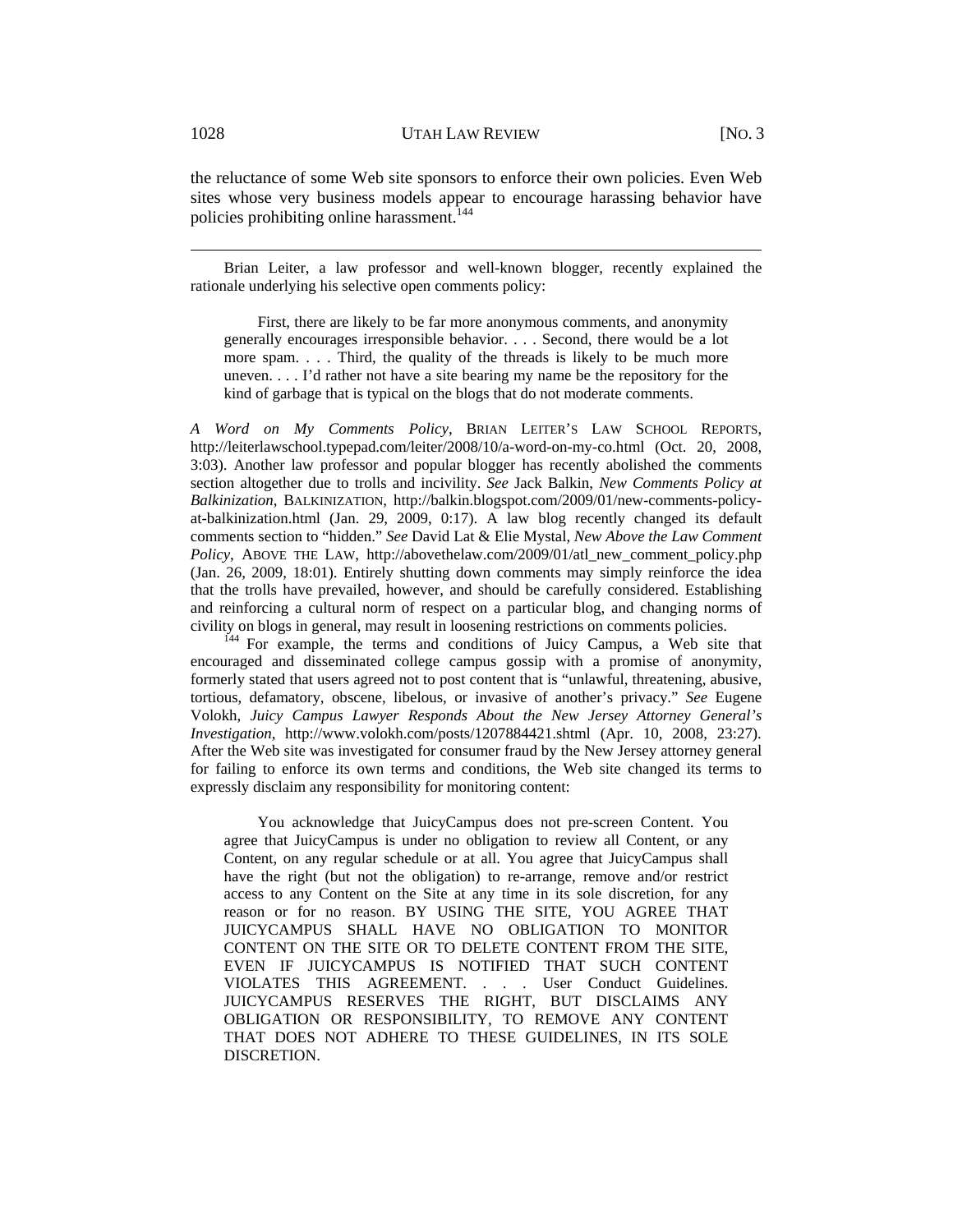the reluctance of some Web site sponsors to enforce their own policies. Even Web sites whose very business models appear to encourage harassing behavior have policies prohibiting online harassment.[144]

---

Brian Leiter, a law professor and well-known blogger, recently explained the rationale underlying his selective open comments policy:

> First, there are likely to be far more anonymous comments, and anonymity generally encourages irresponsible behavior. . . . Second, there would be a lot more spam. . . . Third, the quality of the threads is likely to be much more uneven. . . . I'd rather not have a site bearing my name be the repository for the kind of garbage that is typical on the blogs that do not moderate comments.

*A Word on My Comments Policy*, BRIAN LEITER'S LAW SCHOOL REPORTS, http://leiterlawschool.typepad.com/leiter/2008/10/a-word-on-my-co.html (Oct. 20, 2008, 3:03). Another law professor and popular blogger has recently abolished the comments section altogether due to trolls and incivility. *See* Jack Balkin, *New Comments Policy at Balkinization*, BALKINIZATION, http://balkin.blogspot.com/2009/01/new-comments-policy-at-balkinization.html (Jan. 29, 2009, 0:17). A law blog recently changed its default comments section to "hidden." *See* David Lat & Elie Mystal, *New Above the Law Comment Policy*, ABOVE THE LAW, http://abovethelaw.com/2009/01/atl_new_comment_policy.php (Jan. 26, 2009, 18:01). Entirely shutting down comments may simply reinforce the idea that the trolls have prevailed, however, and should be carefully considered. Establishing and reinforcing a cultural norm of respect on a particular blog, and changing norms of civility on blogs in general, may result in loosening restrictions on comments policies.

[144] For example, the terms and conditions of Juicy Campus, a Web site that encouraged and disseminated college campus gossip with a promise of anonymity, formerly stated that users agreed not to post content that is "unlawful, threatening, abusive, tortious, defamatory, obscene, libelous, or invasive of another's privacy." *See* Eugene Volokh, *Juicy Campus Lawyer Responds About the New Jersey Attorney General's Investigation*, http://www.volokh.com/posts/1207884421.shtml (Apr. 10, 2008, 23:27). After the Web site was investigated for consumer fraud by the New Jersey attorney general for failing to enforce its own terms and conditions, the Web site changed its terms to expressly disclaim any responsibility for monitoring content:

> You acknowledge that JuicyCampus does not pre-screen Content. You agree that JuicyCampus is under no obligation to review all Content, or any Content, on any regular schedule or at all. You agree that JuicyCampus shall have the right (but not the obligation) to re-arrange, remove and/or restrict access to any Content on the Site at any time in its sole discretion, for any reason or for no reason. BY USING THE SITE, YOU AGREE THAT JUICYCAMPUS SHALL HAVE NO OBLIGATION TO MONITOR CONTENT ON THE SITE OR TO DELETE CONTENT FROM THE SITE, EVEN IF JUICYCAMPUS IS NOTIFIED THAT SUCH CONTENT VIOLATES THIS AGREEMENT. . . . User Conduct Guidelines. JUICYCAMPUS RESERVES THE RIGHT, BUT DISCLAIMS ANY OBLIGATION OR RESPONSIBILITY, TO REMOVE ANY CONTENT THAT DOES NOT ADHERE TO THESE GUIDELINES, IN ITS SOLE DISCRETION.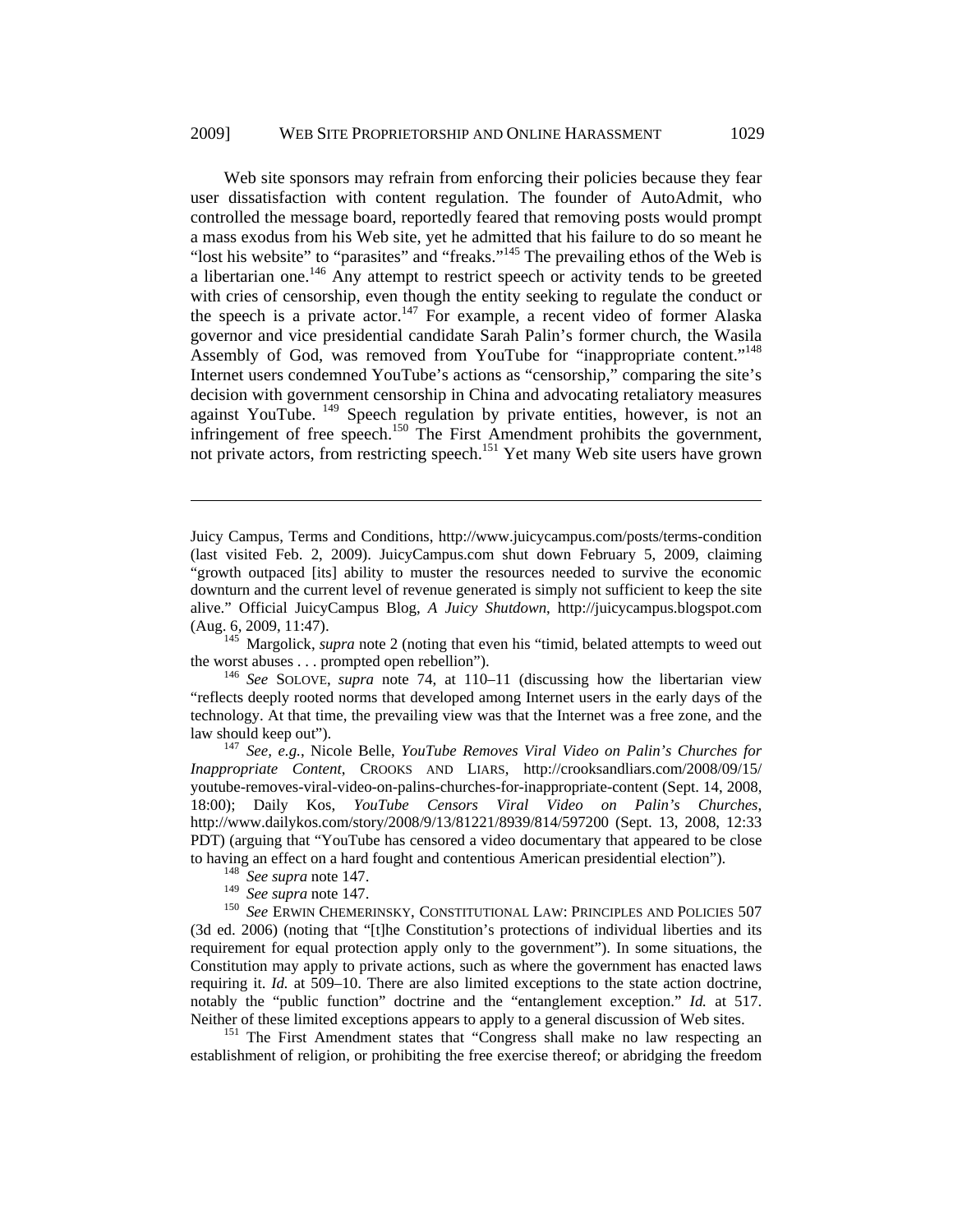Web site sponsors may refrain from enforcing their policies because they fear user dissatisfaction with content regulation. The founder of AutoAdmit, who controlled the message board, reportedly feared that removing posts would prompt a mass exodus from his Web site, yet he admitted that his failure to do so meant he "lost his website" to "parasites" and "freaks."[145] The prevailing ethos of the Web is a libertarian one.[146] Any attempt to restrict speech or activity tends to be greeted with cries of censorship, even though the entity seeking to regulate the conduct or the speech is a private actor.[147] For example, a recent video of former Alaska governor and vice presidential candidate Sarah Palin's former church, the Wasila Assembly of God, was removed from YouTube for "inappropriate content."[148] Internet users condemned YouTube's actions as "censorship," comparing the site's decision with government censorship in China and advocating retaliatory measures against YouTube.[149] Speech regulation by private entities, however, is not an infringement of free speech.[150] The First Amendment prohibits the government, not private actors, from restricting speech.[151] Yet many Web site users have grown

---

Juicy Campus, Terms and Conditions, http://www.juicycampus.com/posts/terms-condition (last visited Feb. 2, 2009). JuicyCampus.com shut down February 5, 2009, claiming "growth outpaced [its] ability to muster the resources needed to survive the economic downturn and the current level of revenue generated is simply not sufficient to keep the site alive." Official JuicyCampus Blog, *A Juicy Shutdown*, http://juicycampus.blogspot.com (Aug. 6, 2009, 11:47).

[145] Margolick, *supra* note 2 (noting that even his "timid, belated attempts to weed out the worst abuses . . . prompted open rebellion").

[146] *See* SOLOVE, *supra* note 74, at 110–11 (discussing how the libertarian view "reflects deeply rooted norms that developed among Internet users in the early days of the technology. At that time, the prevailing view was that the Internet was a free zone, and the law should keep out").

[147] *See, e.g.*, Nicole Belle, *YouTube Removes Viral Video on Palin's Churches for Inappropriate Content*, CROOKS AND LIARS, http://crooksandliars.com/2008/09/15/youtube-removes-viral-video-on-palins-churches-for-inappropriate-content (Sept. 14, 2008, 18:00); Daily Kos, *YouTube Censors Viral Video on Palin's Churches*, http://www.dailykos.com/story/2008/9/13/81221/8939/814/597200 (Sept. 13, 2008, 12:33 PDT) (arguing that "YouTube has censored a video documentary that appeared to be close to having an effect on a hard fought and contentious American presidential election").

[148] *See supra* note 147.

[149] *See supra* note 147.

[150] *See* ERWIN CHEMERINSKY, CONSTITUTIONAL LAW: PRINCIPLES AND POLICIES 507 (3d ed. 2006) (noting that "[t]he Constitution's protections of individual liberties and its requirement for equal protection apply only to the government"). In some situations, the Constitution may apply to private actions, such as where the government has enacted laws requiring it. *Id.* at 509–10. There are also limited exceptions to the state action doctrine, notably the "public function" doctrine and the "entanglement exception." *Id.* at 517. Neither of these limited exceptions appears to apply to a general discussion of Web sites.

[151] The First Amendment states that "Congress shall make no law respecting an establishment of religion, or prohibiting the free exercise thereof; or abridging the freedom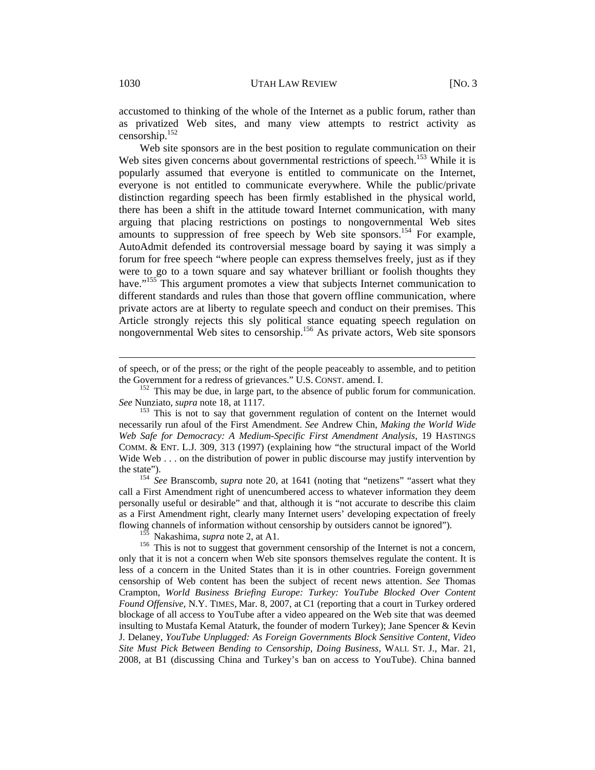accustomed to thinking of the whole of the Internet as a public forum, rather than as privatized Web sites, and many view attempts to restrict activity as censorship.[152]

Web site sponsors are in the best position to regulate communication on their Web sites given concerns about governmental restrictions of speech.[153] While it is popularly assumed that everyone is entitled to communicate on the Internet, everyone is not entitled to communicate everywhere. While the public/private distinction regarding speech has been firmly established in the physical world, there has been a shift in the attitude toward Internet communication, with many arguing that placing restrictions on postings to nongovernmental Web sites amounts to suppression of free speech by Web site sponsors.[154] For example, AutoAdmit defended its controversial message board by saying it was simply a forum for free speech "where people can express themselves freely, just as if they were to go to a town square and say whatever brilliant or foolish thoughts they have."[155] This argument promotes a view that subjects Internet communication to different standards and rules than those that govern offline communication, where private actors are at liberty to regulate speech and conduct on their premises. This Article strongly rejects this sly political stance equating speech regulation on nongovernmental Web sites to censorship.[156] As private actors, Web site sponsors

---

of speech, or of the press; or the right of the people peaceably to assemble, and to petition the Government for a redress of grievances." U.S. CONST. amend. I.

[152] This may be due, in large part, to the absence of public forum for communication. *See* Nunziato, *supra* note 18, at 1117.

[153] This is not to say that government regulation of content on the Internet would necessarily run afoul of the First Amendment. *See* Andrew Chin, *Making the World Wide Web Safe for Democracy: A Medium-Specific First Amendment Analysis*, 19 HASTINGS COMM. & ENT. L.J. 309, 313 (1997) (explaining how "the structural impact of the World Wide Web . . . on the distribution of power in public discourse may justify intervention by the state").

[154] *See* Branscomb, *supra* note 20, at 1641 (noting that "netizens" "assert what they call a First Amendment right of unencumbered access to whatever information they deem personally useful or desirable" and that, although it is "not accurate to describe this claim as a First Amendment right, clearly many Internet users' developing expectation of freely flowing channels of information without censorship by outsiders cannot be ignored").

[155] Nakashima, *supra* note 2, at A1.

[156] This is not to suggest that government censorship of the Internet is not a concern, only that it is not a concern when Web site sponsors themselves regulate the content. It is less of a concern in the United States than it is in other countries. Foreign government censorship of Web content has been the subject of recent news attention. *See* Thomas Crampton, *World Business Briefing Europe: Turkey: YouTube Blocked Over Content Found Offensive*, N.Y. TIMES, Mar. 8, 2007, at C1 (reporting that a court in Turkey ordered blockage of all access to YouTube after a video appeared on the Web site that was deemed insulting to Mustafa Kemal Ataturk, the founder of modern Turkey); Jane Spencer & Kevin J. Delaney, *YouTube Unplugged: As Foreign Governments Block Sensitive Content, Video Site Must Pick Between Bending to Censorship, Doing Business*, WALL ST. J., Mar. 21, 2008, at B1 (discussing China and Turkey's ban on access to YouTube). China banned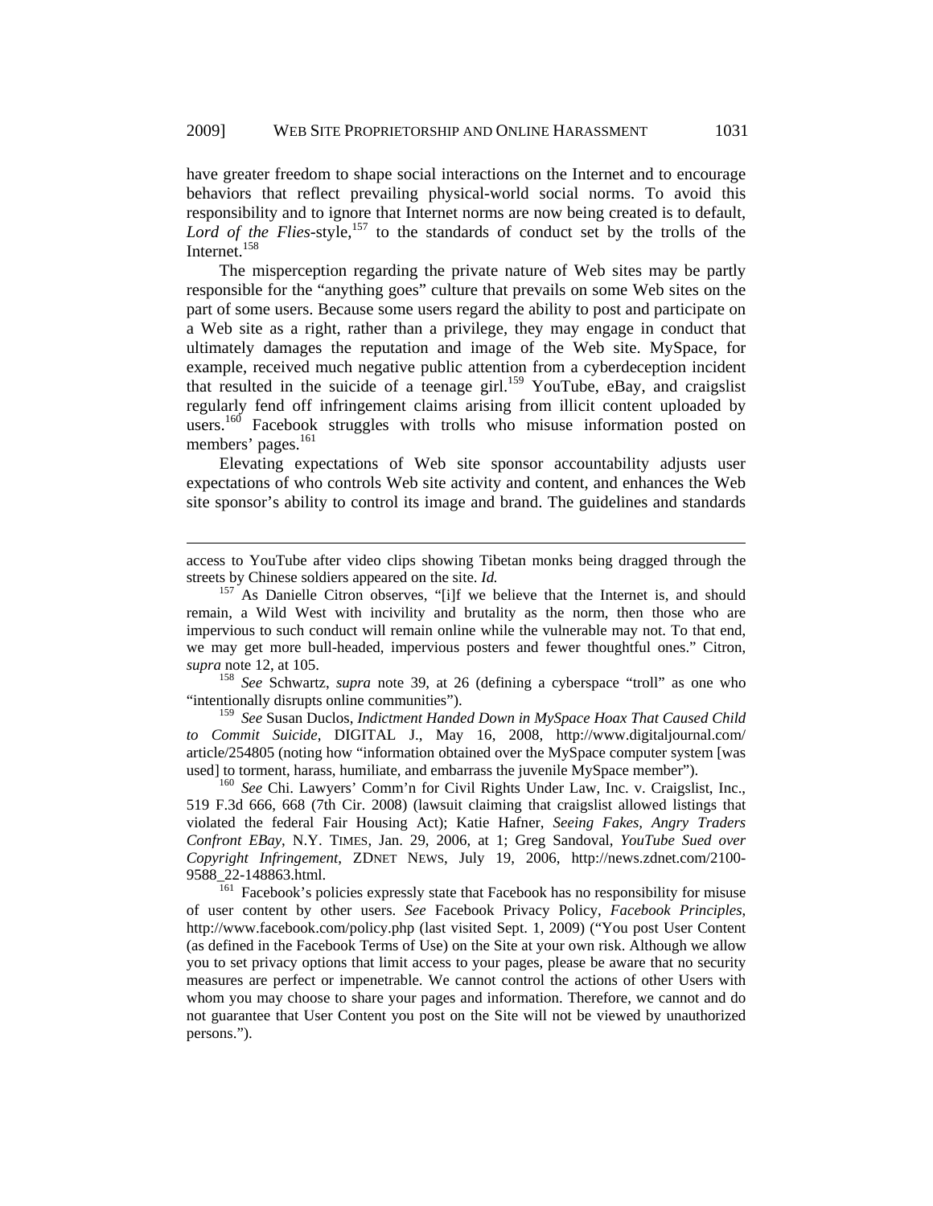have greater freedom to shape social interactions on the Internet and to encourage behaviors that reflect prevailing physical-world social norms. To avoid this responsibility and to ignore that Internet norms are now being created is to default, *Lord of the Flies*-style,[157] to the standards of conduct set by the trolls of the Internet.[158]

The misperception regarding the private nature of Web sites may be partly responsible for the "anything goes" culture that prevails on some Web sites on the part of some users. Because some users regard the ability to post and participate on a Web site as a right, rather than a privilege, they may engage in conduct that ultimately damages the reputation and image of the Web site. MySpace, for example, received much negative public attention from a cyberdeception incident that resulted in the suicide of a teenage girl.[159] YouTube, eBay, and craigslist regularly fend off infringement claims arising from illicit content uploaded by users.[160] Facebook struggles with trolls who misuse information posted on members' pages.[161]

Elevating expectations of Web site sponsor accountability adjusts user expectations of who controls Web site activity and content, and enhances the Web site sponsor's ability to control its image and brand. The guidelines and standards

---

access to YouTube after video clips showing Tibetan monks being dragged through the streets by Chinese soldiers appeared on the site. *Id.*

[157] As Danielle Citron observes, "[i]f we believe that the Internet is, and should remain, a Wild West with incivility and brutality as the norm, then those who are impervious to such conduct will remain online while the vulnerable may not. To that end, we may get more bull-headed, impervious posters and fewer thoughtful ones." Citron, *supra* note 12, at 105.

[158] *See* Schwartz, *supra* note 39, at 26 (defining a cyberspace "troll" as one who "intentionally disrupts online communities").

[159] *See* Susan Duclos, *Indictment Handed Down in MySpace Hoax That Caused Child to Commit Suicide*, DIGITAL J., May 16, 2008, http://www.digitaljournal.com/article/254805 (noting how "information obtained over the MySpace computer system [was used] to torment, harass, humiliate, and embarrass the juvenile MySpace member").

[160] *See* Chi. Lawyers' Comm'n for Civil Rights Under Law, Inc. v. Craigslist, Inc., 519 F.3d 666, 668 (7th Cir. 2008) (lawsuit claiming that craigslist allowed listings that violated the federal Fair Housing Act); Katie Hafner, *Seeing Fakes, Angry Traders Confront EBay*, N.Y. TIMES, Jan. 29, 2006, at 1; Greg Sandoval, *YouTube Sued over Copyright Infringement*, ZDNET NEWS, July 19, 2006, http://news.zdnet.com/2100-9588_22-148863.html.

[161] Facebook's policies expressly state that Facebook has no responsibility for misuse of user content by other users. *See* Facebook Privacy Policy, *Facebook Principles*, http://www.facebook.com/policy.php (last visited Sept. 1, 2009) ("You post User Content (as defined in the Facebook Terms of Use) on the Site at your own risk. Although we allow you to set privacy options that limit access to your pages, please be aware that no security measures are perfect or impenetrable. We cannot control the actions of other Users with whom you may choose to share your pages and information. Therefore, we cannot and do not guarantee that User Content you post on the Site will not be viewed by unauthorized persons.").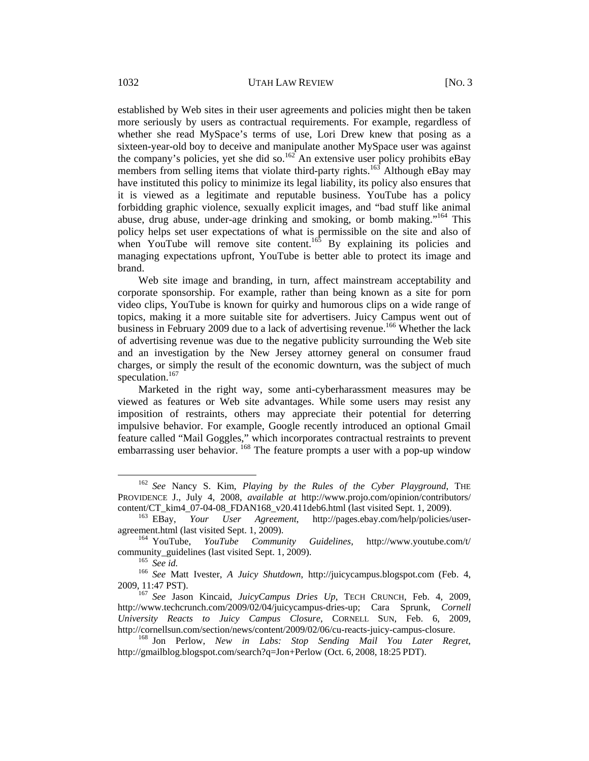established by Web sites in their user agreements and policies might then be taken more seriously by users as contractual requirements. For example, regardless of whether she read MySpace's terms of use, Lori Drew knew that posing as a sixteen-year-old boy to deceive and manipulate another MySpace user was against the company's policies, yet she did so.[162] An extensive user policy prohibits eBay members from selling items that violate third-party rights.[163] Although eBay may have instituted this policy to minimize its legal liability, its policy also ensures that it is viewed as a legitimate and reputable business. YouTube has a policy forbidding graphic violence, sexually explicit images, and "bad stuff like animal abuse, drug abuse, under-age drinking and smoking, or bomb making."[164] This policy helps set user expectations of what is permissible on the site and also of when YouTube will remove site content.[165] By explaining its policies and managing expectations upfront, YouTube is better able to protect its image and brand.

Web site image and branding, in turn, affect mainstream acceptability and corporate sponsorship. For example, rather than being known as a site for porn video clips, YouTube is known for quirky and humorous clips on a wide range of topics, making it a more suitable site for advertisers. Juicy Campus went out of business in February 2009 due to a lack of advertising revenue.[166] Whether the lack of advertising revenue was due to the negative publicity surrounding the Web site and an investigation by the New Jersey attorney general on consumer fraud charges, or simply the result of the economic downturn, was the subject of much speculation.[167]

Marketed in the right way, some anti-cyberharassment measures may be viewed as features or Web site advantages. While some users may resist any imposition of restraints, others may appreciate their potential for deterring impulsive behavior. For example, Google recently introduced an optional Gmail feature called "Mail Goggles," which incorporates contractual restraints to prevent embarrassing user behavior.[168] The feature prompts a user with a pop-up window

---

[162] *See* Nancy S. Kim, *Playing by the Rules of the Cyber Playground*, THE PROVIDENCE J., July 4, 2008, *available at* http://www.projo.com/opinion/contributors/content/CT_kim4_07-04-08_FDAN168_v20.411deb6.html (last visited Sept. 1, 2009).

[163] EBay, *Your User Agreement*, http://pages.ebay.com/help/policies/user-agreement.html (last visited Sept. 1, 2009).

[164] YouTube, *YouTube Community Guidelines*, http://www.youtube.com/t/community_guidelines (last visited Sept. 1, 2009).

[165] *See id.*

[166] *See* Matt Ivester, *A Juicy Shutdown*, http://juicycampus.blogspot.com (Feb. 4, 2009, 11:47 PST).

[167] *See* Jason Kincaid, *JuicyCampus Dries Up*, TECH CRUNCH, Feb. 4, 2009, http://www.techcrunch.com/2009/02/04/juicycampus-dries-up; Cara Sprunk, *Cornell University Reacts to Juicy Campus Closure*, CORNELL SUN, Feb. 6, 2009, http://cornellsun.com/section/news/content/2009/02/06/cu-reacts-juicy-campus-closure.

[168] Jon Perlow, *New in Labs: Stop Sending Mail You Later Regret*, http://gmailblog.blogspot.com/search?q=Jon+Perlow (Oct. 6, 2008, 18:25 PDT).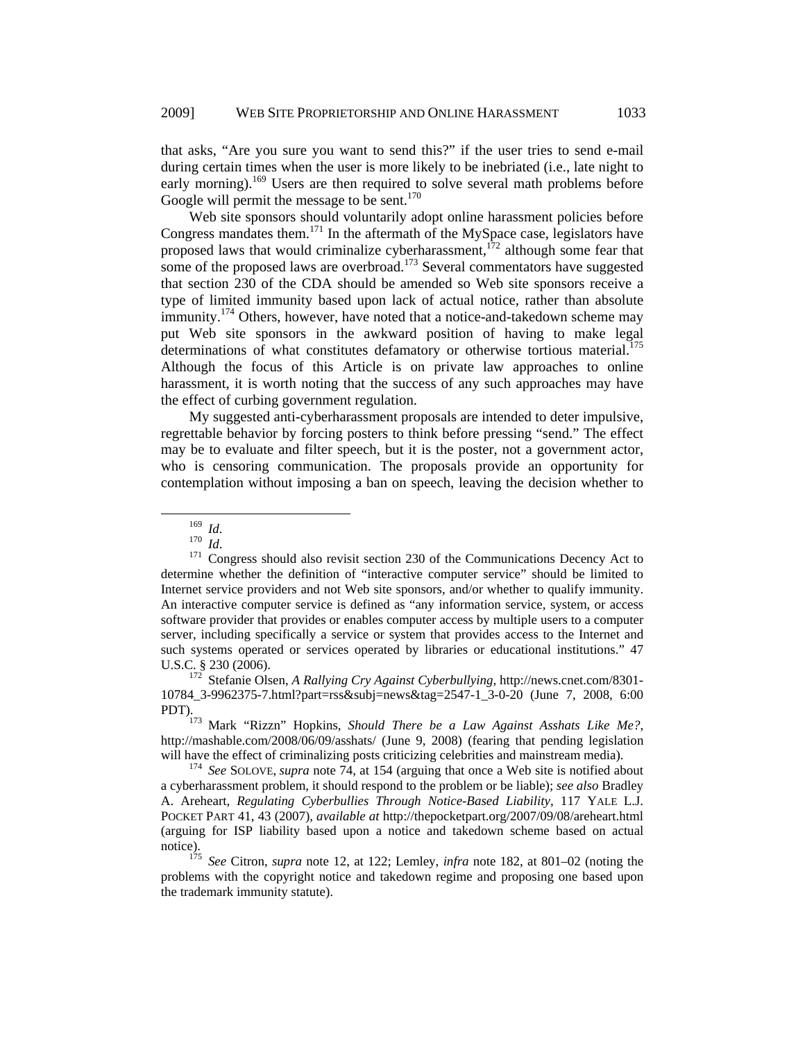that asks, "Are you sure you want to send this?" if the user tries to send e-mail during certain times when the user is more likely to be inebriated (i.e., late night to early morning).[169] Users are then required to solve several math problems before Google will permit the message to be sent.[170]

Web site sponsors should voluntarily adopt online harassment policies before Congress mandates them.[171] In the aftermath of the MySpace case, legislators have proposed laws that would criminalize cyberharassment,[172] although some fear that some of the proposed laws are overbroad.[173] Several commentators have suggested that section 230 of the CDA should be amended so Web site sponsors receive a type of limited immunity based upon lack of actual notice, rather than absolute immunity.[174] Others, however, have noted that a notice-and-takedown scheme may put Web site sponsors in the awkward position of having to make legal determinations of what constitutes defamatory or otherwise tortious material.[175] Although the focus of this Article is on private law approaches to online harassment, it is worth noting that the success of any such approaches may have the effect of curbing government regulation.

My suggested anti-cyberharassment proposals are intended to deter impulsive, regrettable behavior by forcing posters to think before pressing "send." The effect may be to evaluate and filter speech, but it is the poster, not a government actor, who is censoring communication. The proposals provide an opportunity for contemplation without imposing a ban on speech, leaving the decision whether to

---

[169] *Id*.

[170] *Id*.

[171] Congress should also revisit section 230 of the Communications Decency Act to determine whether the definition of "interactive computer service" should be limited to Internet service providers and not Web site sponsors, and/or whether to qualify immunity. An interactive computer service is defined as "any information service, system, or access software provider that provides or enables computer access by multiple users to a computer server, including specifically a service or system that provides access to the Internet and such systems operated or services operated by libraries or educational institutions." 47 U.S.C. § 230 (2006).

[172] Stefanie Olsen, *A Rallying Cry Against Cyberbullying*, http://news.cnet.com/8301-10784_3-9962375-7.html?part=rss&subj=news&tag=2547-1_3-0-20 (June 7, 2008, 6:00 PDT).

[173] Mark "Rizzn" Hopkins, *Should There be a Law Against Asshats Like Me?*, http://mashable.com/2008/06/09/asshats/ (June 9, 2008) (fearing that pending legislation will have the effect of criminalizing posts criticizing celebrities and mainstream media).

[174] *See* SOLOVE, *supra* note 74, at 154 (arguing that once a Web site is notified about a cyberharassment problem, it should respond to the problem or be liable); *see also* Bradley A. Areheart, *Regulating Cyberbullies Through Notice-Based Liability*, 117 YALE L.J. POCKET PART 41, 43 (2007), *available at* http://thepocketpart.org/2007/09/08/areheart.html (arguing for ISP liability based upon a notice and takedown scheme based on actual notice).

[175] *See* Citron, *supra* note 12, at 122; Lemley, *infra* note 182, at 801–02 (noting the problems with the copyright notice and takedown regime and proposing one based upon the trademark immunity statute).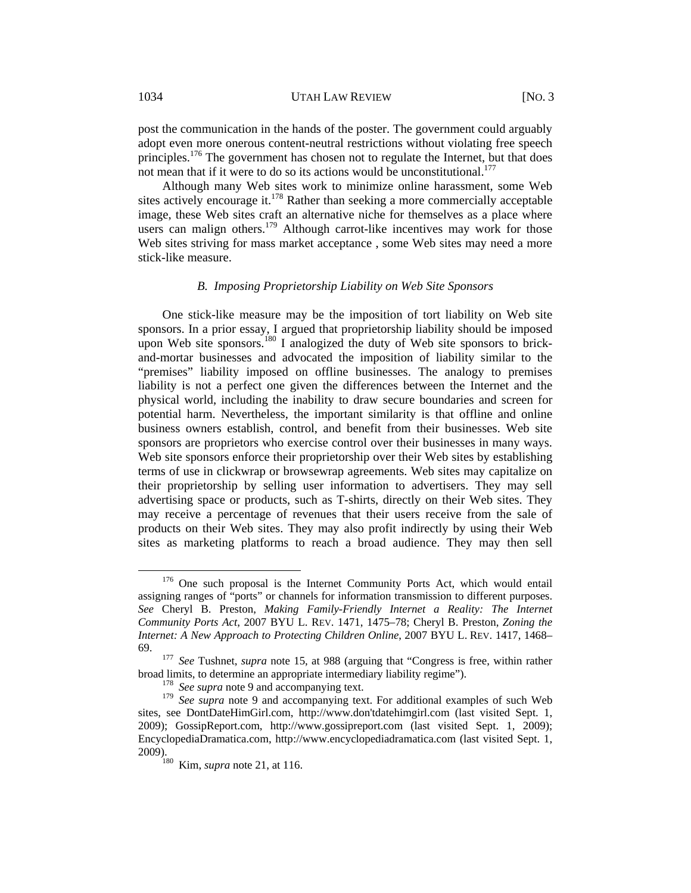post the communication in the hands of the poster. The government could arguably adopt even more onerous content-neutral restrictions without violating free speech principles.[176] The government has chosen not to regulate the Internet, but that does not mean that if it were to do so its actions would be unconstitutional.[177]

Although many Web sites work to minimize online harassment, some Web sites actively encourage it.[178] Rather than seeking a more commercially acceptable image, these Web sites craft an alternative niche for themselves as a place where users can malign others.[179] Although carrot-like incentives may work for those Web sites striving for mass market acceptance , some Web sites may need a more stick-like measure.

### *B. Imposing Proprietorship Liability on Web Site Sponsors*

One stick-like measure may be the imposition of tort liability on Web site sponsors. In a prior essay, I argued that proprietorship liability should be imposed upon Web site sponsors.[180] I analogized the duty of Web site sponsors to brick-and-mortar businesses and advocated the imposition of liability similar to the "premises" liability imposed on offline businesses. The analogy to premises liability is not a perfect one given the differences between the Internet and the physical world, including the inability to draw secure boundaries and screen for potential harm. Nevertheless, the important similarity is that offline and online business owners establish, control, and benefit from their businesses. Web site sponsors are proprietors who exercise control over their businesses in many ways. Web site sponsors enforce their proprietorship over their Web sites by establishing terms of use in clickwrap or browsewrap agreements. Web sites may capitalize on their proprietorship by selling user information to advertisers. They may sell advertising space or products, such as T-shirts, directly on their Web sites. They may receive a percentage of revenues that their users receive from the sale of products on their Web sites. They may also profit indirectly by using their Web sites as marketing platforms to reach a broad audience. They may then sell

---

[176] One such proposal is the Internet Community Ports Act, which would entail assigning ranges of "ports" or channels for information transmission to different purposes. *See* Cheryl B. Preston, *Making Family-Friendly Internet a Reality: The Internet Community Ports Act*, 2007 BYU L. REV. 1471, 1475–78; Cheryl B. Preston, *Zoning the Internet: A New Approach to Protecting Children Online*, 2007 BYU L. REV. 1417, 1468–69.

[177] *See* Tushnet, *supra* note 15, at 988 (arguing that "Congress is free, within rather broad limits, to determine an appropriate intermediary liability regime").

[178] *See supra* note 9 and accompanying text.

[179] *See supra* note 9 and accompanying text. For additional examples of such Web sites, see DontDateHimGirl.com, http://www.don'tdatehimgirl.com (last visited Sept. 1, 2009); GossipReport.com, http://www.gossipreport.com (last visited Sept. 1, 2009); EncyclopediaDramatica.com, http://www.encyclopediadramatica.com (last visited Sept. 1, 2009).

[180] Kim, *supra* note 21, at 116.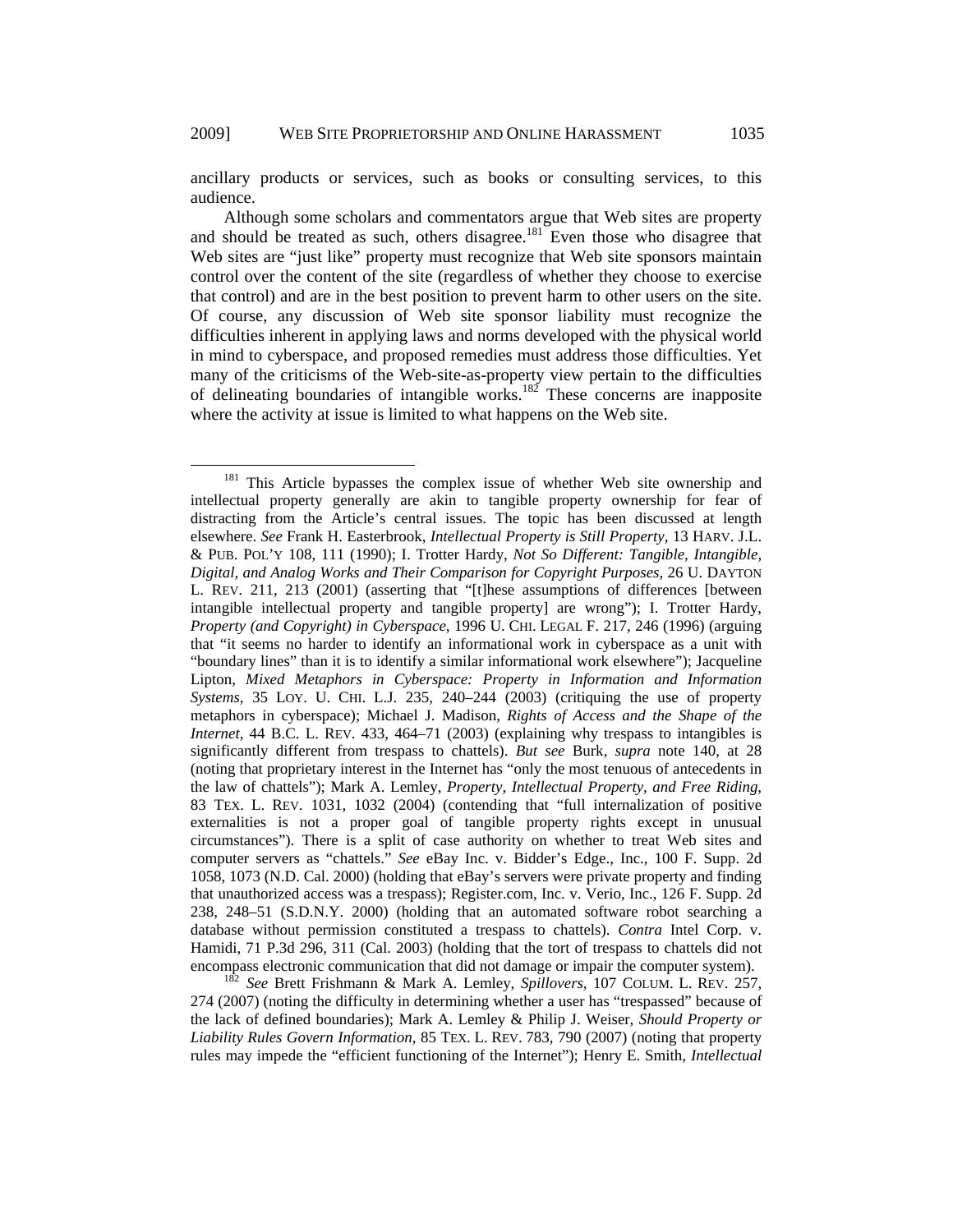ancillary products or services, such as books or consulting services, to this audience.

Although some scholars and commentators argue that Web sites are property and should be treated as such, others disagree.[181] Even those who disagree that Web sites are "just like" property must recognize that Web site sponsors maintain control over the content of the site (regardless of whether they choose to exercise that control) and are in the best position to prevent harm to other users on the site. Of course, any discussion of Web site sponsor liability must recognize the difficulties inherent in applying laws and norms developed with the physical world in mind to cyberspace, and proposed remedies must address those difficulties. Yet many of the criticisms of the Web-site-as-property view pertain to the difficulties of delineating boundaries of intangible works.[182] These concerns are inapposite where the activity at issue is limited to what happens on the Web site.

---

[181] This Article bypasses the complex issue of whether Web site ownership and intellectual property generally are akin to tangible property ownership for fear of distracting from the Article's central issues. The topic has been discussed at length elsewhere. *See* Frank H. Easterbrook, *Intellectual Property is Still Property*, 13 HARV. J.L. & PUB. POL'Y 108, 111 (1990); I. Trotter Hardy, *Not So Different: Tangible, Intangible, Digital, and Analog Works and Their Comparison for Copyright Purposes*, 26 U. DAYTON L. REV. 211, 213 (2001) (asserting that "[t]hese assumptions of differences [between intangible intellectual property and tangible property] are wrong"); I. Trotter Hardy, *Property (and Copyright) in Cyberspace*, 1996 U. CHI. LEGAL F. 217, 246 (1996) (arguing that "it seems no harder to identify an informational work in cyberspace as a unit with "boundary lines" than it is to identify a similar informational work elsewhere"); Jacqueline Lipton, *Mixed Metaphors in Cyberspace: Property in Information and Information Systems*, 35 LOY. U. CHI. L.J. 235, 240–244 (2003) (critiquing the use of property metaphors in cyberspace); Michael J. Madison, *Rights of Access and the Shape of the Internet*, 44 B.C. L. REV. 433, 464–71 (2003) (explaining why trespass to intangibles is significantly different from trespass to chattels). *But see* Burk, *supra* note 140, at 28 (noting that proprietary interest in the Internet has "only the most tenuous of antecedents in the law of chattels"); Mark A. Lemley, *Property, Intellectual Property, and Free Riding*, 83 TEX. L. REV. 1031, 1032 (2004) (contending that "full internalization of positive externalities is not a proper goal of tangible property rights except in unusual circumstances"). There is a split of case authority on whether to treat Web sites and computer servers as "chattels." *See* eBay Inc. v. Bidder's Edge., Inc., 100 F. Supp. 2d 1058, 1073 (N.D. Cal. 2000) (holding that eBay's servers were private property and finding that unauthorized access was a trespass); Register.com, Inc. v. Verio, Inc., 126 F. Supp. 2d 238, 248–51 (S.D.N.Y. 2000) (holding that an automated software robot searching a database without permission constituted a trespass to chattels). *Contra* Intel Corp. v. Hamidi, 71 P.3d 296, 311 (Cal. 2003) (holding that the tort of trespass to chattels did not encompass electronic communication that did not damage or impair the computer system).

[182] *See* Brett Frishmann & Mark A. Lemley, *Spillovers*, 107 COLUM. L. REV. 257, 274 (2007) (noting the difficulty in determining whether a user has "trespassed" because of the lack of defined boundaries); Mark A. Lemley & Philip J. Weiser, *Should Property or Liability Rules Govern Information*, 85 TEX. L. REV. 783, 790 (2007) (noting that property rules may impede the "efficient functioning of the Internet"); Henry E. Smith, *Intellectual*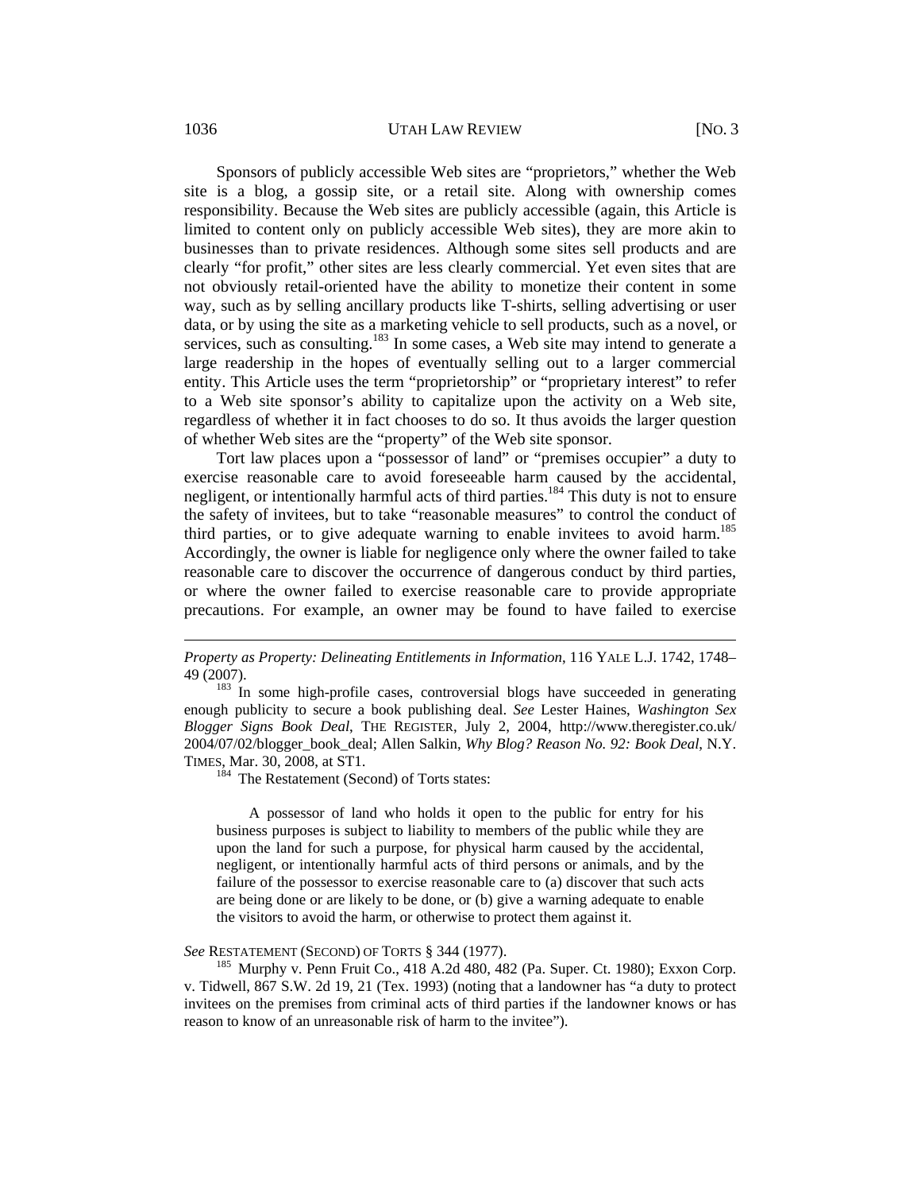Sponsors of publicly accessible Web sites are "proprietors," whether the Web site is a blog, a gossip site, or a retail site. Along with ownership comes responsibility. Because the Web sites are publicly accessible (again, this Article is limited to content only on publicly accessible Web sites), they are more akin to businesses than to private residences. Although some sites sell products and are clearly "for profit," other sites are less clearly commercial. Yet even sites that are not obviously retail-oriented have the ability to monetize their content in some way, such as by selling ancillary products like T-shirts, selling advertising or user data, or by using the site as a marketing vehicle to sell products, such as a novel, or services, such as consulting.[183] In some cases, a Web site may intend to generate a large readership in the hopes of eventually selling out to a larger commercial entity. This Article uses the term "proprietorship" or "proprietary interest" to refer to a Web site sponsor's ability to capitalize upon the activity on a Web site, regardless of whether it in fact chooses to do so. It thus avoids the larger question of whether Web sites are the "property" of the Web site sponsor.

Tort law places upon a "possessor of land" or "premises occupier" a duty to exercise reasonable care to avoid foreseeable harm caused by the accidental, negligent, or intentionally harmful acts of third parties.[184] This duty is not to ensure the safety of invitees, but to take "reasonable measures" to control the conduct of third parties, or to give adequate warning to enable invitees to avoid harm.[185] Accordingly, the owner is liable for negligence only where the owner failed to take reasonable care to discover the occurrence of dangerous conduct by third parties, or where the owner failed to exercise reasonable care to provide appropriate precautions. For example, an owner may be found to have failed to exercise

---

*Property as Property: Delineating Entitlements in Information*, 116 YALE L.J. 1742, 1748–49 (2007).

[183] In some high-profile cases, controversial blogs have succeeded in generating enough publicity to secure a book publishing deal. *See* Lester Haines, *Washington Sex Blogger Signs Book Deal*, THE REGISTER, July 2, 2004, http://www.theregister.co.uk/2004/07/02/blogger_book_deal; Allen Salkin, *Why Blog? Reason No. 92: Book Deal*, N.Y. TIMES, Mar. 30, 2008, at ST1.

[184] The Restatement (Second) of Torts states:

> A possessor of land who holds it open to the public for entry for his business purposes is subject to liability to members of the public while they are upon the land for such a purpose, for physical harm caused by the accidental, negligent, or intentionally harmful acts of third persons or animals, and by the failure of the possessor to exercise reasonable care to (a) discover that such acts are being done or are likely to be done, or (b) give a warning adequate to enable the visitors to avoid the harm, or otherwise to protect them against it.

*See* RESTATEMENT (SECOND) OF TORTS § 344 (1977).

[185] Murphy v. Penn Fruit Co., 418 A.2d 480, 482 (Pa. Super. Ct. 1980); Exxon Corp. v. Tidwell, 867 S.W. 2d 19, 21 (Tex. 1993) (noting that a landowner has "a duty to protect invitees on the premises from criminal acts of third parties if the landowner knows or has reason to know of an unreasonable risk of harm to the invitee").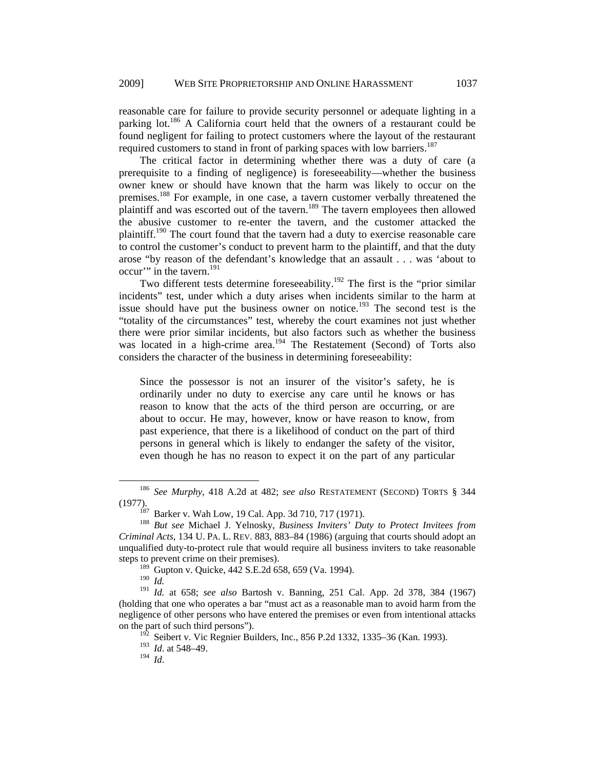reasonable care for failure to provide security personnel or adequate lighting in a parking lot.[186] A California court held that the owners of a restaurant could be found negligent for failing to protect customers where the layout of the restaurant required customers to stand in front of parking spaces with low barriers.[187]

The critical factor in determining whether there was a duty of care (a prerequisite to a finding of negligence) is foreseeability—whether the business owner knew or should have known that the harm was likely to occur on the premises.[188] For example, in one case, a tavern customer verbally threatened the plaintiff and was escorted out of the tavern.[189] The tavern employees then allowed the abusive customer to re-enter the tavern, and the customer attacked the plaintiff.[190] The court found that the tavern had a duty to exercise reasonable care to control the customer's conduct to prevent harm to the plaintiff, and that the duty arose "by reason of the defendant's knowledge that an assault . . . was 'about to occur'" in the tavern.[191]

Two different tests determine foreseeability.[192] The first is the "prior similar incidents" test, under which a duty arises when incidents similar to the harm at issue should have put the business owner on notice.[193] The second test is the "totality of the circumstances" test, whereby the court examines not just whether there were prior similar incidents, but also factors such as whether the business was located in a high-crime area.[194] The Restatement (Second) of Torts also considers the character of the business in determining foreseeability:

> Since the possessor is not an insurer of the visitor's safety, he is ordinarily under no duty to exercise any care until he knows or has reason to know that the acts of the third person are occurring, or are about to occur. He may, however, know or have reason to know, from past experience, that there is a likelihood of conduct on the part of third persons in general which is likely to endanger the safety of the visitor, even though he has no reason to expect it on the part of any particular

---

[186] *See Murphy*, 418 A.2d at 482; *see also* RESTATEMENT (SECOND) TORTS § 344 (1977).

[187] Barker v. Wah Low, 19 Cal. App. 3d 710, 717 (1971).

[188] *But see* Michael J. Yelnosky, *Business Inviters' Duty to Protect Invitees from Criminal Acts*, 134 U. PA. L. REV. 883, 883–84 (1986) (arguing that courts should adopt an unqualified duty-to-protect rule that would require all business inviters to take reasonable steps to prevent crime on their premises).

[189] Gupton v. Quicke, 442 S.E.2d 658, 659 (Va. 1994).

[190] *Id.*

[191] *Id.* at 658; *see also* Bartosh v. Banning, 251 Cal. App. 2d 378, 384 (1967) (holding that one who operates a bar "must act as a reasonable man to avoid harm from the negligence of other persons who have entered the premises or even from intentional attacks on the part of such third persons").

[192] Seibert v. Vic Regnier Builders, Inc., 856 P.2d 1332, 1335–36 (Kan. 1993).

[193] *Id*. at 548–49.

[194] *Id*.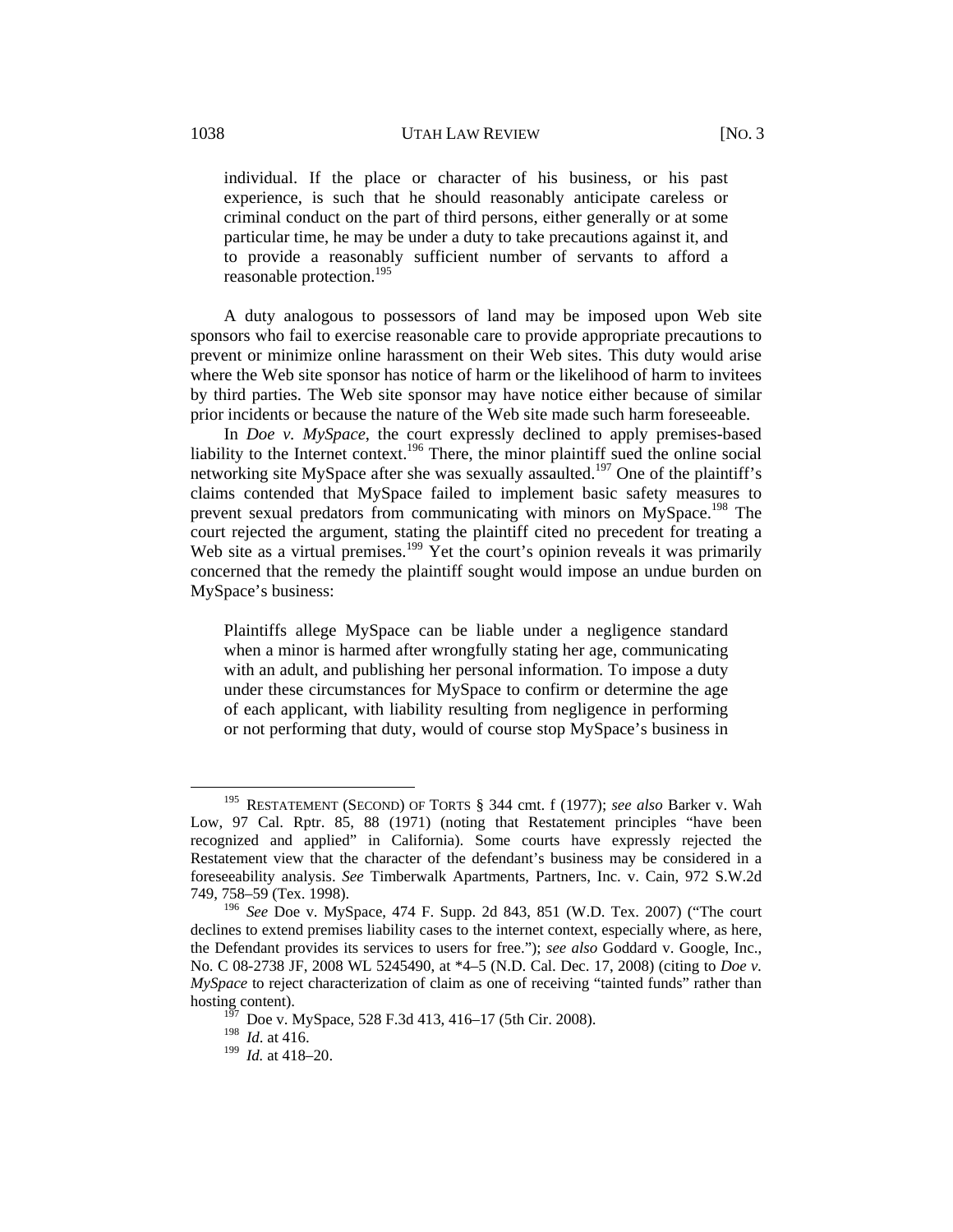> individual. If the place or character of his business, or his past experience, is such that he should reasonably anticipate careless or criminal conduct on the part of third persons, either generally or at some particular time, he may be under a duty to take precautions against it, and to provide a reasonably sufficient number of servants to afford a reasonable protection.[195]

A duty analogous to possessors of land may be imposed upon Web site sponsors who fail to exercise reasonable care to provide appropriate precautions to prevent or minimize online harassment on their Web sites. This duty would arise where the Web site sponsor has notice of harm or the likelihood of harm to invitees by third parties. The Web site sponsor may have notice either because of similar prior incidents or because the nature of the Web site made such harm foreseeable.

In *Doe v. MySpace*, the court expressly declined to apply premises-based liability to the Internet context.[196] There, the minor plaintiff sued the online social networking site MySpace after she was sexually assaulted.[197] One of the plaintiff's claims contended that MySpace failed to implement basic safety measures to prevent sexual predators from communicating with minors on MySpace.[198] The court rejected the argument, stating the plaintiff cited no precedent for treating a Web site as a virtual premises.[199] Yet the court's opinion reveals it was primarily concerned that the remedy the plaintiff sought would impose an undue burden on MySpace's business:

> Plaintiffs allege MySpace can be liable under a negligence standard when a minor is harmed after wrongfully stating her age, communicating with an adult, and publishing her personal information. To impose a duty under these circumstances for MySpace to confirm or determine the age of each applicant, with liability resulting from negligence in performing or not performing that duty, would of course stop MySpace's business in

---

[195] RESTATEMENT (SECOND) OF TORTS § 344 cmt. f (1977); *see also* Barker v. Wah Low, 97 Cal. Rptr. 85, 88 (1971) (noting that Restatement principles "have been recognized and applied" in California). Some courts have expressly rejected the Restatement view that the character of the defendant's business may be considered in a foreseeability analysis. *See* Timberwalk Apartments, Partners, Inc. v. Cain, 972 S.W.2d 749, 758–59 (Tex. 1998).

[196] *See* Doe v. MySpace, 474 F. Supp. 2d 843, 851 (W.D. Tex. 2007) ("The court declines to extend premises liability cases to the internet context, especially where, as here, the Defendant provides its services to users for free."); *see also* Goddard v. Google, Inc., No. C 08-2738 JF, 2008 WL 5245490, at *4–5 (N.D. Cal. Dec. 17, 2008) (citing to *Doe v. MySpace* to reject characterization of claim as one of receiving "tainted funds" rather than hosting content).

[197] Doe v. MySpace, 528 F.3d 413, 416–17 (5th Cir. 2008).

[198] *Id*. at 416.

[199] *Id.* at 418–20.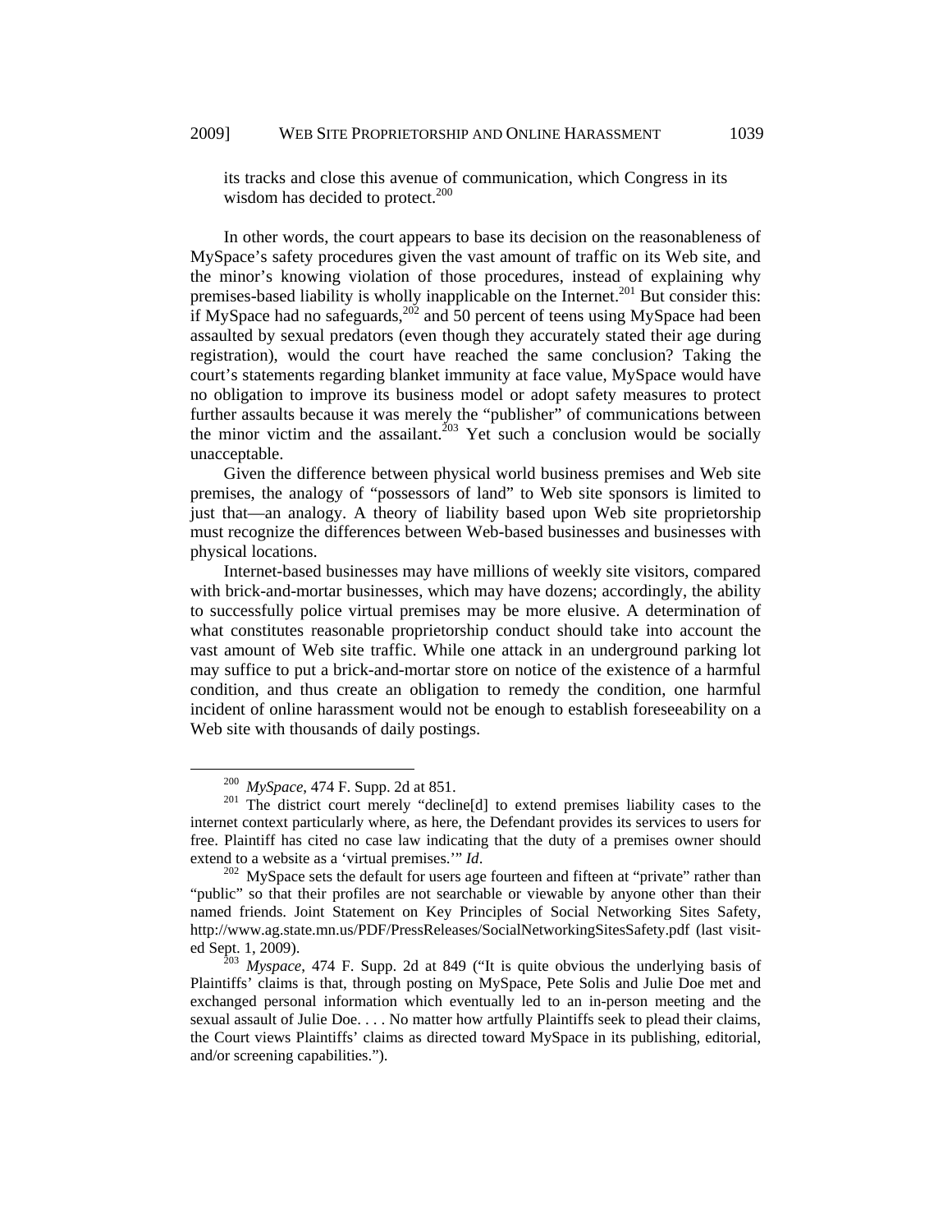> its tracks and close this avenue of communication, which Congress in its wisdom has decided to protect.[200]

In other words, the court appears to base its decision on the reasonableness of MySpace's safety procedures given the vast amount of traffic on its Web site, and the minor's knowing violation of those procedures, instead of explaining why premises-based liability is wholly inapplicable on the Internet.[201] But consider this: if MySpace had no safeguards,[202] and 50 percent of teens using MySpace had been assaulted by sexual predators (even though they accurately stated their age during registration), would the court have reached the same conclusion? Taking the court's statements regarding blanket immunity at face value, MySpace would have no obligation to improve its business model or adopt safety measures to protect further assaults because it was merely the "publisher" of communications between the minor victim and the assailant.[203] Yet such a conclusion would be socially unacceptable.

Given the difference between physical world business premises and Web site premises, the analogy of "possessors of land" to Web site sponsors is limited to just that—an analogy. A theory of liability based upon Web site proprietorship must recognize the differences between Web-based businesses and businesses with physical locations.

Internet-based businesses may have millions of weekly site visitors, compared with brick-and-mortar businesses, which may have dozens; accordingly, the ability to successfully police virtual premises may be more elusive. A determination of what constitutes reasonable proprietorship conduct should take into account the vast amount of Web site traffic. While one attack in an underground parking lot may suffice to put a brick-and-mortar store on notice of the existence of a harmful condition, and thus create an obligation to remedy the condition, one harmful incident of online harassment would not be enough to establish foreseeability on a Web site with thousands of daily postings.

---

[200] *MySpace*, 474 F. Supp. 2d at 851.

[201] The district court merely "decline[d] to extend premises liability cases to the internet context particularly where, as here, the Defendant provides its services to users for free. Plaintiff has cited no case law indicating that the duty of a premises owner should extend to a website as a 'virtual premises.'" *Id*.

[202] MySpace sets the default for users age fourteen and fifteen at "private" rather than "public" so that their profiles are not searchable or viewable by anyone other than their named friends. Joint Statement on Key Principles of Social Networking Sites Safety, http://www.ag.state.mn.us/PDF/PressReleases/SocialNetworkingSitesSafety.pdf (last visited Sept. 1, 2009).

[203] *Myspace*, 474 F. Supp. 2d at 849 ("It is quite obvious the underlying basis of Plaintiffs' claims is that, through posting on MySpace, Pete Solis and Julie Doe met and exchanged personal information which eventually led to an in-person meeting and the sexual assault of Julie Doe. . . . No matter how artfully Plaintiffs seek to plead their claims, the Court views Plaintiffs' claims as directed toward MySpace in its publishing, editorial, and/or screening capabilities.").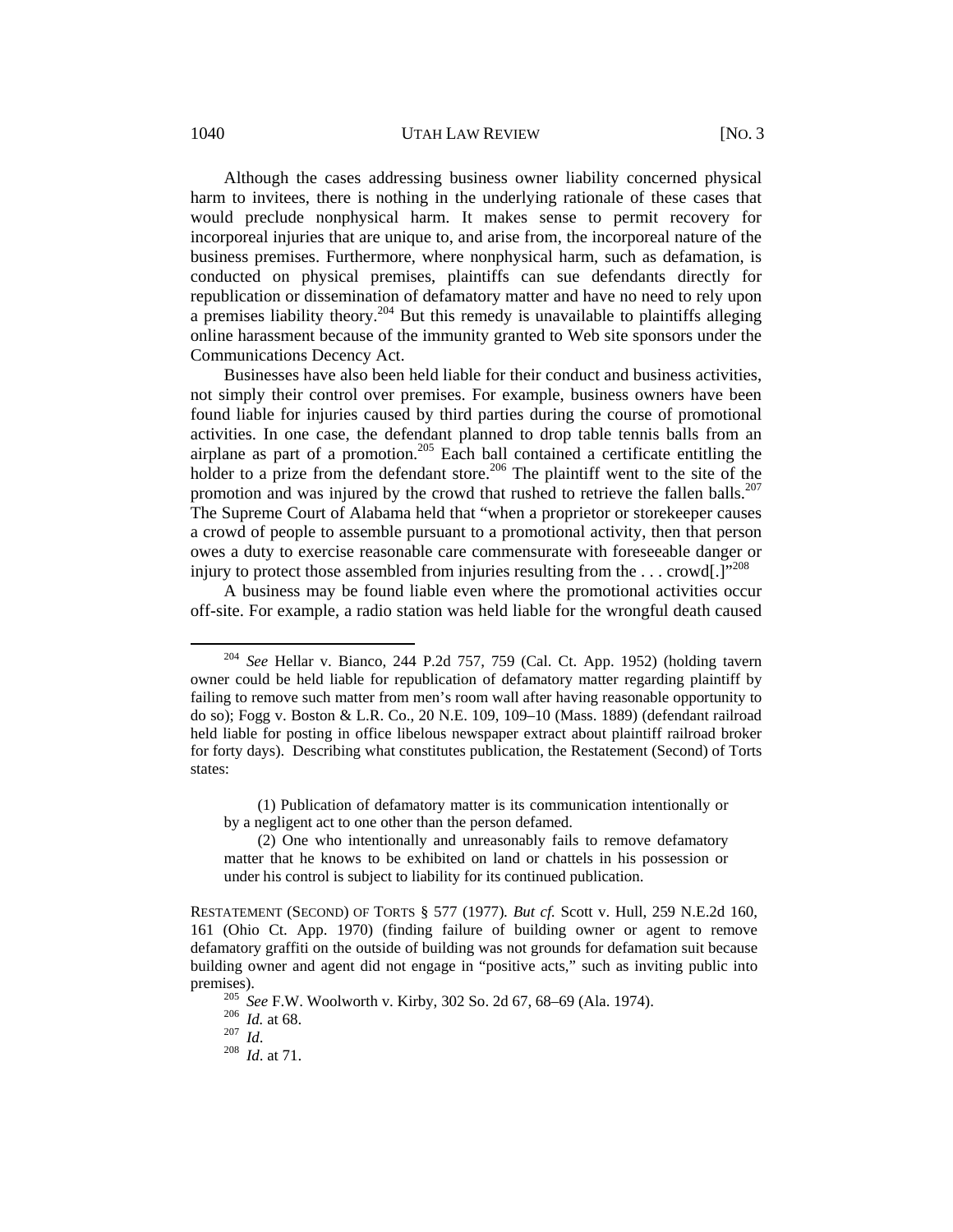Although the cases addressing business owner liability concerned physical harm to invitees, there is nothing in the underlying rationale of these cases that would preclude nonphysical harm. It makes sense to permit recovery for incorporeal injuries that are unique to, and arise from, the incorporeal nature of the business premises. Furthermore, where nonphysical harm, such as defamation, is conducted on physical premises, plaintiffs can sue defendants directly for republication or dissemination of defamatory matter and have no need to rely upon a premises liability theory.[204] But this remedy is unavailable to plaintiffs alleging online harassment because of the immunity granted to Web site sponsors under the Communications Decency Act.

Businesses have also been held liable for their conduct and business activities, not simply their control over premises. For example, business owners have been found liable for injuries caused by third parties during the course of promotional activities. In one case, the defendant planned to drop table tennis balls from an airplane as part of a promotion.[205] Each ball contained a certificate entitling the holder to a prize from the defendant store.[206] The plaintiff went to the site of the promotion and was injured by the crowd that rushed to retrieve the fallen balls.[207] The Supreme Court of Alabama held that "when a proprietor or storekeeper causes a crowd of people to assemble pursuant to a promotional activity, then that person owes a duty to exercise reasonable care commensurate with foreseeable danger or injury to protect those assembled from injuries resulting from the . . . crowd[.]"[208]

A business may be found liable even where the promotional activities occur off-site. For example, a radio station was held liable for the wrongful death caused

---

[204] *See* Hellar v. Bianco, 244 P.2d 757, 759 (Cal. Ct. App. 1952) (holding tavern owner could be held liable for republication of defamatory matter regarding plaintiff by failing to remove such matter from men's room wall after having reasonable opportunity to do so); Fogg v. Boston & L.R. Co., 20 N.E. 109, 109–10 (Mass. 1889) (defendant railroad held liable for posting in office libelous newspaper extract about plaintiff railroad broker for forty days). Describing what constitutes publication, the Restatement (Second) of Torts states:

> (1) Publication of defamatory matter is its communication intentionally or by a negligent act to one other than the person defamed.
>
> (2) One who intentionally and unreasonably fails to remove defamatory matter that he knows to be exhibited on land or chattels in his possession or under his control is subject to liability for its continued publication.

RESTATEMENT (SECOND) OF TORTS § 577 (1977). *But cf.* Scott v. Hull, 259 N.E.2d 160, 161 (Ohio Ct. App. 1970) (finding failure of building owner or agent to remove defamatory graffiti on the outside of building was not grounds for defamation suit because building owner and agent did not engage in "positive acts," such as inviting public into premises).

[205] *See* F.W. Woolworth v. Kirby, 302 So. 2d 67, 68–69 (Ala. 1974).

[206] *Id.* at 68.

[207] *Id.*

[208] *Id.* at 71.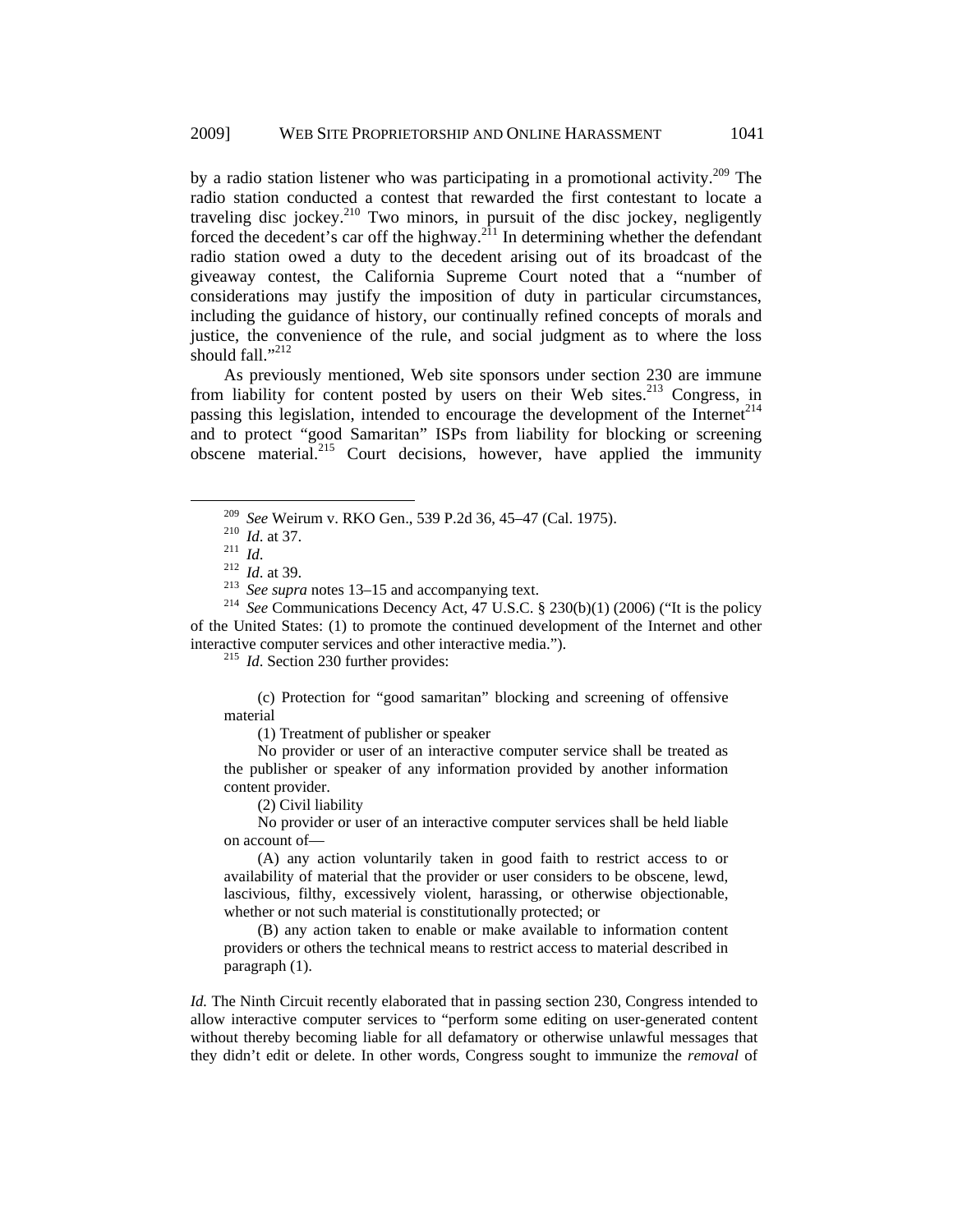by a radio station listener who was participating in a promotional activity.[209] The radio station conducted a contest that rewarded the first contestant to locate a traveling disc jockey.[210] Two minors, in pursuit of the disc jockey, negligently forced the decedent's car off the highway.[211] In determining whether the defendant radio station owed a duty to the decedent arising out of its broadcast of the giveaway contest, the California Supreme Court noted that a "number of considerations may justify the imposition of duty in particular circumstances, including the guidance of history, our continually refined concepts of morals and justice, the convenience of the rule, and social judgment as to where the loss should fall."[212]

As previously mentioned, Web site sponsors under section 230 are immune from liability for content posted by users on their Web sites.[213] Congress, in passing this legislation, intended to encourage the development of the Internet[214] and to protect "good Samaritan" ISPs from liability for blocking or screening obscene material.[215] Court decisions, however, have applied the immunity

---

[209] *See* Weirum v. RKO Gen., 539 P.2d 36, 45–47 (Cal. 1975).

[210] *Id*. at 37.

[211] *Id*.

[212] *Id*. at 39.

[213] *See supra* notes 13–15 and accompanying text.

[214] *See* Communications Decency Act, 47 U.S.C. § 230(b)(1) (2006) ("It is the policy of the United States: (1) to promote the continued development of the Internet and other interactive computer services and other interactive media.").

[215] *Id*. Section 230 further provides:

> (c) Protection for "good samaritan" blocking and screening of offensive material
>
> (1) Treatment of publisher or speaker
>
> No provider or user of an interactive computer service shall be treated as the publisher or speaker of any information provided by another information content provider.
>
> (2) Civil liability
>
> No provider or user of an interactive computer services shall be held liable on account of—
>
> (A) any action voluntarily taken in good faith to restrict access to or availability of material that the provider or user considers to be obscene, lewd, lascivious, filthy, excessively violent, harassing, or otherwise objectionable, whether or not such material is constitutionally protected; or
>
> (B) any action taken to enable or make available to information content providers or others the technical means to restrict access to material described in paragraph (1).

*Id.* The Ninth Circuit recently elaborated that in passing section 230, Congress intended to allow interactive computer services to "perform some editing on user-generated content without thereby becoming liable for all defamatory or otherwise unlawful messages that they didn't edit or delete. In other words, Congress sought to immunize the *removal* of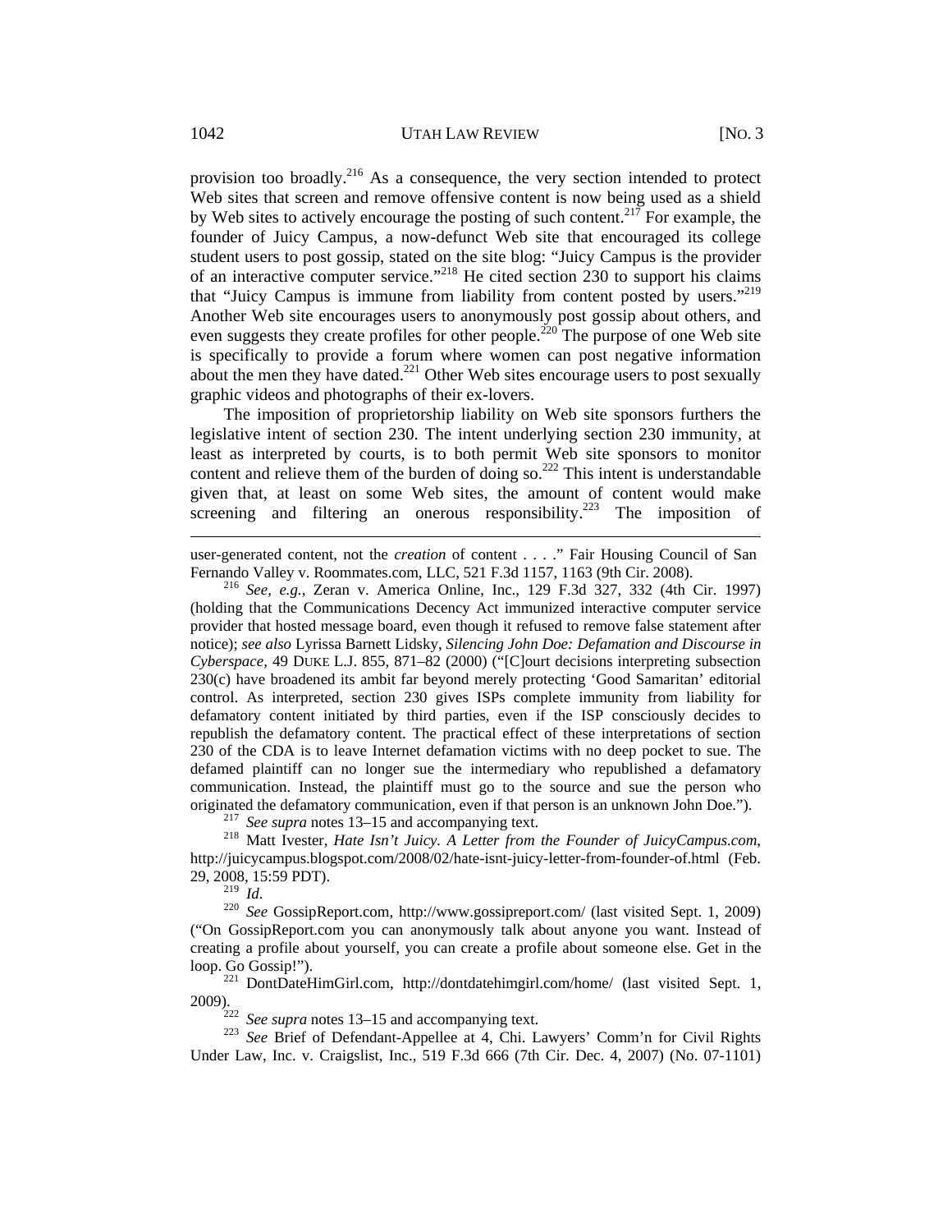provision too broadly.[216] As a consequence, the very section intended to protect Web sites that screen and remove offensive content is now being used as a shield by Web sites to actively encourage the posting of such content.[217] For example, the founder of Juicy Campus, a now-defunct Web site that encouraged its college student users to post gossip, stated on the site blog: "Juicy Campus is the provider of an interactive computer service."[218] He cited section 230 to support his claims that "Juicy Campus is immune from liability from content posted by users."[219] Another Web site encourages users to anonymously post gossip about others, and even suggests they create profiles for other people.[220] The purpose of one Web site is specifically to provide a forum where women can post negative information about the men they have dated.[221] Other Web sites encourage users to post sexually graphic videos and photographs of their ex-lovers.

The imposition of proprietorship liability on Web site sponsors furthers the legislative intent of section 230. The intent underlying section 230 immunity, at least as interpreted by courts, is to both permit Web site sponsors to monitor content and relieve them of the burden of doing so.[222] This intent is understandable given that, at least on some Web sites, the amount of content would make screening and filtering an onerous responsibility.[223] The imposition of

---

user-generated content, not the *creation* of content . . . ." Fair Housing Council of San Fernando Valley v. Roommates.com, LLC, 521 F.3d 1157, 1163 (9th Cir. 2008).

[216] *See, e.g.*, Zeran v. America Online, Inc., 129 F.3d 327, 332 (4th Cir. 1997) (holding that the Communications Decency Act immunized interactive computer service provider that hosted message board, even though it refused to remove false statement after notice); *see also* Lyrissa Barnett Lidsky, *Silencing John Doe: Defamation and Discourse in Cyberspace*, 49 DUKE L.J. 855, 871–82 (2000) ("[C]ourt decisions interpreting subsection 230(c) have broadened its ambit far beyond merely protecting 'Good Samaritan' editorial control. As interpreted, section 230 gives ISPs complete immunity from liability for defamatory content initiated by third parties, even if the ISP consciously decides to republish the defamatory content. The practical effect of these interpretations of section 230 of the CDA is to leave Internet defamation victims with no deep pocket to sue. The defamed plaintiff can no longer sue the intermediary who republished a defamatory communication. Instead, the plaintiff must go to the source and sue the person who originated the defamatory communication, even if that person is an unknown John Doe.").

[217] *See supra* notes 13–15 and accompanying text.

[218] Matt Ivester, *Hate Isn't Juicy. A Letter from the Founder of JuicyCampus.com*, http://juicycampus.blogspot.com/2008/02/hate-isnt-juicy-letter-from-founder-of.html (Feb. 29, 2008, 15:59 PDT).

[219] *Id*.

[220] *See* GossipReport.com, http://www.gossipreport.com/ (last visited Sept. 1, 2009) ("On GossipReport.com you can anonymously talk about anyone you want. Instead of creating a profile about yourself, you can create a profile about someone else. Get in the loop. Go Gossip!").

[221] DontDateHimGirl.com, http://dontdatehimgirl.com/home/ (last visited Sept. 1, 2009).

[222] *See supra* notes 13–15 and accompanying text.

[223] *See* Brief of Defendant-Appellee at 4, Chi. Lawyers' Comm'n for Civil Rights Under Law, Inc. v. Craigslist, Inc., 519 F.3d 666 (7th Cir. Dec. 4, 2007) (No. 07-1101)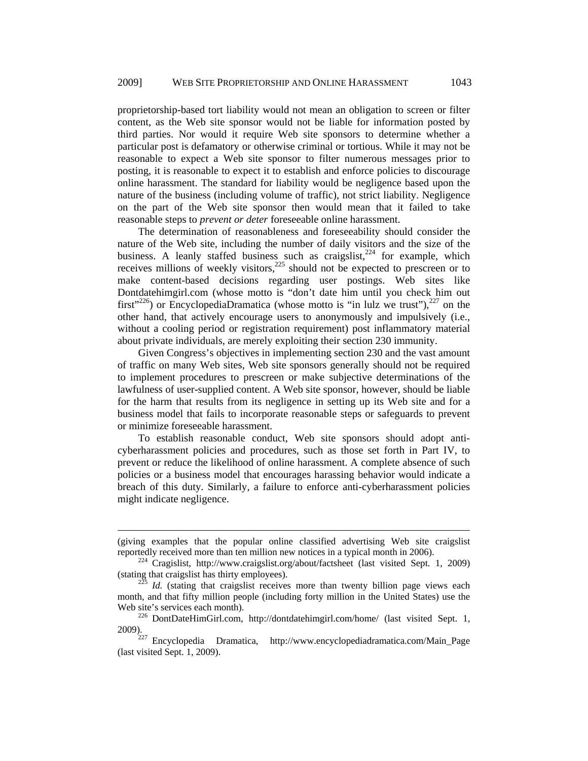proprietorship-based tort liability would not mean an obligation to screen or filter content, as the Web site sponsor would not be liable for information posted by third parties. Nor would it require Web site sponsors to determine whether a particular post is defamatory or otherwise criminal or tortious. While it may not be reasonable to expect a Web site sponsor to filter numerous messages prior to posting, it is reasonable to expect it to establish and enforce policies to discourage online harassment. The standard for liability would be negligence based upon the nature of the business (including volume of traffic), not strict liability. Negligence on the part of the Web site sponsor then would mean that it failed to take reasonable steps to *prevent or deter* foreseeable online harassment.

The determination of reasonableness and foreseeability should consider the nature of the Web site, including the number of daily visitors and the size of the business. A leanly staffed business such as craigslist,[224] for example, which receives millions of weekly visitors,[225] should not be expected to prescreen or to make content-based decisions regarding user postings. Web sites like Dontdatehimgirl.com (whose motto is "don't date him until you check him out first"[226]) or EncyclopediaDramatica (whose motto is "in lulz we trust"),[227] on the other hand, that actively encourage users to anonymously and impulsively (i.e., without a cooling period or registration requirement) post inflammatory material about private individuals, are merely exploiting their section 230 immunity.

Given Congress's objectives in implementing section 230 and the vast amount of traffic on many Web sites, Web site sponsors generally should not be required to implement procedures to prescreen or make subjective determinations of the lawfulness of user-supplied content. A Web site sponsor, however, should be liable for the harm that results from its negligence in setting up its Web site and for a business model that fails to incorporate reasonable steps or safeguards to prevent or minimize foreseeable harassment.

To establish reasonable conduct, Web site sponsors should adopt anti-cyberharassment policies and procedures, such as those set forth in Part IV, to prevent or reduce the likelihood of online harassment. A complete absence of such policies or a business model that encourages harassing behavior would indicate a breach of this duty. Similarly, a failure to enforce anti-cyberharassment policies might indicate negligence.

---

(giving examples that the popular online classified advertising Web site craigslist reportedly received more than ten million new notices in a typical month in 2006).

[224] Cragislist, http://www.craigslist.org/about/factsheet (last visited Sept. 1, 2009) (stating that craigslist has thirty employees).

[225] *Id.* (stating that craigslist receives more than twenty billion page views each month, and that fifty million people (including forty million in the United States) use the Web site's services each month).

[226] DontDateHimGirl.com, http://dontdatehimgirl.com/home/ (last visited Sept. 1, 2009).

[227] Encyclopedia Dramatica, http://www.encyclopediadramatica.com/Main_Page (last visited Sept. 1, 2009).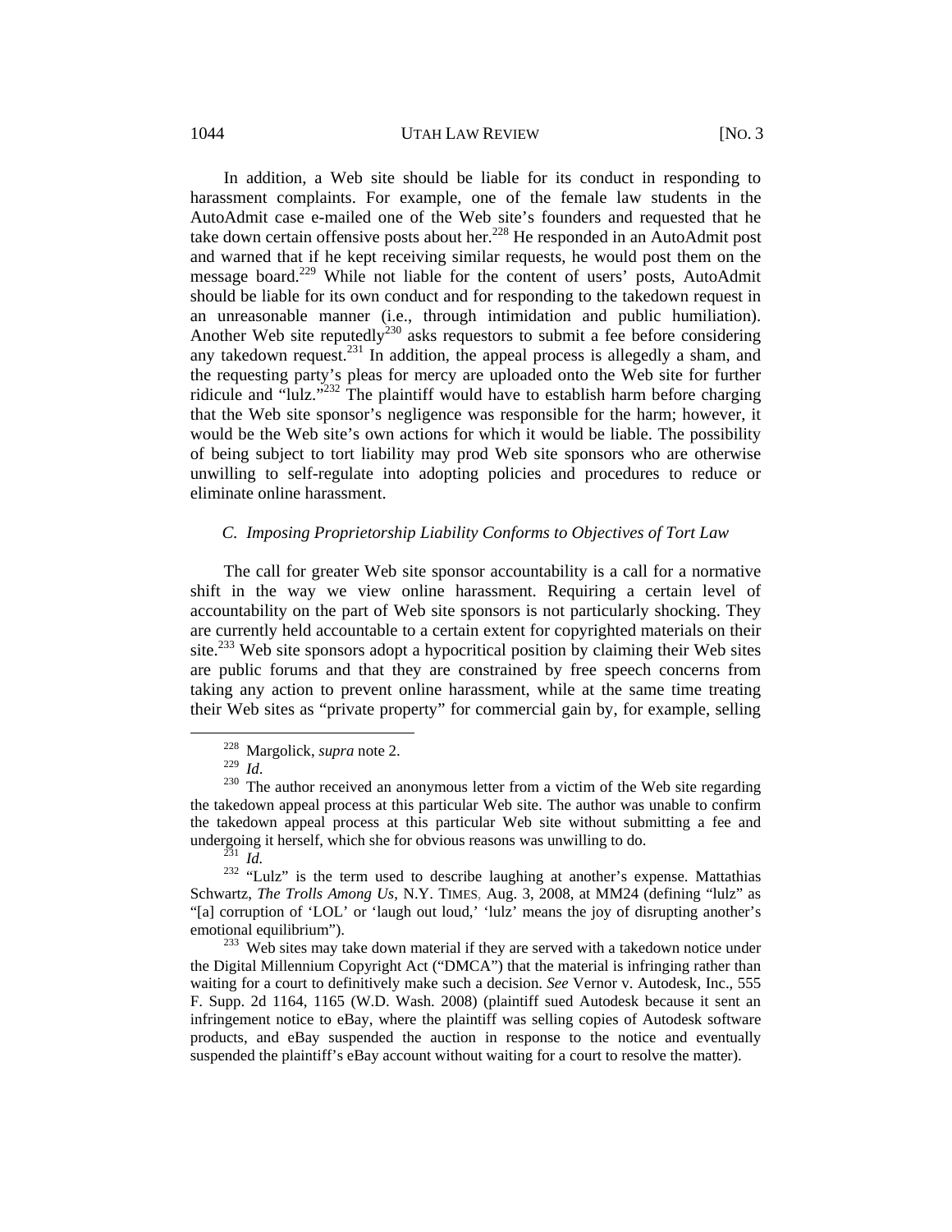In addition, a Web site should be liable for its conduct in responding to harassment complaints. For example, one of the female law students in the AutoAdmit case e-mailed one of the Web site's founders and requested that he take down certain offensive posts about her.[228] He responded in an AutoAdmit post and warned that if he kept receiving similar requests, he would post them on the message board.[229] While not liable for the content of users' posts, AutoAdmit should be liable for its own conduct and for responding to the takedown request in an unreasonable manner (i.e., through intimidation and public humiliation). Another Web site reputedly[230] asks requestors to submit a fee before considering any takedown request.[231] In addition, the appeal process is allegedly a sham, and the requesting party's pleas for mercy are uploaded onto the Web site for further ridicule and "lulz."[232] The plaintiff would have to establish harm before charging that the Web site sponsor's negligence was responsible for the harm; however, it would be the Web site's own actions for which it would be liable. The possibility of being subject to tort liability may prod Web site sponsors who are otherwise unwilling to self-regulate into adopting policies and procedures to reduce or eliminate online harassment.

### *C. Imposing Proprietorship Liability Conforms to Objectives of Tort Law*

The call for greater Web site sponsor accountability is a call for a normative shift in the way we view online harassment. Requiring a certain level of accountability on the part of Web site sponsors is not particularly shocking. They are currently held accountable to a certain extent for copyrighted materials on their site.[233] Web site sponsors adopt a hypocritical position by claiming their Web sites are public forums and that they are constrained by free speech concerns from taking any action to prevent online harassment, while at the same time treating their Web sites as "private property" for commercial gain by, for example, selling

---

[228] Margolick, *supra* note 2.

[229] *Id*.

[230] The author received an anonymous letter from a victim of the Web site regarding the takedown appeal process at this particular Web site. The author was unable to confirm the takedown appeal process at this particular Web site without submitting a fee and undergoing it herself, which she for obvious reasons was unwilling to do.

[231] *Id.*

[232] "Lulz" is the term used to describe laughing at another's expense. Mattathias Schwartz, *The Trolls Among Us*, N.Y. TIMES, Aug. 3, 2008, at MM24 (defining "lulz" as "[a] corruption of 'LOL' or 'laugh out loud,' 'lulz' means the joy of disrupting another's emotional equilibrium").

[233] Web sites may take down material if they are served with a takedown notice under the Digital Millennium Copyright Act ("DMCA") that the material is infringing rather than waiting for a court to definitively make such a decision. *See* Vernor v. Autodesk, Inc., 555 F. Supp. 2d 1164, 1165 (W.D. Wash. 2008) (plaintiff sued Autodesk because it sent an infringement notice to eBay, where the plaintiff was selling copies of Autodesk software products, and eBay suspended the auction in response to the notice and eventually suspended the plaintiff's eBay account without waiting for a court to resolve the matter).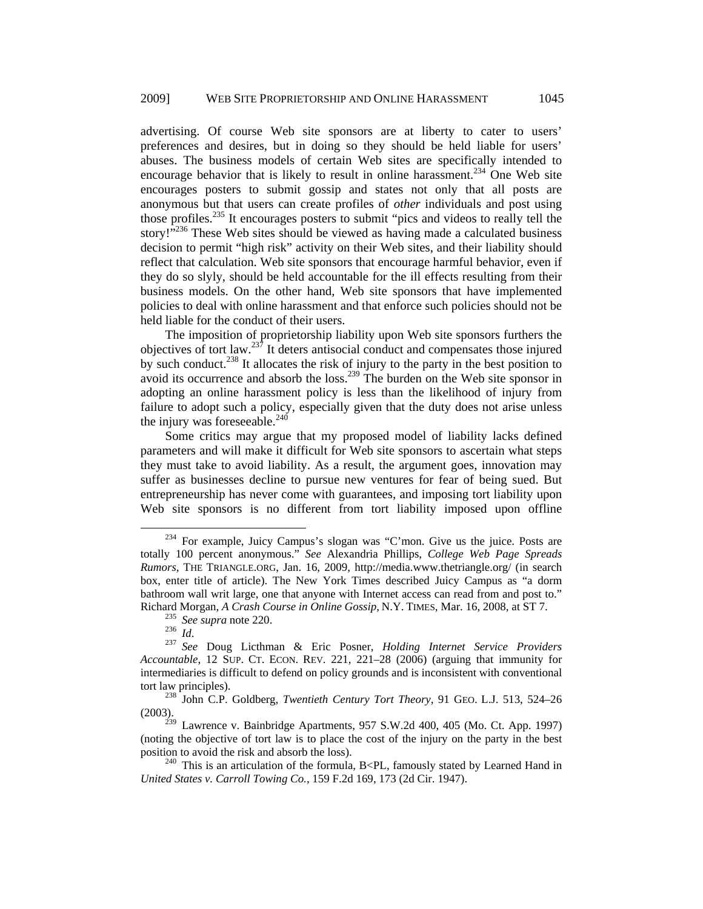advertising. Of course Web site sponsors are at liberty to cater to users' preferences and desires, but in doing so they should be held liable for users' abuses. The business models of certain Web sites are specifically intended to encourage behavior that is likely to result in online harassment.[234] One Web site encourages posters to submit gossip and states not only that all posts are anonymous but that users can create profiles of *other* individuals and post using those profiles.[235] It encourages posters to submit "pics and videos to really tell the story!"[236] These Web sites should be viewed as having made a calculated business decision to permit "high risk" activity on their Web sites, and their liability should reflect that calculation. Web site sponsors that encourage harmful behavior, even if they do so slyly, should be held accountable for the ill effects resulting from their business models. On the other hand, Web site sponsors that have implemented policies to deal with online harassment and that enforce such policies should not be held liable for the conduct of their users.

The imposition of proprietorship liability upon Web site sponsors furthers the objectives of tort law.[237] It deters antisocial conduct and compensates those injured by such conduct.[238] It allocates the risk of injury to the party in the best position to avoid its occurrence and absorb the loss.[239] The burden on the Web site sponsor in adopting an online harassment policy is less than the likelihood of injury from failure to adopt such a policy, especially given that the duty does not arise unless the injury was foreseeable.[240]

Some critics may argue that my proposed model of liability lacks defined parameters and will make it difficult for Web site sponsors to ascertain what steps they must take to avoid liability. As a result, the argument goes, innovation may suffer as businesses decline to pursue new ventures for fear of being sued. But entrepreneurship has never come with guarantees, and imposing tort liability upon Web site sponsors is no different from tort liability imposed upon offline

---

[234] For example, Juicy Campus's slogan was "C'mon. Give us the juice. Posts are totally 100 percent anonymous." *See* Alexandria Phillips, *College Web Page Spreads Rumors*, THE TRIANGLE.ORG, Jan. 16, 2009, http://media.www.thetriangle.org/ (in search box, enter title of article). The New York Times described Juicy Campus as "a dorm bathroom wall writ large, one that anyone with Internet access can read from and post to." Richard Morgan, *A Crash Course in Online Gossip*, N.Y. TIMES, Mar. 16, 2008, at ST 7.

[235] *See supra* note 220.

[236] *Id*.

[237] *See* Doug Licthman & Eric Posner, *Holding Internet Service Providers Accountable*, 12 SUP. CT. ECON. REV. 221, 221–28 (2006) (arguing that immunity for intermediaries is difficult to defend on policy grounds and is inconsistent with conventional tort law principles).

[238] John C.P. Goldberg, *Twentieth Century Tort Theory*, 91 GEO. L.J. 513, 524–26 (2003).

[239] Lawrence v. Bainbridge Apartments, 957 S.W.2d 400, 405 (Mo. Ct. App. 1997) (noting the objective of tort law is to place the cost of the injury on the party in the best position to avoid the risk and absorb the loss).

[240] This is an articulation of the formula, B<PL, famously stated by Learned Hand in *United States v. Carroll Towing Co.*, 159 F.2d 169, 173 (2d Cir. 1947).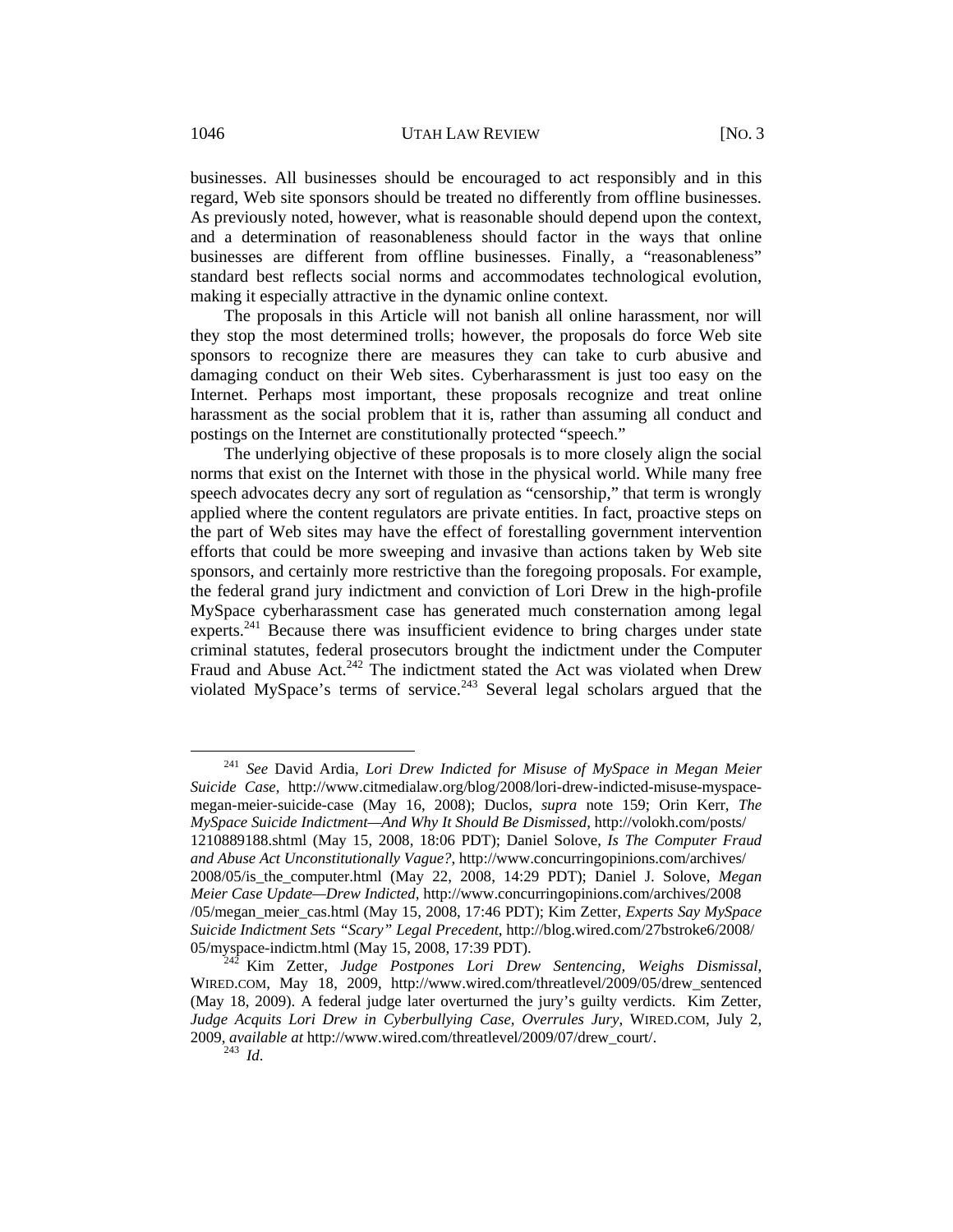businesses. All businesses should be encouraged to act responsibly and in this regard, Web site sponsors should be treated no differently from offline businesses. As previously noted, however, what is reasonable should depend upon the context, and a determination of reasonableness should factor in the ways that online businesses are different from offline businesses. Finally, a "reasonableness" standard best reflects social norms and accommodates technological evolution, making it especially attractive in the dynamic online context.

The proposals in this Article will not banish all online harassment, nor will they stop the most determined trolls; however, the proposals do force Web site sponsors to recognize there are measures they can take to curb abusive and damaging conduct on their Web sites. Cyberharassment is just too easy on the Internet. Perhaps most important, these proposals recognize and treat online harassment as the social problem that it is, rather than assuming all conduct and postings on the Internet are constitutionally protected "speech."

The underlying objective of these proposals is to more closely align the social norms that exist on the Internet with those in the physical world. While many free speech advocates decry any sort of regulation as "censorship," that term is wrongly applied where the content regulators are private entities. In fact, proactive steps on the part of Web sites may have the effect of forestalling government intervention efforts that could be more sweeping and invasive than actions taken by Web site sponsors, and certainly more restrictive than the foregoing proposals. For example, the federal grand jury indictment and conviction of Lori Drew in the high-profile MySpace cyberharassment case has generated much consternation among legal experts.[241] Because there was insufficient evidence to bring charges under state criminal statutes, federal prosecutors brought the indictment under the Computer Fraud and Abuse Act.[242] The indictment stated the Act was violated when Drew violated MySpace's terms of service.[243] Several legal scholars argued that the

---

[241] *See* David Ardia, *Lori Drew Indicted for Misuse of MySpace in Megan Meier Suicide Case*, http://www.citmedialaw.org/blog/2008/lori-drew-indicted-misuse-myspace-megan-meier-suicide-case (May 16, 2008); Duclos, *supra* note 159; Orin Kerr, *The MySpace Suicide Indictment—And Why It Should Be Dismissed*, http://volokh.com/posts/1210889188.shtml (May 15, 2008, 18:06 PDT); Daniel Solove, *Is The Computer Fraud and Abuse Act Unconstitutionally Vague?*, http://www.concurringopinions.com/archives/2008/05/is_the_computer.html (May 22, 2008, 14:29 PDT); Daniel J. Solove, *Megan Meier Case Update—Drew Indicted*, http://www.concurringopinions.com/archives/2008/05/megan_meier_cas.html (May 15, 2008, 17:46 PDT); Kim Zetter, *Experts Say MySpace Suicide Indictment Sets "Scary" Legal Precedent*, http://blog.wired.com/27bstroke6/2008/05/myspace-indictm.html (May 15, 2008, 17:39 PDT).

[242] Kim Zetter, *Judge Postpones Lori Drew Sentencing, Weighs Dismissal*, WIRED.COM, May 18, 2009, http://www.wired.com/threatlevel/2009/05/drew_sentenced (May 18, 2009). A federal judge later overturned the jury's guilty verdicts. Kim Zetter, *Judge Acquits Lori Drew in Cyberbullying Case, Overrules Jury*, WIRED.COM, July 2, 2009, *available at* http://www.wired.com/threatlevel/2009/07/drew_court/.

[243] *Id*.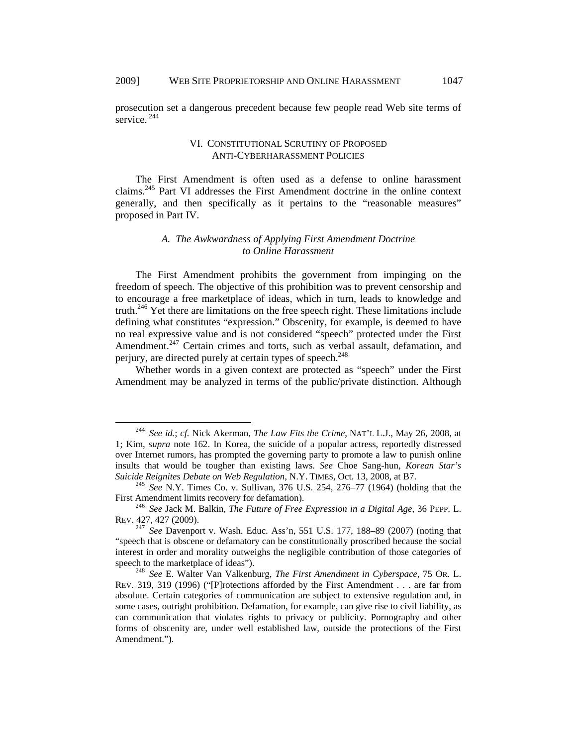prosecution set a dangerous precedent because few people read Web site terms of service.[244]

## VI. CONSTITUTIONAL SCRUTINY OF PROPOSED ANTI-CYBERHARASSMENT POLICIES

The First Amendment is often used as a defense to online harassment claims.[245] Part VI addresses the First Amendment doctrine in the online context generally, and then specifically as it pertains to the "reasonable measures" proposed in Part IV.

### *A. The Awkwardness of Applying First Amendment Doctrine to Online Harassment*

The First Amendment prohibits the government from impinging on the freedom of speech. The objective of this prohibition was to prevent censorship and to encourage a free marketplace of ideas, which in turn, leads to knowledge and truth.[246] Yet there are limitations on the free speech right. These limitations include defining what constitutes "expression." Obscenity, for example, is deemed to have no real expressive value and is not considered "speech" protected under the First Amendment.[247] Certain crimes and torts, such as verbal assault, defamation, and perjury, are directed purely at certain types of speech.[248]

Whether words in a given context are protected as "speech" under the First Amendment may be analyzed in terms of the public/private distinction. Although

---

[244] *See id.*; *cf.* Nick Akerman, *The Law Fits the Crime*, NAT'L L.J., May 26, 2008, at 1; Kim, *supra* note 162. In Korea, the suicide of a popular actress, reportedly distressed over Internet rumors, has prompted the governing party to promote a law to punish online insults that would be tougher than existing laws. *See* Choe Sang-hun, *Korean Star's Suicide Reignites Debate on Web Regulation*, N.Y. TIMES, Oct. 13, 2008, at B7.

[245] *See* N.Y. Times Co. v. Sullivan, 376 U.S. 254, 276–77 (1964) (holding that the First Amendment limits recovery for defamation).

[246] *See* Jack M. Balkin, *The Future of Free Expression in a Digital Age*, 36 PEPP. L. REV. 427, 427 (2009).

[247] *See* Davenport v. Wash. Educ. Ass'n, 551 U.S. 177, 188–89 (2007) (noting that "speech that is obscene or defamatory can be constitutionally proscribed because the social interest in order and morality outweighs the negligible contribution of those categories of speech to the marketplace of ideas").

[248] *See* E. Walter Van Valkenburg, *The First Amendment in Cyberspace*, 75 OR. L. REV. 319, 319 (1996) ("[P]rotections afforded by the First Amendment . . . are far from absolute. Certain categories of communication are subject to extensive regulation and, in some cases, outright prohibition. Defamation, for example, can give rise to civil liability, as can communication that violates rights to privacy or publicity. Pornography and other forms of obscenity are, under well established law, outside the protections of the First Amendment.").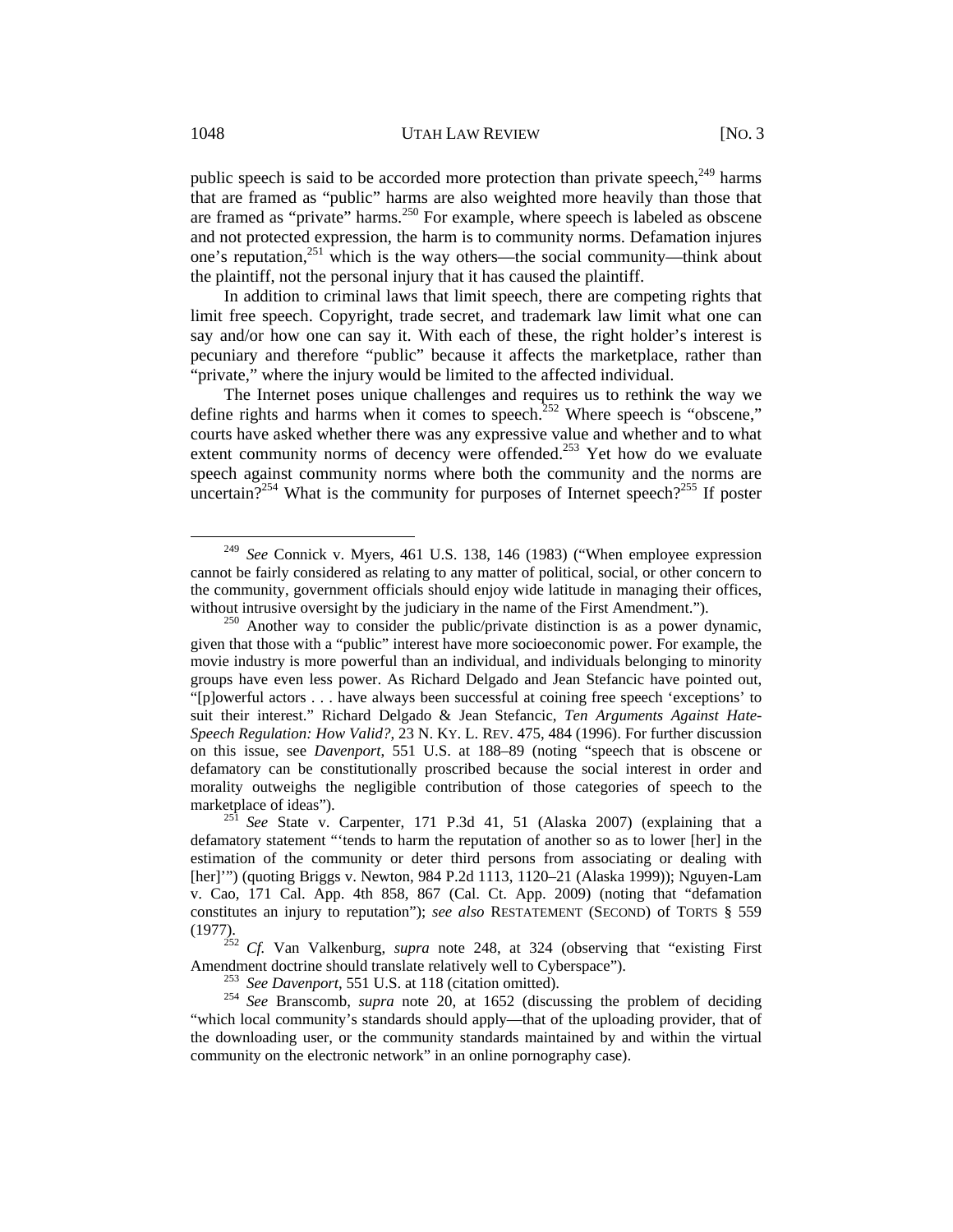public speech is said to be accorded more protection than private speech,[249] harms that are framed as "public" harms are also weighted more heavily than those that are framed as "private" harms.[250] For example, where speech is labeled as obscene and not protected expression, the harm is to community norms. Defamation injures one's reputation,[251] which is the way others—the social community—think about the plaintiff, not the personal injury that it has caused the plaintiff.

In addition to criminal laws that limit speech, there are competing rights that limit free speech. Copyright, trade secret, and trademark law limit what one can say and/or how one can say it. With each of these, the right holder's interest is pecuniary and therefore "public" because it affects the marketplace, rather than "private," where the injury would be limited to the affected individual.

The Internet poses unique challenges and requires us to rethink the way we define rights and harms when it comes to speech.[252] Where speech is "obscene," courts have asked whether there was any expressive value and whether and to what extent community norms of decency were offended.[253] Yet how do we evaluate speech against community norms where both the community and the norms are uncertain?[254] What is the community for purposes of Internet speech?[255] If poster

---

[249] *See* Connick v. Myers, 461 U.S. 138, 146 (1983) ("When employee expression cannot be fairly considered as relating to any matter of political, social, or other concern to the community, government officials should enjoy wide latitude in managing their offices, without intrusive oversight by the judiciary in the name of the First Amendment.").

[250] Another way to consider the public/private distinction is as a power dynamic, given that those with a "public" interest have more socioeconomic power. For example, the movie industry is more powerful than an individual, and individuals belonging to minority groups have even less power. As Richard Delgado and Jean Stefancic have pointed out, "[p]owerful actors . . . have always been successful at coining free speech 'exceptions' to suit their interest." Richard Delgado & Jean Stefancic, *Ten Arguments Against Hate-Speech Regulation: How Valid?*, 23 N. KY. L. REV. 475, 484 (1996). For further discussion on this issue, see *Davenport*, 551 U.S. at 188–89 (noting "speech that is obscene or defamatory can be constitutionally proscribed because the social interest in order and morality outweighs the negligible contribution of those categories of speech to the marketplace of ideas").

[251] *See* State v. Carpenter, 171 P.3d 41, 51 (Alaska 2007) (explaining that a defamatory statement "'tends to harm the reputation of another so as to lower [her] in the estimation of the community or deter third persons from associating or dealing with [her]'") (quoting Briggs v. Newton, 984 P.2d 1113, 1120–21 (Alaska 1999)); Nguyen-Lam v. Cao, 171 Cal. App. 4th 858, 867 (Cal. Ct. App. 2009) (noting that "defamation constitutes an injury to reputation"); *see also* RESTATEMENT (SECOND) of TORTS § 559 (1977).

[252] *Cf.* Van Valkenburg, *supra* note 248, at 324 (observing that "existing First Amendment doctrine should translate relatively well to Cyberspace").

[253] *See Davenport*, 551 U.S. at 118 (citation omitted).

[254] *See* Branscomb, *supra* note 20, at 1652 (discussing the problem of deciding "which local community's standards should apply—that of the uploading provider, that of the downloading user, or the community standards maintained by and within the virtual community on the electronic network" in an online pornography case).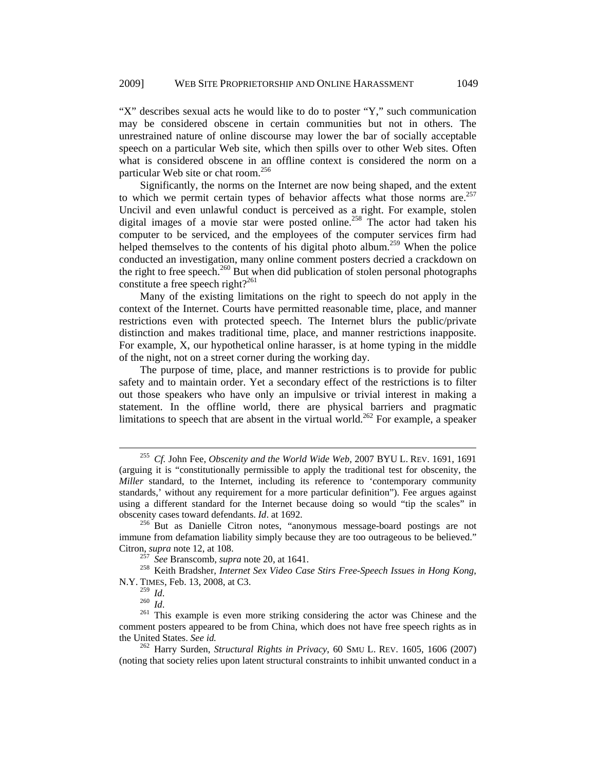"X" describes sexual acts he would like to do to poster "Y," such communication may be considered obscene in certain communities but not in others. The unrestrained nature of online discourse may lower the bar of socially acceptable speech on a particular Web site, which then spills over to other Web sites. Often what is considered obscene in an offline context is considered the norm on a particular Web site or chat room.[256]

Significantly, the norms on the Internet are now being shaped, and the extent to which we permit certain types of behavior affects what those norms are.[257] Uncivil and even unlawful conduct is perceived as a right. For example, stolen digital images of a movie star were posted online.[258] The actor had taken his computer to be serviced, and the employees of the computer services firm had helped themselves to the contents of his digital photo album.[259] When the police conducted an investigation, many online comment posters decried a crackdown on the right to free speech.[260] But when did publication of stolen personal photographs constitute a free speech right?[261]

Many of the existing limitations on the right to speech do not apply in the context of the Internet. Courts have permitted reasonable time, place, and manner restrictions even with protected speech. The Internet blurs the public/private distinction and makes traditional time, place, and manner restrictions inapposite. For example, X, our hypothetical online harasser, is at home typing in the middle of the night, not on a street corner during the working day.

The purpose of time, place, and manner restrictions is to provide for public safety and to maintain order. Yet a secondary effect of the restrictions is to filter out those speakers who have only an impulsive or trivial interest in making a statement. In the offline world, there are physical barriers and pragmatic limitations to speech that are absent in the virtual world.[262] For example, a speaker

---

[255] *Cf.* John Fee, *Obscenity and the World Wide Web*, 2007 BYU L. REV. 1691, 1691 (arguing it is "constitutionally permissible to apply the traditional test for obscenity, the *Miller* standard, to the Internet, including its reference to 'contemporary community standards,' without any requirement for a more particular definition"). Fee argues against using a different standard for the Internet because doing so would "tip the scales" in obscenity cases toward defendants. *Id*. at 1692.

[256] But as Danielle Citron notes, "anonymous message-board postings are not immune from defamation liability simply because they are too outrageous to be believed." Citron, *supra* note 12, at 108.

[257] *See* Branscomb, *supra* note 20, at 1641.

[258] Keith Bradsher, *Internet Sex Video Case Stirs Free-Speech Issues in Hong Kong*, N.Y. TIMES, Feb. 13, 2008, at C3.

[259] *Id*.

[260] *Id*.

[261] This example is even more striking considering the actor was Chinese and the comment posters appeared to be from China, which does not have free speech rights as in the United States. *See id.*

[262] Harry Surden, *Structural Rights in Privacy*, 60 SMU L. REV. 1605, 1606 (2007) (noting that society relies upon latent structural constraints to inhibit unwanted conduct in a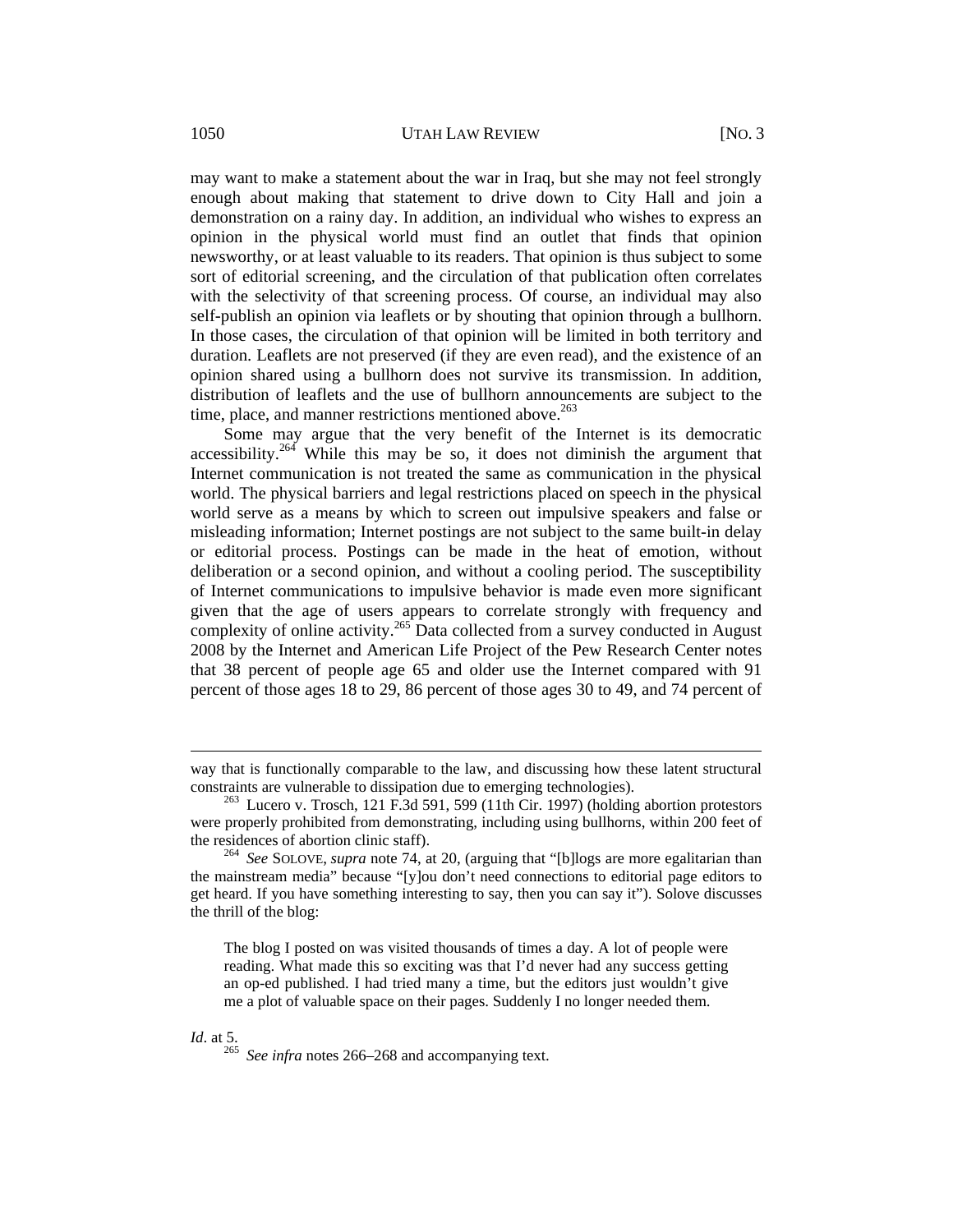may want to make a statement about the war in Iraq, but she may not feel strongly enough about making that statement to drive down to City Hall and join a demonstration on a rainy day. In addition, an individual who wishes to express an opinion in the physical world must find an outlet that finds that opinion newsworthy, or at least valuable to its readers. That opinion is thus subject to some sort of editorial screening, and the circulation of that publication often correlates with the selectivity of that screening process. Of course, an individual may also self-publish an opinion via leaflets or by shouting that opinion through a bullhorn. In those cases, the circulation of that opinion will be limited in both territory and duration. Leaflets are not preserved (if they are even read), and the existence of an opinion shared using a bullhorn does not survive its transmission. In addition, distribution of leaflets and the use of bullhorn announcements are subject to the time, place, and manner restrictions mentioned above.[263]

Some may argue that the very benefit of the Internet is its democratic accessibility.[264] While this may be so, it does not diminish the argument that Internet communication is not treated the same as communication in the physical world. The physical barriers and legal restrictions placed on speech in the physical world serve as a means by which to screen out impulsive speakers and false or misleading information; Internet postings are not subject to the same built-in delay or editorial process. Postings can be made in the heat of emotion, without deliberation or a second opinion, and without a cooling period. The susceptibility of Internet communications to impulsive behavior is made even more significant given that the age of users appears to correlate strongly with frequency and complexity of online activity.[265] Data collected from a survey conducted in August 2008 by the Internet and American Life Project of the Pew Research Center notes that 38 percent of people age 65 and older use the Internet compared with 91 percent of those ages 18 to 29, 86 percent of those ages 30 to 49, and 74 percent of

---

way that is functionally comparable to the law, and discussing how these latent structural constraints are vulnerable to dissipation due to emerging technologies).

[263] Lucero v. Trosch, 121 F.3d 591, 599 (11th Cir. 1997) (holding abortion protestors were properly prohibited from demonstrating, including using bullhorns, within 200 feet of the residences of abortion clinic staff).

[264] *See* SOLOVE, *supra* note 74, at 20, (arguing that "[b]logs are more egalitarian than the mainstream media" because "[y]ou don't need connections to editorial page editors to get heard. If you have something interesting to say, then you can say it"). Solove discusses the thrill of the blog:

> The blog I posted on was visited thousands of times a day. A lot of people were reading. What made this so exciting was that I'd never had any success getting an op-ed published. I had tried many a time, but the editors just wouldn't give me a plot of valuable space on their pages. Suddenly I no longer needed them.

*Id*. at 5.

[265] *See infra* notes 266–268 and accompanying text.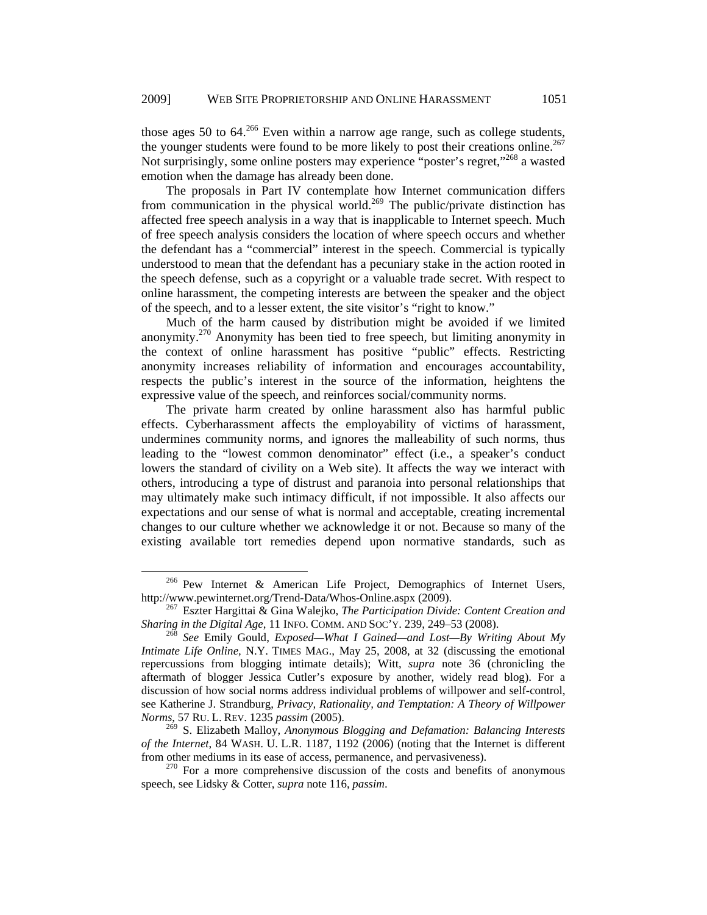those ages 50 to 64.[266] Even within a narrow age range, such as college students, the younger students were found to be more likely to post their creations online.[267] Not surprisingly, some online posters may experience "poster's regret,"[268] a wasted emotion when the damage has already been done.

The proposals in Part IV contemplate how Internet communication differs from communication in the physical world.[269] The public/private distinction has affected free speech analysis in a way that is inapplicable to Internet speech. Much of free speech analysis considers the location of where speech occurs and whether the defendant has a "commercial" interest in the speech. Commercial is typically understood to mean that the defendant has a pecuniary stake in the action rooted in the speech defense, such as a copyright or a valuable trade secret. With respect to online harassment, the competing interests are between the speaker and the object of the speech, and to a lesser extent, the site visitor's "right to know."

Much of the harm caused by distribution might be avoided if we limited anonymity.[270] Anonymity has been tied to free speech, but limiting anonymity in the context of online harassment has positive "public" effects. Restricting anonymity increases reliability of information and encourages accountability, respects the public's interest in the source of the information, heightens the expressive value of the speech, and reinforces social/community norms.

The private harm created by online harassment also has harmful public effects. Cyberharassment affects the employability of victims of harassment, undermines community norms, and ignores the malleability of such norms, thus leading to the "lowest common denominator" effect (i.e., a speaker's conduct lowers the standard of civility on a Web site). It affects the way we interact with others, introducing a type of distrust and paranoia into personal relationships that may ultimately make such intimacy difficult, if not impossible. It also affects our expectations and our sense of what is normal and acceptable, creating incremental changes to our culture whether we acknowledge it or not. Because so many of the existing available tort remedies depend upon normative standards, such as

---

[266] Pew Internet & American Life Project, Demographics of Internet Users, http://www.pewinternet.org/Trend-Data/Whos-Online.aspx (2009).

[267] Eszter Hargittai & Gina Walejko, *The Participation Divide: Content Creation and Sharing in the Digital Age*, 11 INFO. COMM. AND SOC'Y. 239, 249–53 (2008).

[268] *See* Emily Gould, *Exposed—What I Gained—and Lost—By Writing About My Intimate Life Online*, N.Y. TIMES MAG., May 25, 2008, at 32 (discussing the emotional repercussions from blogging intimate details); Witt, *supra* note 36 (chronicling the aftermath of blogger Jessica Cutler's exposure by another, widely read blog). For a discussion of how social norms address individual problems of willpower and self-control, see Katherine J. Strandburg, *Privacy, Rationality, and Temptation: A Theory of Willpower Norms*, 57 RU. L. REV. 1235 *passim* (2005).

[269] S. Elizabeth Malloy, *Anonymous Blogging and Defamation: Balancing Interests of the Internet*, 84 WASH. U. L.R. 1187, 1192 (2006) (noting that the Internet is different from other mediums in its ease of access, permanence, and pervasiveness).

[270] For a more comprehensive discussion of the costs and benefits of anonymous speech, see Lidsky & Cotter, *supra* note 116, *passim*.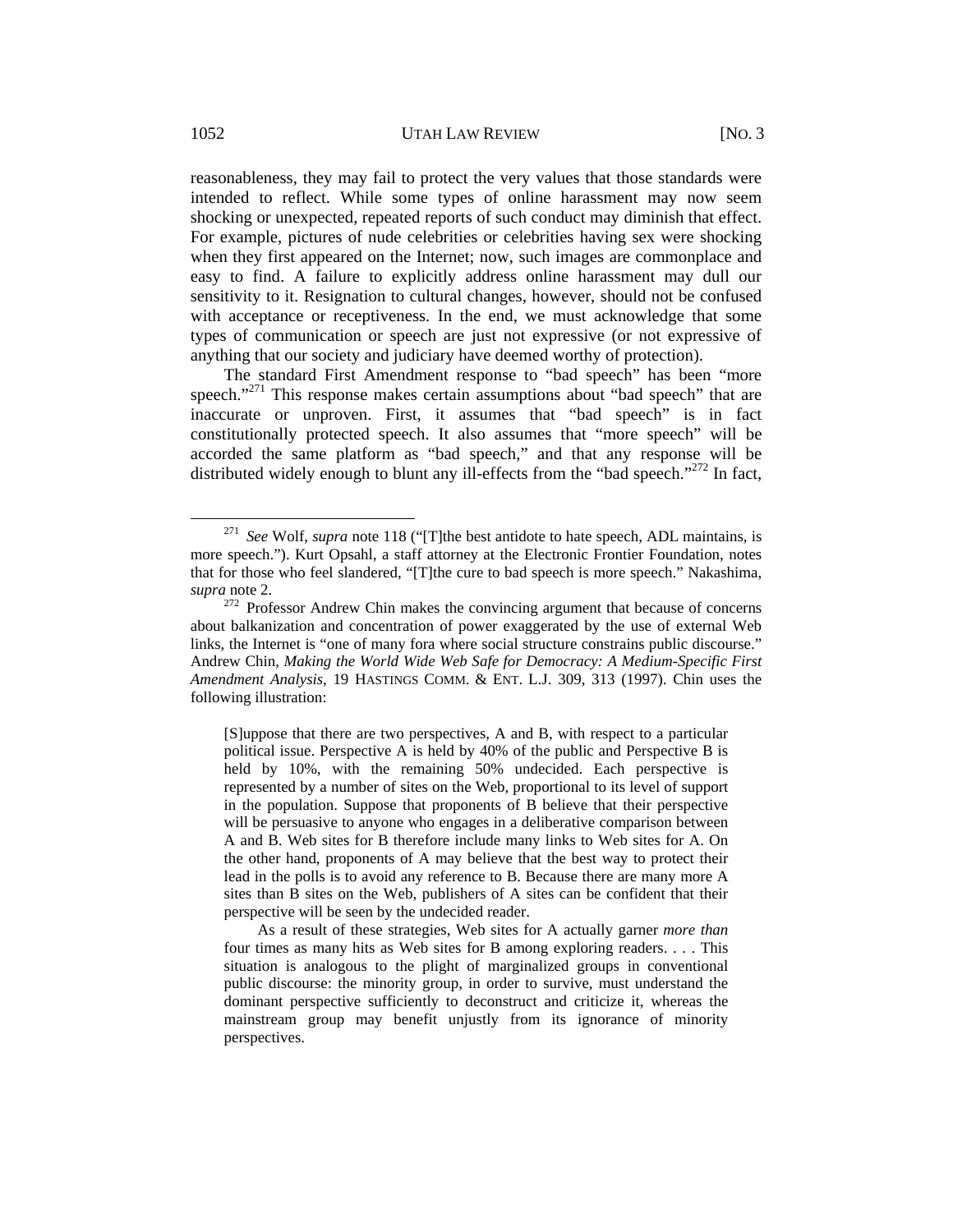reasonableness, they may fail to protect the very values that those standards were intended to reflect. While some types of online harassment may now seem shocking or unexpected, repeated reports of such conduct may diminish that effect. For example, pictures of nude celebrities or celebrities having sex were shocking when they first appeared on the Internet; now, such images are commonplace and easy to find. A failure to explicitly address online harassment may dull our sensitivity to it. Resignation to cultural changes, however, should not be confused with acceptance or receptiveness. In the end, we must acknowledge that some types of communication or speech are just not expressive (or not expressive of anything that our society and judiciary have deemed worthy of protection).

The standard First Amendment response to "bad speech" has been "more speech."[271] This response makes certain assumptions about "bad speech" that are inaccurate or unproven. First, it assumes that "bad speech" is in fact constitutionally protected speech. It also assumes that "more speech" will be accorded the same platform as "bad speech," and that any response will be distributed widely enough to blunt any ill-effects from the "bad speech."[272] In fact,

---

[271] *See* Wolf, *supra* note 118 ("[T]the best antidote to hate speech, ADL maintains, is more speech."). Kurt Opsahl, a staff attorney at the Electronic Frontier Foundation, notes that for those who feel slandered, "[T]the cure to bad speech is more speech." Nakashima, *supra* note 2.

[272] Professor Andrew Chin makes the convincing argument that because of concerns about balkanization and concentration of power exaggerated by the use of external Web links, the Internet is "one of many fora where social structure constrains public discourse." Andrew Chin, *Making the World Wide Web Safe for Democracy: A Medium-Specific First Amendment Analysis*, 19 HASTINGS COMM. & ENT. L.J. 309, 313 (1997). Chin uses the following illustration:

> [S]uppose that there are two perspectives, A and B, with respect to a particular political issue. Perspective A is held by 40% of the public and Perspective B is held by 10%, with the remaining 50% undecided. Each perspective is represented by a number of sites on the Web, proportional to its level of support in the population. Suppose that proponents of B believe that their perspective will be persuasive to anyone who engages in a deliberative comparison between A and B. Web sites for B therefore include many links to Web sites for A. On the other hand, proponents of A may believe that the best way to protect their lead in the polls is to avoid any reference to B. Because there are many more A sites than B sites on the Web, publishers of A sites can be confident that their perspective will be seen by the undecided reader.
>
> As a result of these strategies, Web sites for A actually garner *more than* four times as many hits as Web sites for B among exploring readers. . . . This situation is analogous to the plight of marginalized groups in conventional public discourse: the minority group, in order to survive, must understand the dominant perspective sufficiently to deconstruct and criticize it, whereas the mainstream group may benefit unjustly from its ignorance of minority perspectives.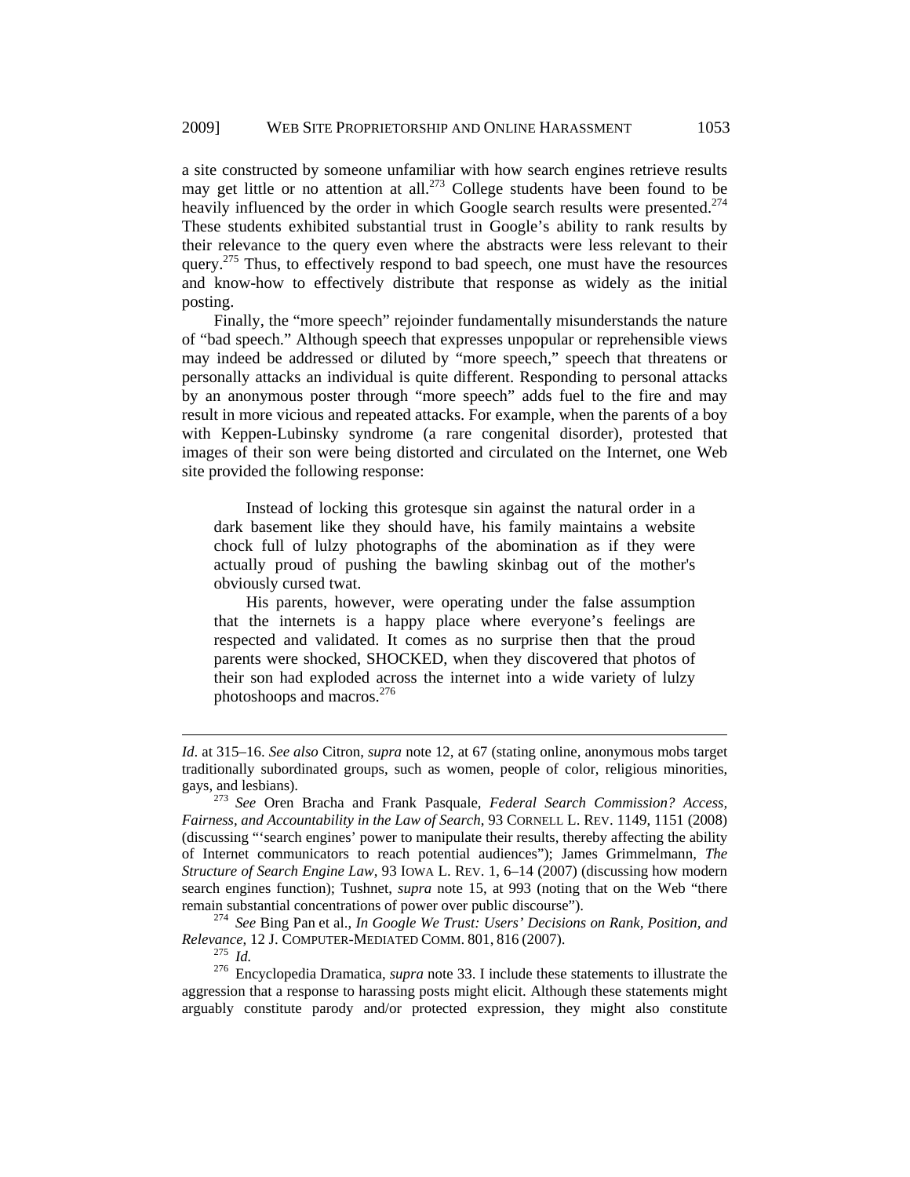a site constructed by someone unfamiliar with how search engines retrieve results may get little or no attention at all.[273] College students have been found to be heavily influenced by the order in which Google search results were presented.[274] These students exhibited substantial trust in Google's ability to rank results by their relevance to the query even where the abstracts were less relevant to their query.[275] Thus, to effectively respond to bad speech, one must have the resources and know-how to effectively distribute that response as widely as the initial posting.

Finally, the "more speech" rejoinder fundamentally misunderstands the nature of "bad speech." Although speech that expresses unpopular or reprehensible views may indeed be addressed or diluted by "more speech," speech that threatens or personally attacks an individual is quite different. Responding to personal attacks by an anonymous poster through "more speech" adds fuel to the fire and may result in more vicious and repeated attacks. For example, when the parents of a boy with Keppen-Lubinsky syndrome (a rare congenital disorder), protested that images of their son were being distorted and circulated on the Internet, one Web site provided the following response:

> Instead of locking this grotesque sin against the natural order in a dark basement like they should have, his family maintains a website chock full of lulzy photographs of the abomination as if they were actually proud of pushing the bawling skinbag out of the mother's obviously cursed twat.
>
> His parents, however, were operating under the false assumption that the internets is a happy place where everyone's feelings are respected and validated. It comes as no surprise then that the proud parents were shocked, SHOCKED, when they discovered that photos of their son had exploded across the internet into a wide variety of lulzy photoshoops and macros.[276]

---

*Id*. at 315–16. *See also* Citron, *supra* note 12, at 67 (stating online, anonymous mobs target traditionally subordinated groups, such as women, people of color, religious minorities, gays, and lesbians).

[273] *See* Oren Bracha and Frank Pasquale, *Federal Search Commission? Access, Fairness, and Accountability in the Law of Search*, 93 CORNELL L. REV. 1149, 1151 (2008) (discussing "'search engines' power to manipulate their results, thereby affecting the ability of Internet communicators to reach potential audiences"); James Grimmelmann, *The Structure of Search Engine Law*, 93 IOWA L. REV. 1, 6–14 (2007) (discussing how modern search engines function); Tushnet, *supra* note 15, at 993 (noting that on the Web "there remain substantial concentrations of power over public discourse").

[274] *See* Bing Pan et al., *In Google We Trust: Users' Decisions on Rank, Position, and Relevance*, 12 J. COMPUTER-MEDIATED COMM. 801, 816 (2007).

[275] *Id.*

[276] Encyclopedia Dramatica, *supra* note 33. I include these statements to illustrate the aggression that a response to harassing posts might elicit. Although these statements might arguably constitute parody and/or protected expression, they might also constitute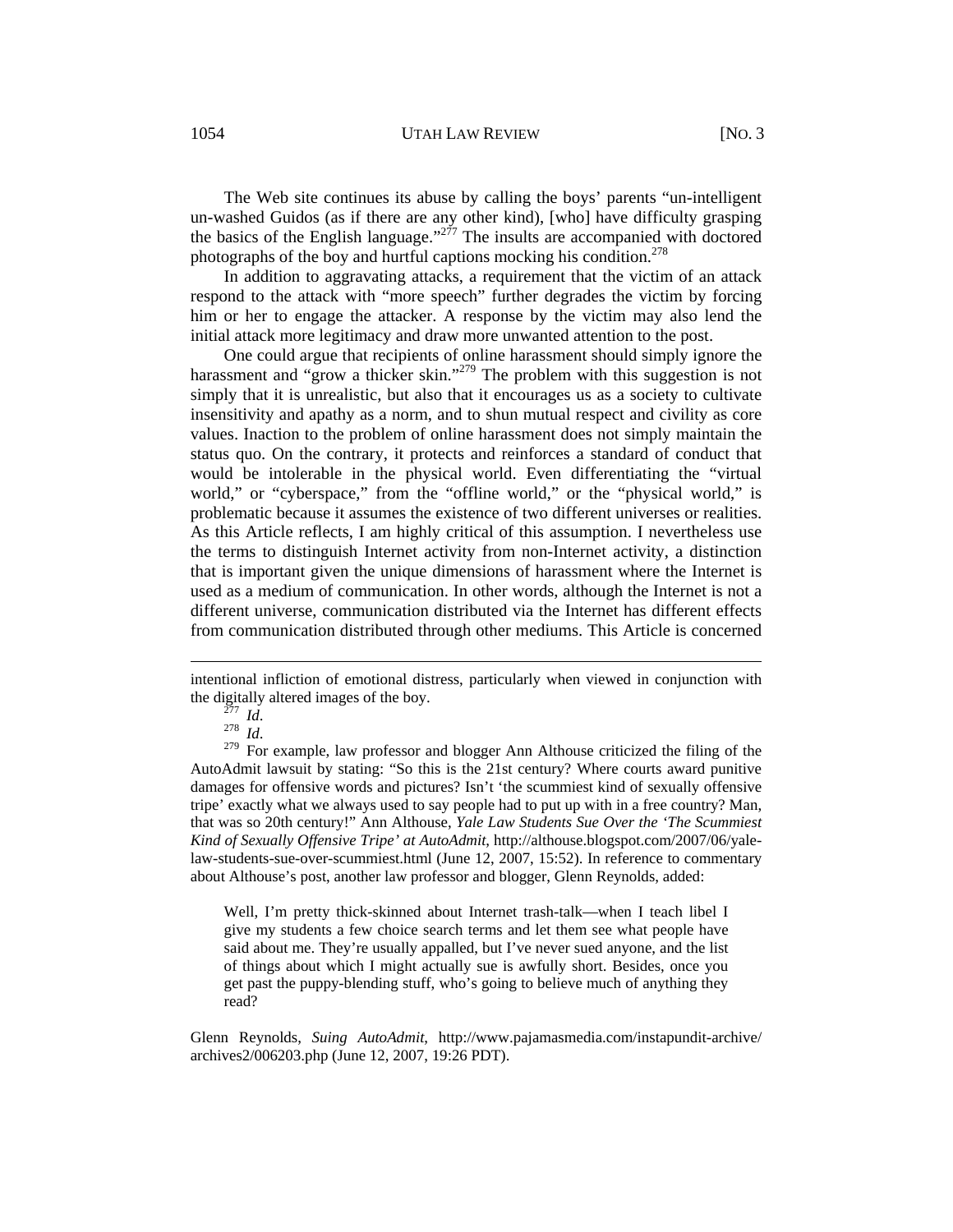The Web site continues its abuse by calling the boys' parents "un-intelligent un-washed Guidos (as if there are any other kind), [who] have difficulty grasping the basics of the English language."[277] The insults are accompanied with doctored photographs of the boy and hurtful captions mocking his condition.[278]

In addition to aggravating attacks, a requirement that the victim of an attack respond to the attack with "more speech" further degrades the victim by forcing him or her to engage the attacker. A response by the victim may also lend the initial attack more legitimacy and draw more unwanted attention to the post.

One could argue that recipients of online harassment should simply ignore the harassment and "grow a thicker skin."[279] The problem with this suggestion is not simply that it is unrealistic, but also that it encourages us as a society to cultivate insensitivity and apathy as a norm, and to shun mutual respect and civility as core values. Inaction to the problem of online harassment does not simply maintain the status quo. On the contrary, it protects and reinforces a standard of conduct that would be intolerable in the physical world. Even differentiating the "virtual world," or "cyberspace," from the "offline world," or the "physical world," is problematic because it assumes the existence of two different universes or realities. As this Article reflects, I am highly critical of this assumption. I nevertheless use the terms to distinguish Internet activity from non-Internet activity, a distinction that is important given the unique dimensions of harassment where the Internet is used as a medium of communication. In other words, although the Internet is not a different universe, communication distributed via the Internet has different effects from communication distributed through other mediums. This Article is concerned

---

intentional infliction of emotional distress, particularly when viewed in conjunction with the digitally altered images of the boy.

[277] *Id*.

[278] *Id*.

[279] For example, law professor and blogger Ann Althouse criticized the filing of the AutoAdmit lawsuit by stating: "So this is the 21st century? Where courts award punitive damages for offensive words and pictures? Isn't 'the scummiest kind of sexually offensive tripe' exactly what we always used to say people had to put up with in a free country? Man, that was so 20th century!" Ann Althouse, *Yale Law Students Sue Over the 'The Scummiest Kind of Sexually Offensive Tripe' at AutoAdmit*, http://althouse.blogspot.com/2007/06/yale-law-students-sue-over-scummiest.html (June 12, 2007, 15:52). In reference to commentary about Althouse's post, another law professor and blogger, Glenn Reynolds, added:

> Well, I'm pretty thick-skinned about Internet trash-talk—when I teach libel I give my students a few choice search terms and let them see what people have said about me. They're usually appalled, but I've never sued anyone, and the list of things about which I might actually sue is awfully short. Besides, once you get past the puppy-blending stuff, who's going to believe much of anything they read?

Glenn Reynolds, *Suing AutoAdmit*, http://www.pajamasmedia.com/instapundit-archive/archives2/006203.php (June 12, 2007, 19:26 PDT).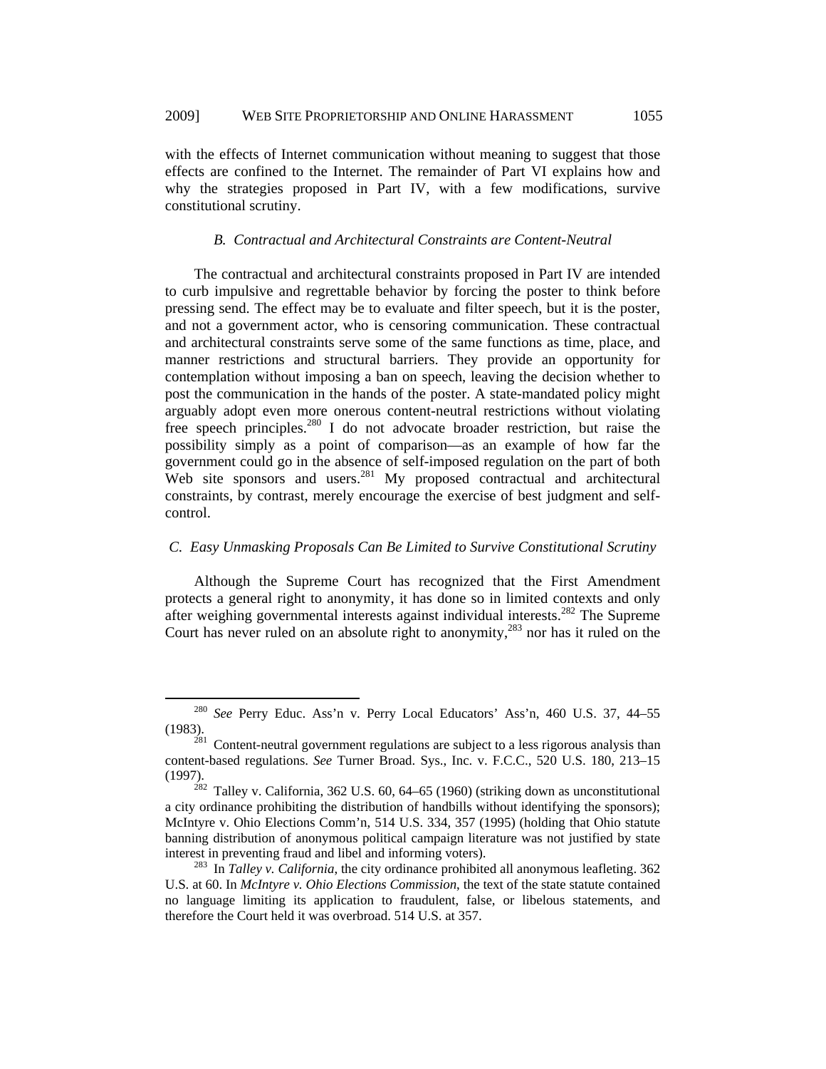with the effects of Internet communication without meaning to suggest that those effects are confined to the Internet. The remainder of Part VI explains how and why the strategies proposed in Part IV, with a few modifications, survive constitutional scrutiny.

### *B. Contractual and Architectural Constraints are Content-Neutral*

The contractual and architectural constraints proposed in Part IV are intended to curb impulsive and regrettable behavior by forcing the poster to think before pressing send. The effect may be to evaluate and filter speech, but it is the poster, and not a government actor, who is censoring communication. These contractual and architectural constraints serve some of the same functions as time, place, and manner restrictions and structural barriers. They provide an opportunity for contemplation without imposing a ban on speech, leaving the decision whether to post the communication in the hands of the poster. A state-mandated policy might arguably adopt even more onerous content-neutral restrictions without violating free speech principles.[280] I do not advocate broader restriction, but raise the possibility simply as a point of comparison—as an example of how far the government could go in the absence of self-imposed regulation on the part of both Web site sponsors and users.[281] My proposed contractual and architectural constraints, by contrast, merely encourage the exercise of best judgment and self-control.

### *C. Easy Unmasking Proposals Can Be Limited to Survive Constitutional Scrutiny*

Although the Supreme Court has recognized that the First Amendment protects a general right to anonymity, it has done so in limited contexts and only after weighing governmental interests against individual interests.[282] The Supreme Court has never ruled on an absolute right to anonymity,[283] nor has it ruled on the

---

[280] *See* Perry Educ. Ass'n v. Perry Local Educators' Ass'n, 460 U.S. 37, 44–55 (1983).

[281] Content-neutral government regulations are subject to a less rigorous analysis than content-based regulations. *See* Turner Broad. Sys., Inc. v. F.C.C., 520 U.S. 180, 213–15 (1997).

[282] Talley v. California, 362 U.S. 60, 64–65 (1960) (striking down as unconstitutional a city ordinance prohibiting the distribution of handbills without identifying the sponsors); McIntyre v. Ohio Elections Comm'n, 514 U.S. 334, 357 (1995) (holding that Ohio statute banning distribution of anonymous political campaign literature was not justified by state interest in preventing fraud and libel and informing voters).

[283] In *Talley v. California*, the city ordinance prohibited all anonymous leafleting. 362 U.S. at 60. In *McIntyre v. Ohio Elections Commission*, the text of the state statute contained no language limiting its application to fraudulent, false, or libelous statements, and therefore the Court held it was overbroad. 514 U.S. at 357.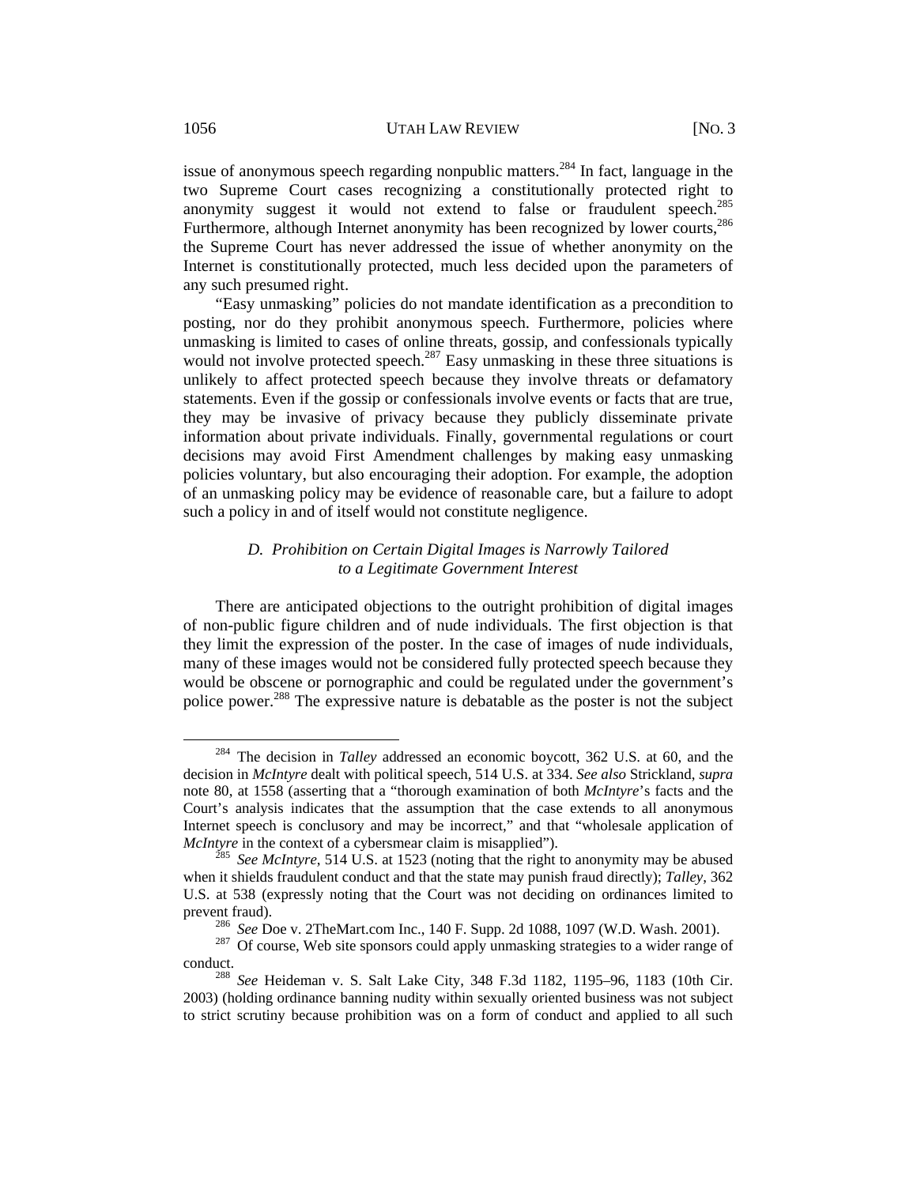issue of anonymous speech regarding nonpublic matters.[284] In fact, language in the two Supreme Court cases recognizing a constitutionally protected right to anonymity suggest it would not extend to false or fraudulent speech.[285] Furthermore, although Internet anonymity has been recognized by lower courts,[286] the Supreme Court has never addressed the issue of whether anonymity on the Internet is constitutionally protected, much less decided upon the parameters of any such presumed right.

"Easy unmasking" policies do not mandate identification as a precondition to posting, nor do they prohibit anonymous speech. Furthermore, policies where unmasking is limited to cases of online threats, gossip, and confessionals typically would not involve protected speech.[287] Easy unmasking in these three situations is unlikely to affect protected speech because they involve threats or defamatory statements. Even if the gossip or confessionals involve events or facts that are true, they may be invasive of privacy because they publicly disseminate private information about private individuals. Finally, governmental regulations or court decisions may avoid First Amendment challenges by making easy unmasking policies voluntary, but also encouraging their adoption. For example, the adoption of an unmasking policy may be evidence of reasonable care, but a failure to adopt such a policy in and of itself would not constitute negligence.

### *D. Prohibition on Certain Digital Images is Narrowly Tailored to a Legitimate Government Interest*

There are anticipated objections to the outright prohibition of digital images of non-public figure children and of nude individuals. The first objection is that they limit the expression of the poster. In the case of images of nude individuals, many of these images would not be considered fully protected speech because they would be obscene or pornographic and could be regulated under the government's police power.[288] The expressive nature is debatable as the poster is not the subject

---

[284] The decision in *Talley* addressed an economic boycott, 362 U.S. at 60, and the decision in *McIntyre* dealt with political speech, 514 U.S. at 334. *See also* Strickland, *supra* note 80, at 1558 (asserting that a "thorough examination of both *McIntyre*'s facts and the Court's analysis indicates that the assumption that the case extends to all anonymous Internet speech is conclusory and may be incorrect," and that "wholesale application of *McIntyre* in the context of a cybersmear claim is misapplied").

[285] *See McIntyre*, 514 U.S. at 1523 (noting that the right to anonymity may be abused when it shields fraudulent conduct and that the state may punish fraud directly); *Talley*, 362 U.S. at 538 (expressly noting that the Court was not deciding on ordinances limited to prevent fraud).

[286] *See* Doe v. 2TheMart.com Inc., 140 F. Supp. 2d 1088, 1097 (W.D. Wash. 2001).

[287] Of course, Web site sponsors could apply unmasking strategies to a wider range of conduct.

[288] *See* Heideman v. S. Salt Lake City, 348 F.3d 1182, 1195–96, 1183 (10th Cir. 2003) (holding ordinance banning nudity within sexually oriented business was not subject to strict scrutiny because prohibition was on a form of conduct and applied to all such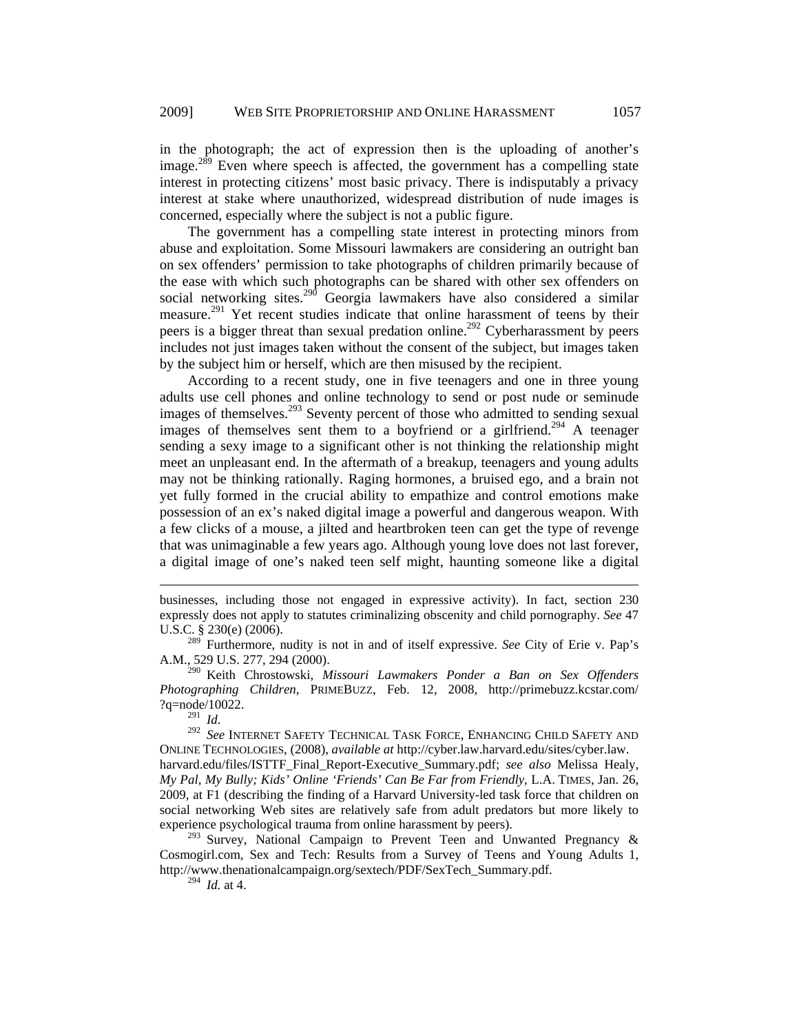in the photograph; the act of expression then is the uploading of another's image.[289] Even where speech is affected, the government has a compelling state interest in protecting citizens' most basic privacy. There is indisputably a privacy interest at stake where unauthorized, widespread distribution of nude images is concerned, especially where the subject is not a public figure.

The government has a compelling state interest in protecting minors from abuse and exploitation. Some Missouri lawmakers are considering an outright ban on sex offenders' permission to take photographs of children primarily because of the ease with which such photographs can be shared with other sex offenders on social networking sites.[290] Georgia lawmakers have also considered a similar measure.[291] Yet recent studies indicate that online harassment of teens by their peers is a bigger threat than sexual predation online.[292] Cyberharassment by peers includes not just images taken without the consent of the subject, but images taken by the subject him or herself, which are then misused by the recipient.

According to a recent study, one in five teenagers and one in three young adults use cell phones and online technology to send or post nude or seminude images of themselves.[293] Seventy percent of those who admitted to sending sexual images of themselves sent them to a boyfriend or a girlfriend.[294] A teenager sending a sexy image to a significant other is not thinking the relationship might meet an unpleasant end. In the aftermath of a breakup, teenagers and young adults may not be thinking rationally. Raging hormones, a bruised ego, and a brain not yet fully formed in the crucial ability to empathize and control emotions make possession of an ex's naked digital image a powerful and dangerous weapon. With a few clicks of a mouse, a jilted and heartbroken teen can get the type of revenge that was unimaginable a few years ago. Although young love does not last forever, a digital image of one's naked teen self might, haunting someone like a digital

---

businesses, including those not engaged in expressive activity). In fact, section 230 expressly does not apply to statutes criminalizing obscenity and child pornography. *See* 47 U.S.C. § 230(e) (2006).

[289] Furthermore, nudity is not in and of itself expressive. *See* City of Erie v. Pap's A.M., 529 U.S. 277, 294 (2000).

[290] Keith Chrostowski, *Missouri Lawmakers Ponder a Ban on Sex Offenders Photographing Children*, PRIMEBUZZ, Feb. 12, 2008, http://primebuzz.kcstar.com/?q=node/10022.

[291] *Id*.

[292] *See* INTERNET SAFETY TECHNICAL TASK FORCE, ENHANCING CHILD SAFETY AND ONLINE TECHNOLOGIES, (2008), *available at* http://cyber.law.harvard.edu/sites/cyber.law.harvard.edu/files/ISTTF_Final_Report-Executive_Summary.pdf; *see also* Melissa Healy, *My Pal, My Bully; Kids' Online 'Friends' Can Be Far from Friendly*, L.A. TIMES, Jan. 26, 2009, at F1 (describing the finding of a Harvard University-led task force that children on social networking Web sites are relatively safe from adult predators but more likely to experience psychological trauma from online harassment by peers).

[293] Survey, National Campaign to Prevent Teen and Unwanted Pregnancy & Cosmogirl.com, Sex and Tech: Results from a Survey of Teens and Young Adults 1, http://www.thenationalcampaign.org/sextech/PDF/SexTech_Summary.pdf.

[294] *Id.* at 4.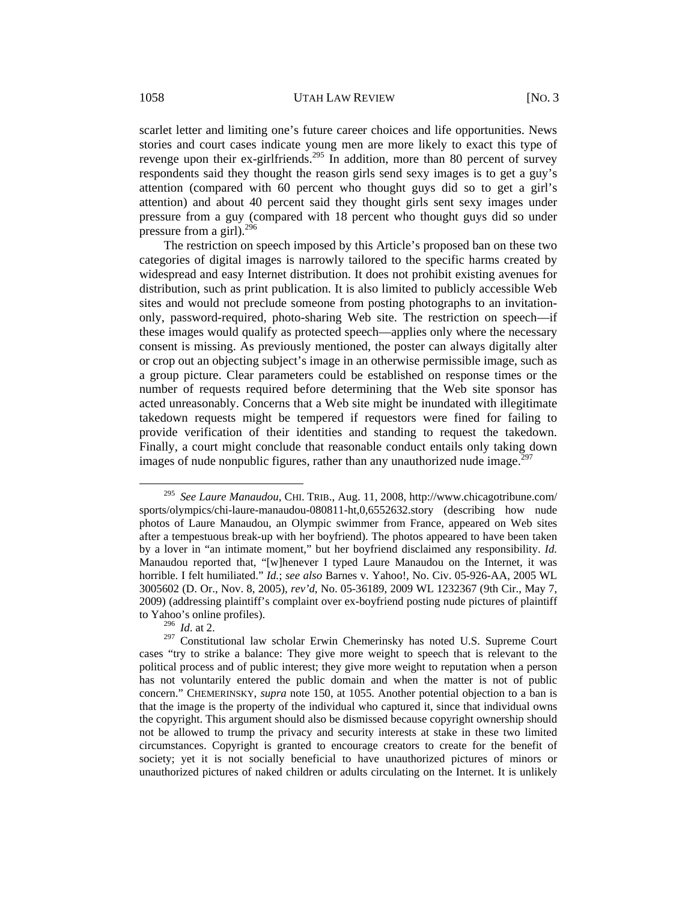scarlet letter and limiting one's future career choices and life opportunities. News stories and court cases indicate young men are more likely to exact this type of revenge upon their ex-girlfriends.[295] In addition, more than 80 percent of survey respondents said they thought the reason girls send sexy images is to get a guy's attention (compared with 60 percent who thought guys did so to get a girl's attention) and about 40 percent said they thought girls sent sexy images under pressure from a guy (compared with 18 percent who thought guys did so under pressure from a girl).[296]

The restriction on speech imposed by this Article's proposed ban on these two categories of digital images is narrowly tailored to the specific harms created by widespread and easy Internet distribution. It does not prohibit existing avenues for distribution, such as print publication. It is also limited to publicly accessible Web sites and would not preclude someone from posting photographs to an invitation-only, password-required, photo-sharing Web site. The restriction on speech—if these images would qualify as protected speech—applies only where the necessary consent is missing. As previously mentioned, the poster can always digitally alter or crop out an objecting subject's image in an otherwise permissible image, such as a group picture. Clear parameters could be established on response times or the number of requests required before determining that the Web site sponsor has acted unreasonably. Concerns that a Web site might be inundated with illegitimate takedown requests might be tempered if requestors were fined for failing to provide verification of their identities and standing to request the takedown. Finally, a court might conclude that reasonable conduct entails only taking down images of nude nonpublic figures, rather than any unauthorized nude image.[297]

---

[295] *See Laure Manaudou*, CHI. TRIB., Aug. 11, 2008, http://www.chicagotribune.com/sports/olympics/chi-laure-manaudou-080811-ht,0,6552632.story (describing how nude photos of Laure Manaudou, an Olympic swimmer from France, appeared on Web sites after a tempestuous break-up with her boyfriend). The photos appeared to have been taken by a lover in "an intimate moment," but her boyfriend disclaimed any responsibility. *Id.* Manaudou reported that, "[w]henever I typed Laure Manaudou on the Internet, it was horrible. I felt humiliated." *Id.*; *see also* Barnes v. Yahoo!, No. Civ. 05-926-AA, 2005 WL 3005602 (D. Or., Nov. 8, 2005), *rev'd*, No. 05-36189, 2009 WL 1232367 (9th Cir., May 7, 2009) (addressing plaintiff's complaint over ex-boyfriend posting nude pictures of plaintiff to Yahoo's online profiles).

[296] *Id*. at 2.

[297] Constitutional law scholar Erwin Chemerinsky has noted U.S. Supreme Court cases "try to strike a balance: They give more weight to speech that is relevant to the political process and of public interest; they give more weight to reputation when a person has not voluntarily entered the public domain and when the matter is not of public concern." CHEMERINSKY, *supra* note 150, at 1055. Another potential objection to a ban is that the image is the property of the individual who captured it, since that individual owns the copyright. This argument should also be dismissed because copyright ownership should not be allowed to trump the privacy and security interests at stake in these two limited circumstances. Copyright is granted to encourage creators to create for the benefit of society; yet it is not socially beneficial to have unauthorized pictures of minors or unauthorized pictures of naked children or adults circulating on the Internet. It is unlikely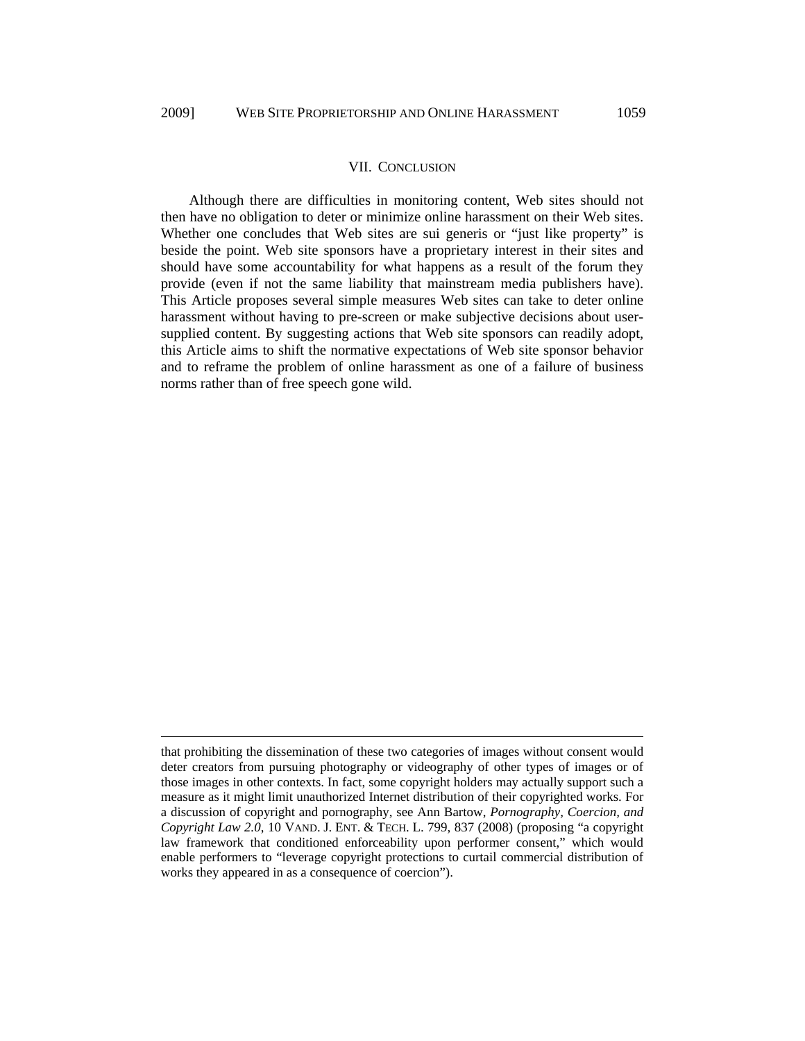## VII. Conclusion

Although there are difficulties in monitoring content, Web sites should not then have no obligation to deter or minimize online harassment on their Web sites. Whether one concludes that Web sites are sui generis or "just like property" is beside the point. Web site sponsors have a proprietary interest in their sites and should have some accountability for what happens as a result of the forum they provide (even if not the same liability that mainstream media publishers have). This Article proposes several simple measures Web sites can take to deter online harassment without having to pre-screen or make subjective decisions about user-supplied content. By suggesting actions that Web site sponsors can readily adopt, this Article aims to shift the normative expectations of Web site sponsor behavior and to reframe the problem of online harassment as one of a failure of business norms rather than of free speech gone wild.

---

that prohibiting the dissemination of these two categories of images without consent would deter creators from pursuing photography or videography of other types of images or of those images in other contexts. In fact, some copyright holders may actually support such a measure as it might limit unauthorized Internet distribution of their copyrighted works. For a discussion of copyright and pornography, see Ann Bartow, *Pornography, Coercion, and Copyright Law 2.0*, 10 VAND. J. ENT. & TECH. L. 799, 837 (2008) (proposing "a copyright law framework that conditioned enforceability upon performer consent," which would enable performers to "leverage copyright protections to curtail commercial distribution of works they appeared in as a consequence of coercion").